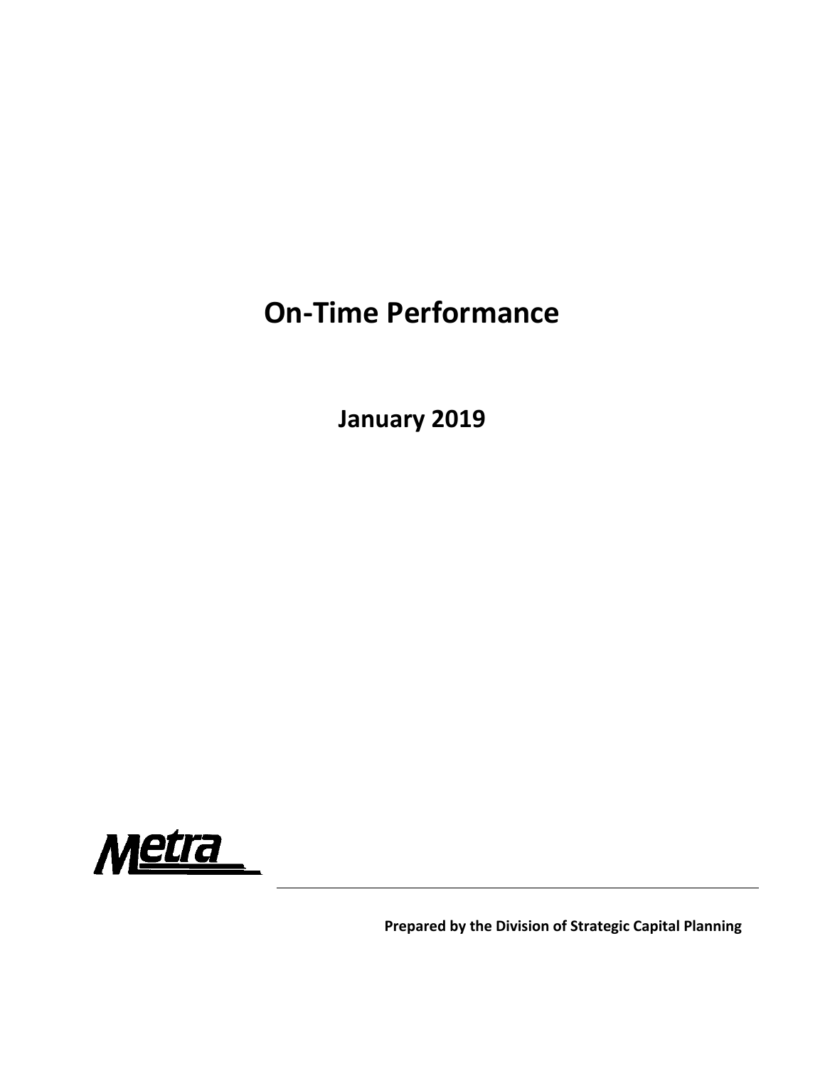# On-Time Performance

## January 2019

Metra

**Prepared by the Division of Strategic Capital Planning**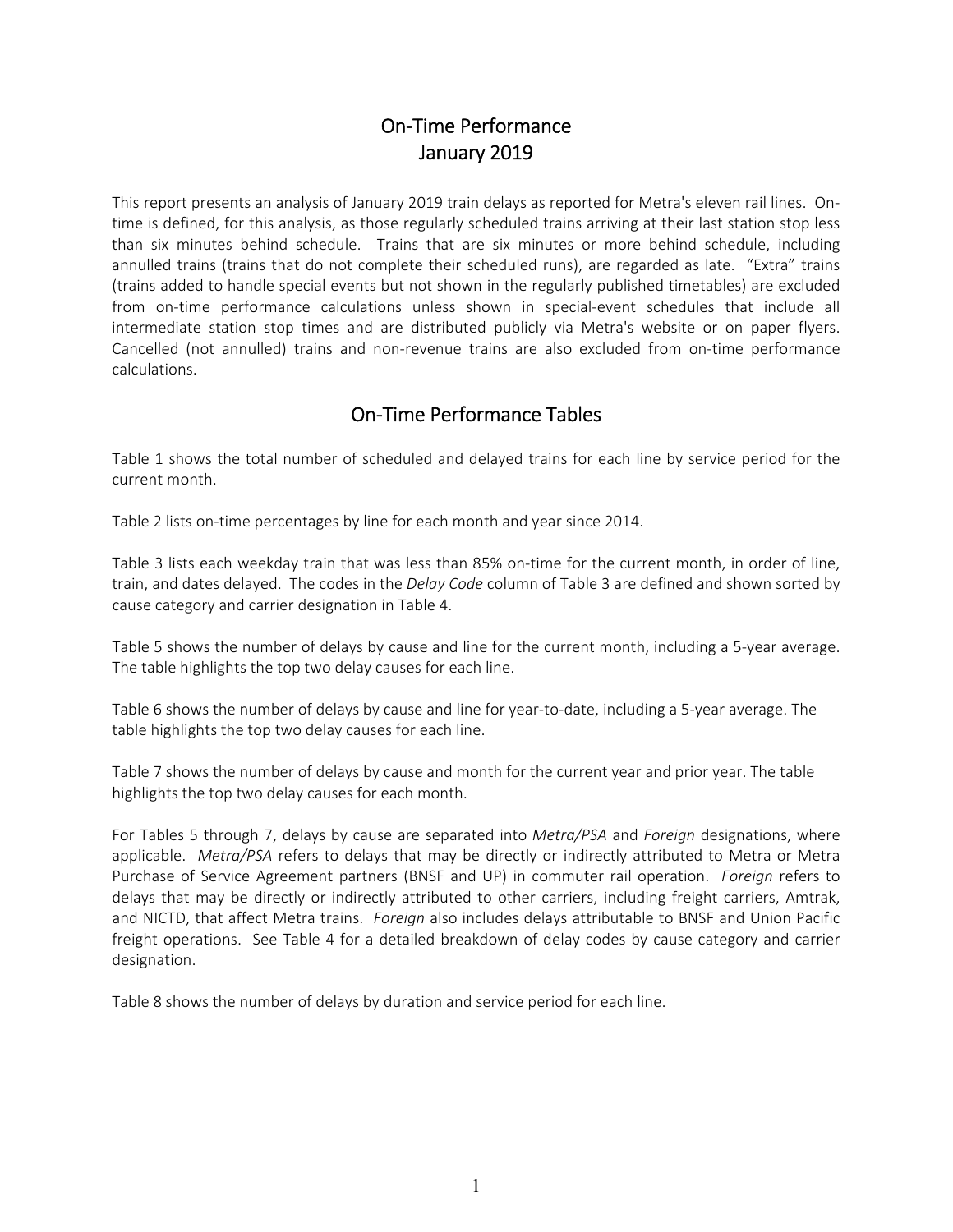# On-Time Performance
# January 2019

This report presents an analysis of January 2019 train delays as reported for Metra's eleven rail lines. On-time is defined, for this analysis, as those regularly scheduled trains arriving at their last station stop less than six minutes behind schedule. Trains that are six minutes or more behind schedule, including annulled trains (trains that do not complete their scheduled runs), are regarded as late. "Extra" trains (trains added to handle special events but not shown in the regularly published timetables) are excluded from on-time performance calculations unless shown in special-event schedules that include all intermediate station stop times and are distributed publicly via Metra's website or on paper flyers. Cancelled (not annulled) trains and non-revenue trains are also excluded from on-time performance calculations.

## On-Time Performance Tables

Table 1 shows the total number of scheduled and delayed trains for each line by service period for the current month.

Table 2 lists on-time percentages by line for each month and year since 2014.

Table 3 lists each weekday train that was less than 85% on-time for the current month, in order of line, train, and dates delayed. The codes in the *Delay Code* column of Table 3 are defined and shown sorted by cause category and carrier designation in Table 4.

Table 5 shows the number of delays by cause and line for the current month, including a 5-year average. The table highlights the top two delay causes for each line.

Table 6 shows the number of delays by cause and line for year-to-date, including a 5-year average. The table highlights the top two delay causes for each line.

Table 7 shows the number of delays by cause and month for the current year and prior year. The table highlights the top two delay causes for each month.

For Tables 5 through 7, delays by cause are separated into *Metra/PSA* and *Foreign* designations, where applicable. *Metra/PSA* refers to delays that may be directly or indirectly attributed to Metra or Metra Purchase of Service Agreement partners (BNSF and UP) in commuter rail operation. *Foreign* refers to delays that may be directly or indirectly attributed to other carriers, including freight carriers, Amtrak, and NICTD, that affect Metra trains. *Foreign* also includes delays attributable to BNSF and Union Pacific freight operations. See Table 4 for a detailed breakdown of delay codes by cause category and carrier designation.

Table 8 shows the number of delays by duration and service period for each line.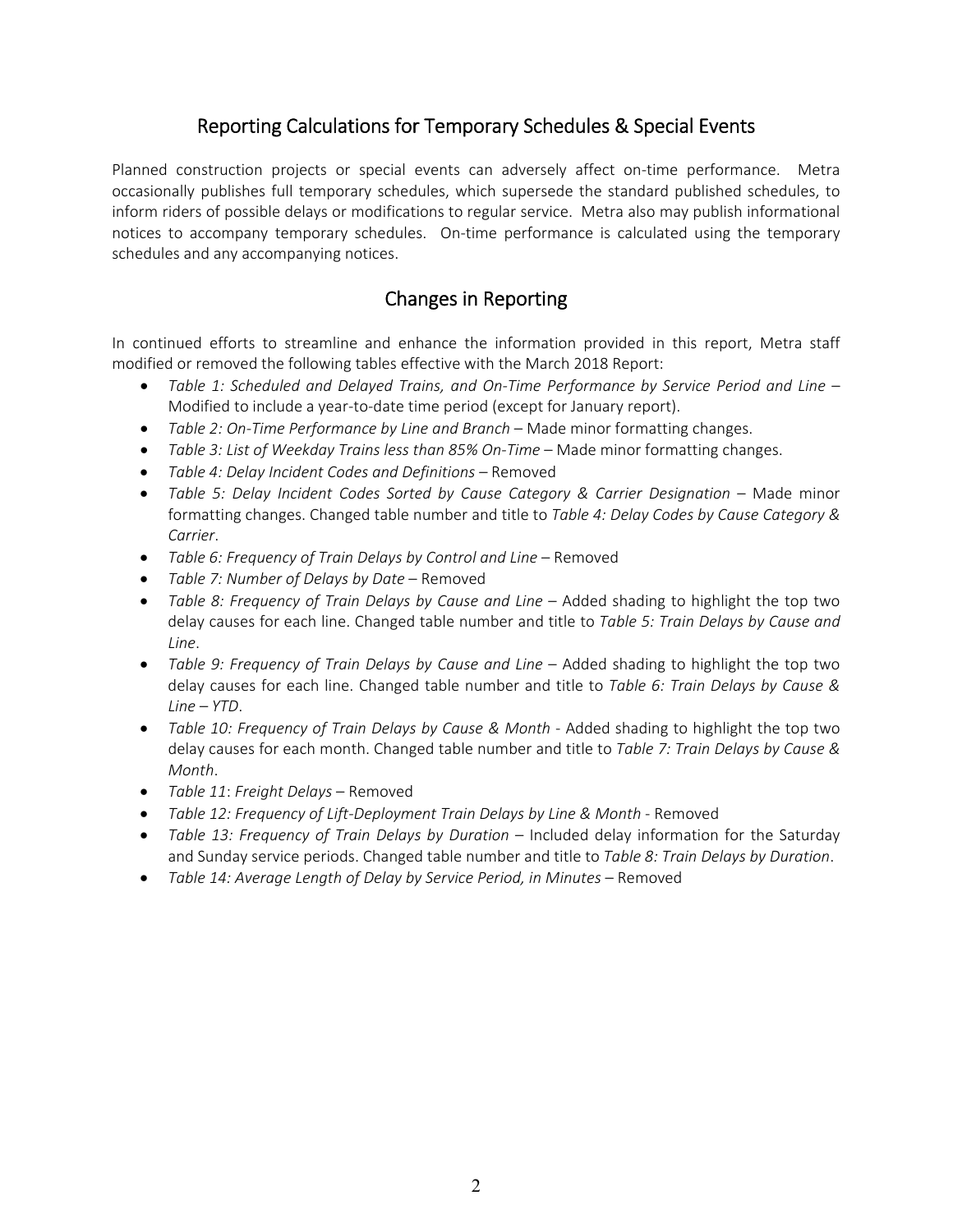## Reporting Calculations for Temporary Schedules & Special Events

Planned construction projects or special events can adversely affect on-time performance. Metra occasionally publishes full temporary schedules, which supersede the standard published schedules, to inform riders of possible delays or modifications to regular service. Metra also may publish informational notices to accompany temporary schedules. On-time performance is calculated using the temporary schedules and any accompanying notices.

## Changes in Reporting

In continued efforts to streamline and enhance the information provided in this report, Metra staff modified or removed the following tables effective with the March 2018 Report:

- *Table 1: Scheduled and Delayed Trains, and On-Time Performance by Service Period and Line* – Modified to include a year-to-date time period (except for January report).
- *Table 2: On-Time Performance by Line and Branch* – Made minor formatting changes.
- *Table 3: List of Weekday Trains less than 85% On-Time* – Made minor formatting changes.
- *Table 4: Delay Incident Codes and Definitions* – Removed
- *Table 5: Delay Incident Codes Sorted by Cause Category & Carrier Designation* – Made minor formatting changes. Changed table number and title to *Table 4: Delay Codes by Cause Category & Carrier*.
- *Table 6: Frequency of Train Delays by Control and Line* – Removed
- *Table 7: Number of Delays by Date* – Removed
- *Table 8: Frequency of Train Delays by Cause and Line* – Added shading to highlight the top two delay causes for each line. Changed table number and title to *Table 5: Train Delays by Cause and Line*.
- *Table 9: Frequency of Train Delays by Cause and Line* – Added shading to highlight the top two delay causes for each line. Changed table number and title to *Table 6: Train Delays by Cause & Line – YTD*.
- *Table 10: Frequency of Train Delays by Cause & Month* - Added shading to highlight the top two delay causes for each month. Changed table number and title to *Table 7: Train Delays by Cause & Month*.
- *Table 11*: *Freight Delays* – Removed
- *Table 12: Frequency of Lift-Deployment Train Delays by Line & Month* - Removed
- *Table 13: Frequency of Train Delays by Duration* – Included delay information for the Saturday and Sunday service periods. Changed table number and title to *Table 8: Train Delays by Duration*.
- *Table 14: Average Length of Delay by Service Period, in Minutes* – Removed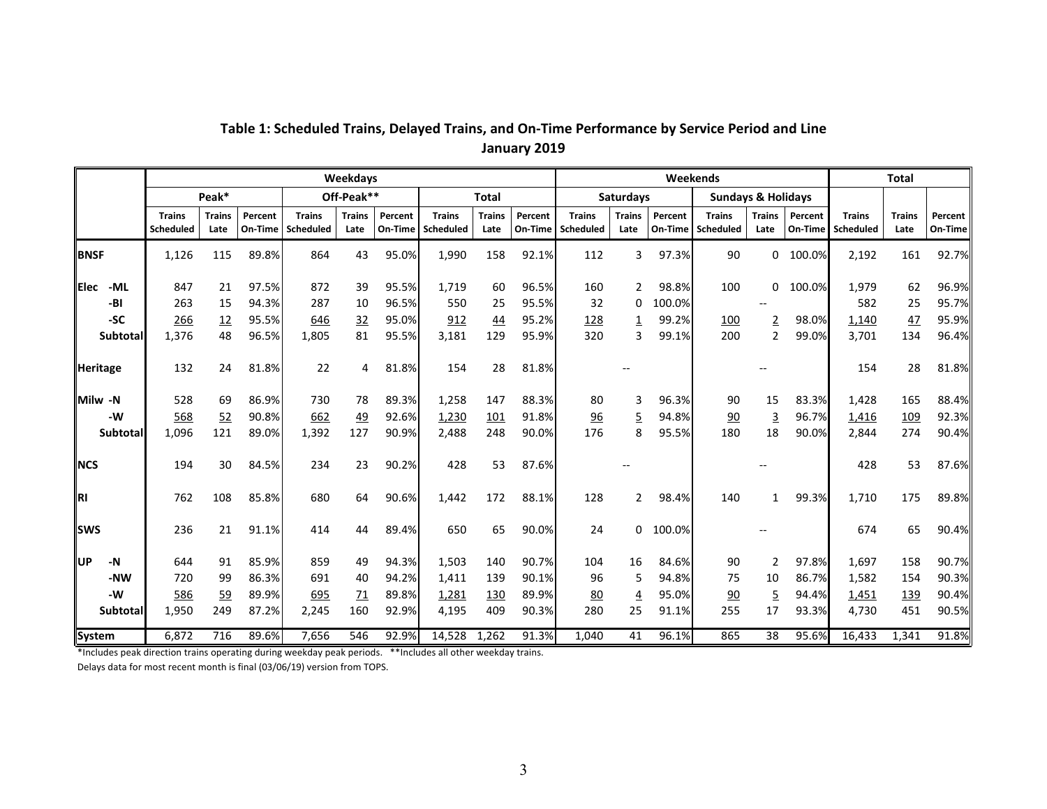## Table 1: Scheduled Trains, Delayed Trains, and On-Time Performance by Service Period and Line
### January 2019

| | Weekdays | | | | | | | | | Weekends | | | | | | Total | | |
|---|---|---|---|---|---|---|---|---|---|---|---|---|---|---|---|---|---|---|
| | Peak* | | | Off-Peak** | | | Total | | | Saturdays | | | Sundays & Holidays | | | | | |
| | Trains Scheduled | Trains Late | Percent On-Time | Trains Scheduled | Trains Late | Percent On-Time | Trains Scheduled | Trains Late | Percent On-Time | Trains Scheduled | Trains Late | Percent On-Time | Trains Scheduled | Trains Late | Percent On-Time | Trains Scheduled | Trains Late | Percent On-Time |
| **BNSF** | 1,126 | 115 | 89.8% | 864 | 43 | 95.0% | 1,990 | 158 | 92.1% | 112 | 3 | 97.3% | 90 | 0 | 100.0% | 2,192 | 161 | 92.7% |
| **Elec** -ML | 847 | 21 | 97.5% | 872 | 39 | 95.5% | 1,719 | 60 | 96.5% | 160 | 2 | 98.8% | 100 | 0 | 100.0% | 1,979 | 62 | 96.9% |
| -BI | 263 | 15 | 94.3% | 287 | 10 | 96.5% | 550 | 25 | 95.5% | 32 | 0 | 100.0% | | -- | | 582 | 25 | 95.7% |
| -SC | 266 | 12 | 95.5% | 646 | 32 | 95.0% | 912 | 44 | 95.2% | 128 | 1 | 99.2% | 100 | 2 | 98.0% | 1,140 | 47 | 95.9% |
| Subtotal | 1,376 | 48 | 96.5% | 1,805 | 81 | 95.5% | 3,181 | 129 | 95.9% | 320 | 3 | 99.1% | 200 | 2 | 99.0% | 3,701 | 134 | 96.4% |
| **Heritage** | 132 | 24 | 81.8% | 22 | 4 | 81.8% | 154 | 28 | 81.8% | | -- | | | -- | | 154 | 28 | 81.8% |
| **Milw** -N | 528 | 69 | 86.9% | 730 | 78 | 89.3% | 1,258 | 147 | 88.3% | 80 | 3 | 96.3% | 90 | 15 | 83.3% | 1,428 | 165 | 88.4% |
| -W | 568 | 52 | 90.8% | 662 | 49 | 92.6% | 1,230 | 101 | 91.8% | 96 | 5 | 94.8% | 90 | 3 | 96.7% | 1,416 | 109 | 92.3% |
| Subtotal | 1,096 | 121 | 89.0% | 1,392 | 127 | 90.9% | 2,488 | 248 | 90.0% | 176 | 8 | 95.5% | 180 | 18 | 90.0% | 2,844 | 274 | 90.4% |
| **NCS** | 194 | 30 | 84.5% | 234 | 23 | 90.2% | 428 | 53 | 87.6% | | -- | | | -- | | 428 | 53 | 87.6% |
| **RI** | 762 | 108 | 85.8% | 680 | 64 | 90.6% | 1,442 | 172 | 88.1% | 128 | 2 | 98.4% | 140 | 1 | 99.3% | 1,710 | 175 | 89.8% |
| **SWS** | 236 | 21 | 91.1% | 414 | 44 | 89.4% | 650 | 65 | 90.0% | 24 | 0 | 100.0% | | -- | | 674 | 65 | 90.4% |
| **UP** -N | 644 | 91 | 85.9% | 859 | 49 | 94.3% | 1,503 | 140 | 90.7% | 104 | 16 | 84.6% | 90 | 2 | 97.8% | 1,697 | 158 | 90.7% |
| -NW | 720 | 99 | 86.3% | 691 | 40 | 94.2% | 1,411 | 139 | 90.1% | 96 | 5 | 94.8% | 75 | 10 | 86.7% | 1,582 | 154 | 90.3% |
| -W | 586 | 59 | 89.9% | 695 | 71 | 89.8% | 1,281 | 130 | 89.9% | 80 | 4 | 95.0% | 90 | 5 | 94.4% | 1,451 | 139 | 90.4% |
| Subtotal | 1,950 | 249 | 87.2% | 2,245 | 160 | 92.9% | 4,195 | 409 | 90.3% | 280 | 25 | 91.1% | 255 | 17 | 93.3% | 4,730 | 451 | 90.5% |
| **System** | 6,872 | 716 | 89.6% | 7,656 | 546 | 92.9% | 14,528 | 1,262 | 91.3% | 1,040 | 41 | 96.1% | 865 | 38 | 95.6% | 16,433 | 1,341 | 91.8% |

*Includes peak direction trains operating during weekday peak periods. **Includes all other weekday trains.

Delays data for most recent month is final (03/06/19) version from TOPS.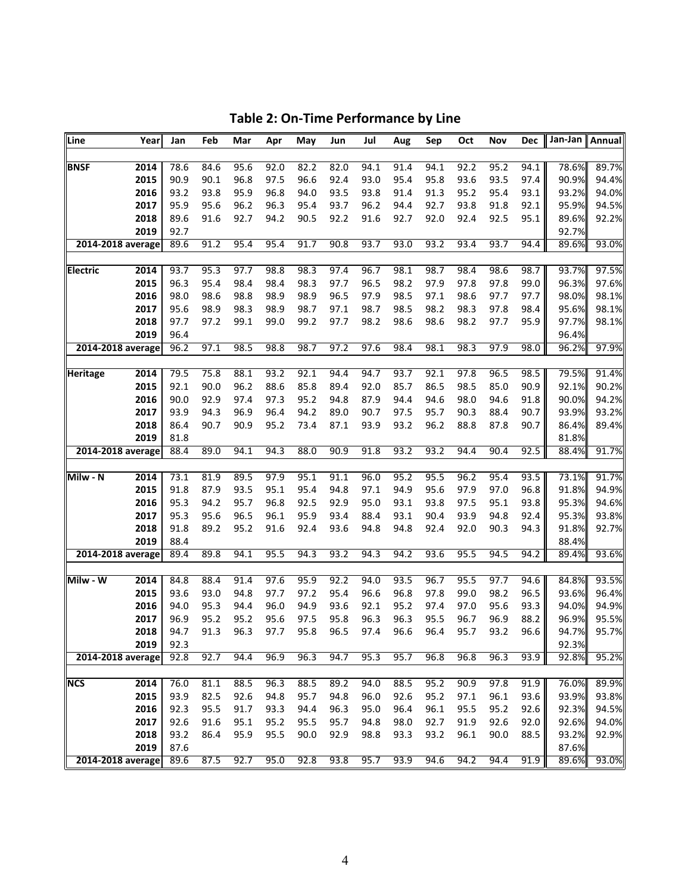**Table 2: On-Time Performance by Line**

| Line | Year | Jan | Feb | Mar | Apr | May | Jun | Jul | Aug | Sep | Oct | Nov | Dec | Jan-Jan | Annual |
|---|---|---|---|---|---|---|---|---|---|---|---|---|---|---|---|
| **BNSF** | **2014** | 78.6 | 84.6 | 95.6 | 92.0 | 82.2 | 82.0 | 94.1 | 91.4 | 94.1 | 92.2 | 95.2 | 94.1 | 78.6% | 89.7% |
| | **2015** | 90.9 | 90.1 | 96.8 | 97.5 | 96.6 | 92.4 | 93.0 | 95.4 | 95.8 | 93.6 | 93.5 | 97.4 | 90.9% | 94.4% |
| | **2016** | 93.2 | 93.8 | 95.9 | 96.8 | 94.0 | 93.5 | 93.8 | 91.4 | 91.3 | 95.2 | 95.4 | 93.1 | 93.2% | 94.0% |
| | **2017** | 95.9 | 95.6 | 96.2 | 96.3 | 95.4 | 93.7 | 96.2 | 94.4 | 92.7 | 93.8 | 91.8 | 92.1 | 95.9% | 94.5% |
| | **2018** | 89.6 | 91.6 | 92.7 | 94.2 | 90.5 | 92.2 | 91.6 | 92.7 | 92.0 | 92.4 | 92.5 | 95.1 | 89.6% | 92.2% |
| | **2019** | 92.7 | | | | | | | | | | | | 92.7% | |
| **2014-2018 average** | | 89.6 | 91.2 | 95.4 | 95.4 | 91.7 | 90.8 | 93.7 | 93.0 | 93.2 | 93.4 | 93.7 | 94.4 | 89.6% | 93.0% |
| **Electric** | **2014** | 93.7 | 95.3 | 97.7 | 98.8 | 98.3 | 97.4 | 96.7 | 98.1 | 98.7 | 98.4 | 98.6 | 98.7 | 93.7% | 97.5% |
| | **2015** | 96.3 | 95.4 | 98.4 | 98.4 | 98.3 | 97.7 | 96.5 | 98.2 | 97.9 | 97.8 | 97.8 | 99.0 | 96.3% | 97.6% |
| | **2016** | 98.0 | 98.6 | 98.8 | 98.9 | 98.9 | 96.5 | 97.9 | 98.5 | 97.1 | 98.6 | 97.7 | 97.7 | 98.0% | 98.1% |
| | **2017** | 95.6 | 98.9 | 98.3 | 98.9 | 98.7 | 97.1 | 98.7 | 98.5 | 98.2 | 98.3 | 97.8 | 98.4 | 95.6% | 98.1% |
| | **2018** | 97.7 | 97.2 | 99.1 | 99.0 | 99.2 | 97.7 | 98.2 | 98.6 | 98.6 | 98.2 | 97.7 | 95.9 | 97.7% | 98.1% |
| | **2019** | 96.4 | | | | | | | | | | | | 96.4% | |
| **2014-2018 average** | | 96.2 | 97.1 | 98.5 | 98.8 | 98.7 | 97.2 | 97.6 | 98.4 | 98.1 | 98.3 | 97.9 | 98.0 | 96.2% | 97.9% |
| **Heritage** | **2014** | 79.5 | 75.8 | 88.1 | 93.2 | 92.1 | 94.4 | 94.7 | 93.7 | 92.1 | 97.8 | 96.5 | 98.5 | 79.5% | 91.4% |
| | **2015** | 92.1 | 90.0 | 96.2 | 88.6 | 85.8 | 89.4 | 92.0 | 85.7 | 86.5 | 98.5 | 85.0 | 90.9 | 92.1% | 90.2% |
| | **2016** | 90.0 | 92.9 | 97.4 | 97.3 | 95.2 | 94.8 | 87.9 | 94.4 | 94.6 | 98.0 | 94.6 | 91.8 | 90.0% | 94.2% |
| | **2017** | 93.9 | 94.3 | 96.9 | 96.4 | 94.2 | 89.0 | 90.7 | 97.5 | 95.7 | 90.3 | 88.4 | 90.7 | 93.9% | 93.2% |
| | **2018** | 86.4 | 90.7 | 90.9 | 95.2 | 73.4 | 87.1 | 93.9 | 93.2 | 96.2 | 88.8 | 87.8 | 90.7 | 86.4% | 89.4% |
| | **2019** | 81.8 | | | | | | | | | | | | 81.8% | |
| **2014-2018 average** | | 88.4 | 89.0 | 94.1 | 94.3 | 88.0 | 90.9 | 91.8 | 93.2 | 93.2 | 94.4 | 90.4 | 92.5 | 88.4% | 91.7% |
| **Milw - N** | **2014** | 73.1 | 81.9 | 89.5 | 97.9 | 95.1 | 91.1 | 96.0 | 95.2 | 95.5 | 96.2 | 95.4 | 93.5 | 73.1% | 91.7% |
| | **2015** | 91.8 | 87.9 | 93.5 | 95.1 | 95.4 | 94.8 | 97.1 | 94.9 | 95.6 | 97.9 | 97.0 | 96.8 | 91.8% | 94.9% |
| | **2016** | 95.3 | 94.2 | 95.7 | 96.8 | 92.5 | 92.9 | 95.0 | 93.1 | 93.8 | 97.5 | 95.1 | 93.8 | 95.3% | 94.6% |
| | **2017** | 95.3 | 95.6 | 96.5 | 96.1 | 95.9 | 93.4 | 88.4 | 93.1 | 90.4 | 93.9 | 94.8 | 92.4 | 95.3% | 93.8% |
| | **2018** | 91.8 | 89.2 | 95.2 | 91.6 | 92.4 | 93.6 | 94.8 | 94.8 | 92.4 | 92.0 | 90.3 | 94.3 | 91.8% | 92.7% |
| | **2019** | 88.4 | | | | | | | | | | | | 88.4% | |
| **2014-2018 average** | | 89.4 | 89.8 | 94.1 | 95.5 | 94.3 | 93.2 | 94.3 | 94.2 | 93.6 | 95.5 | 94.5 | 94.2 | 89.4% | 93.6% |
| **Milw - W** | **2014** | 84.8 | 88.4 | 91.4 | 97.6 | 95.9 | 92.2 | 94.0 | 93.5 | 96.7 | 95.5 | 97.7 | 94.6 | 84.8% | 93.5% |
| | **2015** | 93.6 | 93.0 | 94.8 | 97.7 | 97.2 | 95.4 | 96.6 | 96.8 | 97.8 | 99.0 | 98.2 | 96.5 | 93.6% | 96.4% |
| | **2016** | 94.0 | 95.3 | 94.4 | 96.0 | 94.9 | 93.6 | 92.1 | 95.2 | 97.4 | 97.0 | 95.6 | 93.3 | 94.0% | 94.9% |
| | **2017** | 96.9 | 95.2 | 95.2 | 95.6 | 97.5 | 95.8 | 96.3 | 96.3 | 95.5 | 96.7 | 96.9 | 88.2 | 96.9% | 95.5% |
| | **2018** | 94.7 | 91.3 | 96.3 | 97.7 | 95.8 | 96.5 | 97.4 | 96.6 | 96.4 | 95.7 | 93.2 | 96.6 | 94.7% | 95.7% |
| | **2019** | 92.3 | | | | | | | | | | | | 92.3% | |
| **2014-2018 average** | | 92.8 | 92.7 | 94.4 | 96.9 | 96.3 | 94.7 | 95.3 | 95.7 | 96.8 | 96.8 | 96.3 | 93.9 | 92.8% | 95.2% |
| **NCS** | **2014** | 76.0 | 81.1 | 88.5 | 96.3 | 88.5 | 89.2 | 94.0 | 88.5 | 95.2 | 90.9 | 97.8 | 91.9 | 76.0% | 89.9% |
| | **2015** | 93.9 | 82.5 | 92.6 | 94.8 | 95.7 | 94.8 | 96.0 | 92.6 | 95.2 | 97.1 | 96.1 | 93.6 | 93.9% | 93.8% |
| | **2016** | 92.3 | 95.5 | 91.7 | 93.3 | 94.4 | 96.3 | 95.0 | 96.4 | 96.1 | 95.5 | 95.2 | 92.6 | 92.3% | 94.5% |
| | **2017** | 92.6 | 91.6 | 95.1 | 95.2 | 95.5 | 95.7 | 94.8 | 98.0 | 92.7 | 91.9 | 92.6 | 92.0 | 92.6% | 94.0% |
| | **2018** | 93.2 | 86.4 | 95.9 | 95.5 | 90.0 | 92.9 | 98.8 | 93.3 | 93.2 | 96.1 | 90.0 | 88.5 | 93.2% | 92.9% |
| | **2019** | 87.6 | | | | | | | | | | | | 87.6% | |
| **2014-2018 average** | | 89.6 | 87.5 | 92.7 | 95.0 | 92.8 | 93.8 | 95.7 | 93.9 | 94.6 | 94.2 | 94.4 | 91.9 | 89.6% | 93.0% |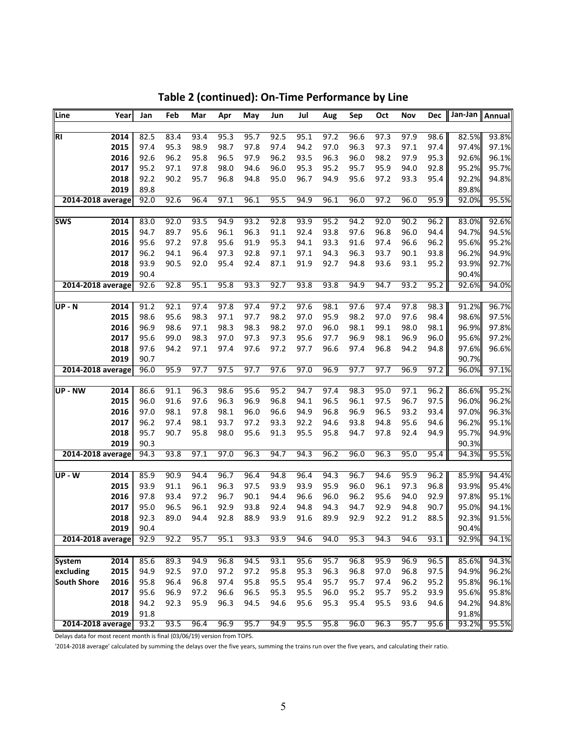## Table 2 (continued): On-Time Performance by Line

| Line | Year | Jan | Feb | Mar | Apr | May | Jun | Jul | Aug | Sep | Oct | Nov | Dec | Jan-Jan | Annual |
|---|---|---|---|---|---|---|---|---|---|---|---|---|---|---|---|
| RI | 2014 | 82.5 | 83.4 | 93.4 | 95.3 | 95.7 | 92.5 | 95.1 | 97.2 | 96.6 | 97.3 | 97.9 | 98.6 | 82.5% | 93.8% |
| | 2015 | 97.4 | 95.3 | 98.9 | 98.7 | 97.8 | 97.4 | 94.2 | 97.0 | 96.3 | 97.3 | 97.1 | 97.4 | 97.4% | 97.1% |
| | 2016 | 92.6 | 96.2 | 95.8 | 96.5 | 97.9 | 96.2 | 93.5 | 96.3 | 96.0 | 98.2 | 97.9 | 95.3 | 92.6% | 96.1% |
| | 2017 | 95.2 | 97.1 | 97.8 | 98.0 | 94.6 | 96.0 | 95.3 | 95.2 | 95.7 | 95.9 | 94.0 | 92.8 | 95.2% | 95.7% |
| | 2018 | 92.2 | 90.2 | 95.7 | 96.8 | 94.8 | 95.0 | 96.7 | 94.9 | 95.6 | 97.2 | 93.3 | 95.4 | 92.2% | 94.8% |
| | 2019 | 89.8 | | | | | | | | | | | | 89.8% | |
| 2014-2018 average | | 92.0 | 92.6 | 96.4 | 97.1 | 96.1 | 95.5 | 94.9 | 96.1 | 96.0 | 97.2 | 96.0 | 95.9 | 92.0% | 95.5% |
| SWS | 2014 | 83.0 | 92.0 | 93.5 | 94.9 | 93.2 | 92.8 | 93.9 | 95.2 | 94.2 | 92.0 | 90.2 | 96.2 | 83.0% | 92.6% |
| | 2015 | 94.7 | 89.7 | 95.6 | 96.1 | 96.3 | 91.1 | 92.4 | 93.8 | 97.6 | 96.8 | 96.0 | 94.4 | 94.7% | 94.5% |
| | 2016 | 95.6 | 97.2 | 97.8 | 95.6 | 91.9 | 95.3 | 94.1 | 93.3 | 91.6 | 97.4 | 96.6 | 96.2 | 95.6% | 95.2% |
| | 2017 | 96.2 | 94.1 | 96.4 | 97.3 | 92.8 | 97.1 | 97.1 | 94.3 | 96.3 | 93.7 | 90.1 | 93.8 | 96.2% | 94.9% |
| | 2018 | 93.9 | 90.5 | 92.0 | 95.4 | 92.4 | 87.1 | 91.9 | 92.7 | 94.8 | 93.6 | 93.1 | 95.2 | 93.9% | 92.7% |
| | 2019 | 90.4 | | | | | | | | | | | | 90.4% | |
| 2014-2018 average | | 92.6 | 92.8 | 95.1 | 95.8 | 93.3 | 92.7 | 93.8 | 93.8 | 94.9 | 94.7 | 93.2 | 95.2 | 92.6% | 94.0% |
| UP - N | 2014 | 91.2 | 92.1 | 97.4 | 97.8 | 97.4 | 97.2 | 97.6 | 98.1 | 97.6 | 97.4 | 97.8 | 98.3 | 91.2% | 96.7% |
| | 2015 | 98.6 | 95.6 | 98.3 | 97.1 | 97.7 | 98.2 | 97.0 | 95.9 | 98.2 | 97.0 | 97.6 | 98.4 | 98.6% | 97.5% |
| | 2016 | 96.9 | 98.6 | 97.1 | 98.3 | 98.3 | 98.2 | 97.0 | 96.0 | 98.1 | 99.1 | 98.0 | 98.1 | 96.9% | 97.8% |
| | 2017 | 95.6 | 99.0 | 98.3 | 97.0 | 97.3 | 97.3 | 95.6 | 97.7 | 96.9 | 98.1 | 96.9 | 96.0 | 95.6% | 97.2% |
| | 2018 | 97.6 | 94.2 | 97.1 | 97.4 | 97.6 | 97.2 | 97.7 | 96.6 | 97.4 | 96.8 | 94.2 | 94.8 | 97.6% | 96.6% |
| | 2019 | 90.7 | | | | | | | | | | | | 90.7% | |
| 2014-2018 average | | 96.0 | 95.9 | 97.7 | 97.5 | 97.7 | 97.6 | 97.0 | 96.9 | 97.7 | 97.7 | 96.9 | 97.2 | 96.0% | 97.1% |
| UP - NW | 2014 | 86.6 | 91.1 | 96.3 | 98.6 | 95.6 | 95.2 | 94.7 | 97.4 | 98.3 | 95.0 | 97.1 | 96.2 | 86.6% | 95.2% |
| | 2015 | 96.0 | 91.6 | 97.6 | 96.3 | 96.9 | 96.8 | 94.1 | 96.5 | 96.1 | 97.5 | 96.7 | 97.5 | 96.0% | 96.2% |
| | 2016 | 97.0 | 98.1 | 97.8 | 98.1 | 96.0 | 96.6 | 94.9 | 96.8 | 96.9 | 96.5 | 93.2 | 93.4 | 97.0% | 96.3% |
| | 2017 | 96.2 | 97.4 | 98.1 | 93.7 | 97.2 | 93.3 | 92.2 | 94.6 | 93.8 | 94.8 | 95.6 | 94.6 | 96.2% | 95.1% |
| | 2018 | 95.7 | 90.7 | 95.8 | 98.0 | 95.6 | 91.3 | 95.5 | 95.8 | 94.7 | 97.8 | 92.4 | 94.9 | 95.7% | 94.9% |
| | 2019 | 90.3 | | | | | | | | | | | | 90.3% | |
| 2014-2018 average | | 94.3 | 93.8 | 97.1 | 97.0 | 96.3 | 94.7 | 94.3 | 96.2 | 96.0 | 96.3 | 95.0 | 95.4 | 94.3% | 95.5% |
| UP - W | 2014 | 85.9 | 90.9 | 94.4 | 96.7 | 96.4 | 94.8 | 96.4 | 94.3 | 96.7 | 94.6 | 95.9 | 96.2 | 85.9% | 94.4% |
| | 2015 | 93.9 | 91.1 | 96.1 | 96.3 | 97.5 | 93.9 | 93.9 | 95.9 | 96.0 | 96.1 | 97.3 | 96.8 | 93.9% | 95.4% |
| | 2016 | 97.8 | 93.4 | 97.2 | 96.7 | 90.1 | 94.4 | 96.6 | 96.0 | 96.2 | 95.6 | 94.0 | 92.9 | 97.8% | 95.1% |
| | 2017 | 95.0 | 96.5 | 96.1 | 92.9 | 93.8 | 92.4 | 94.8 | 94.3 | 94.7 | 92.9 | 94.8 | 90.7 | 95.0% | 94.1% |
| | 2018 | 92.3 | 89.0 | 94.4 | 92.8 | 88.9 | 93.9 | 91.6 | 89.9 | 92.9 | 92.2 | 91.2 | 88.5 | 92.3% | 91.5% |
| | 2019 | 90.4 | | | | | | | | | | | | 90.4% | |
| 2014-2018 average | | 92.9 | 92.2 | 95.7 | 95.1 | 93.3 | 93.9 | 94.6 | 94.0 | 95.3 | 94.3 | 94.6 | 93.1 | 92.9% | 94.1% |
| System excluding South Shore | 2014 | 85.6 | 89.3 | 94.9 | 96.8 | 94.5 | 93.1 | 95.6 | 95.7 | 96.8 | 95.9 | 96.9 | 96.5 | 85.6% | 94.3% |
| | 2015 | 94.9 | 92.5 | 97.0 | 97.2 | 97.2 | 95.8 | 95.3 | 96.3 | 96.8 | 97.0 | 96.8 | 97.5 | 94.9% | 96.2% |
| | 2016 | 95.8 | 96.4 | 96.8 | 97.4 | 95.8 | 95.5 | 95.4 | 95.7 | 95.7 | 97.4 | 96.2 | 95.2 | 95.8% | 96.1% |
| | 2017 | 95.6 | 96.9 | 97.2 | 96.6 | 96.5 | 95.3 | 95.5 | 96.0 | 95.2 | 95.7 | 95.2 | 93.9 | 95.6% | 95.8% |
| | 2018 | 94.2 | 92.3 | 95.9 | 96.3 | 94.5 | 94.6 | 95.6 | 95.3 | 95.4 | 95.5 | 93.6 | 94.6 | 94.2% | 94.8% |
| | 2019 | 91.8 | | | | | | | | | | | | 91.8% | |
| 2014-2018 average | | 93.2 | 93.5 | 96.4 | 96.9 | 95.7 | 94.9 | 95.5 | 95.8 | 96.0 | 96.3 | 95.7 | 95.6 | 93.2% | 95.5% |

Delays data for most recent month is final (03/06/19) version from TOPS.

'2014-2018 average' calculated by summing the delays over the five years, summing the trains run over the five years, and calculating their ratio.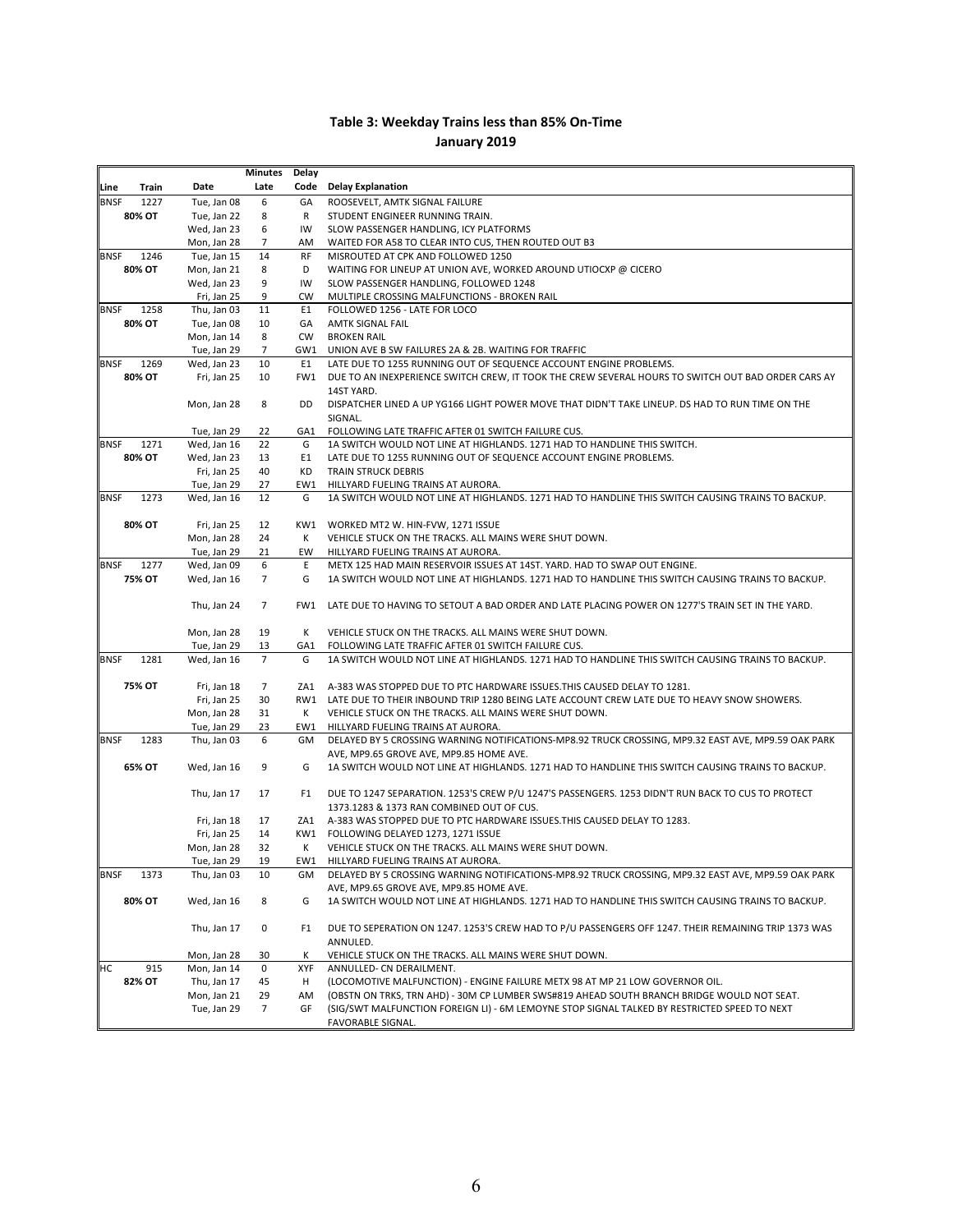## Table 3: Weekday Trains less than 85% On-Time

### January 2019

| Line | Train | Date | Minutes Late | Delay Code | Delay Explanation |
|---|---|---|---|---|---|
| BNSF | 1227 | Tue, Jan 08 | 6 | GA | ROOSEVELT, AMTK SIGNAL FAILURE |
| | 80% OT | Tue, Jan 22 | 8 | R | STUDENT ENGINEER RUNNING TRAIN. |
| | | Wed, Jan 23 | 6 | IW | SLOW PASSENGER HANDLING, ICY PLATFORMS |
| | | Mon, Jan 28 | 7 | AM | WAITED FOR A58 TO CLEAR INTO CUS, THEN ROUTED OUT B3 |
| BNSF | 1246 | Tue, Jan 15 | 14 | RF | MISROUTED AT CPK AND FOLLOWED 1250 |
| | 80% OT | Mon, Jan 21 | 8 | D | WAITING FOR LINEUP AT UNION AVE, WORKED AROUND UTIOCXP @ CICERO |
| | | Wed, Jan 23 | 9 | IW | SLOW PASSENGER HANDLING, FOLLOWED 1248 |
| | | Fri, Jan 25 | 9 | CW | MULTIPLE CROSSING MALFUNCTIONS - BROKEN RAIL |
| BNSF | 1258 | Thu, Jan 03 | 11 | E1 | FOLLOWED 1256 - LATE FOR LOCO |
| | 80% OT | Tue, Jan 08 | 10 | GA | AMTK SIGNAL FAIL |
| | | Mon, Jan 14 | 8 | CW | BROKEN RAIL |
| | | Tue, Jan 29 | 7 | GW1 | UNION AVE B SW FAILURES 2A & 2B. WAITING FOR TRAFFIC |
| BNSF | 1269 | Wed, Jan 23 | 10 | E1 | LATE DUE TO 1255 RUNNING OUT OF SEQUENCE ACCOUNT ENGINE PROBLEMS. |
| | 80% OT | Fri, Jan 25 | 10 | FW1 | DUE TO AN INEXPERIENCE SWITCH CREW, IT TOOK THE CREW SEVERAL HOURS TO SWITCH OUT BAD ORDER CARS AY 14ST YARD. |
| | | Mon, Jan 28 | 8 | DD | DISPATCHER LINED A UP YG166 LIGHT POWER MOVE THAT DIDN'T TAKE LINEUP. DS HAD TO RUN TIME ON THE SIGNAL. |
| | | Tue, Jan 29 | 22 | GA1 | FOLLOWING LATE TRAFFIC AFTER 01 SWITCH FAILURE CUS. |
| BNSF | 1271 | Wed, Jan 16 | 22 | G | 1A SWITCH WOULD NOT LINE AT HIGHLANDS. 1271 HAD TO HANDLINE THIS SWITCH. |
| | 80% OT | Wed, Jan 23 | 13 | E1 | LATE DUE TO 1255 RUNNING OUT OF SEQUENCE ACCOUNT ENGINE PROBLEMS. |
| | | Fri, Jan 25 | 40 | KD | TRAIN STRUCK DEBRIS |
| | | Tue, Jan 29 | 27 | EW1 | HILLYARD FUELING TRAINS AT AURORA. |
| BNSF | 1273 | Wed, Jan 16 | 12 | G | 1A SWITCH WOULD NOT LINE AT HIGHLANDS. 1271 HAD TO HANDLINE THIS SWITCH CAUSING TRAINS TO BACKUP. |
| | 80% OT | Fri, Jan 25 | 12 | KW1 | WORKED MT2 W. HIN-FVW, 1271 ISSUE |
| | | Mon, Jan 28 | 24 | K | VEHICLE STUCK ON THE TRACKS. ALL MAINS WERE SHUT DOWN. |
| | | Tue, Jan 29 | 21 | EW | HILLYARD FUELING TRAINS AT AURORA. |
| BNSF | 1277 | Wed, Jan 09 | 6 | E | METX 125 HAD MAIN RESERVOIR ISSUES AT 14ST. YARD. HAD TO SWAP OUT ENGINE. |
| | 75% OT | Wed, Jan 16 | 7 | G | 1A SWITCH WOULD NOT LINE AT HIGHLANDS. 1271 HAD TO HANDLINE THIS SWITCH CAUSING TRAINS TO BACKUP. |
| | | Thu, Jan 24 | 7 | FW1 | LATE DUE TO HAVING TO SETOUT A BAD ORDER AND LATE PLACING POWER ON 1277'S TRAIN SET IN THE YARD. |
| | | Mon, Jan 28 | 19 | K | VEHICLE STUCK ON THE TRACKS. ALL MAINS WERE SHUT DOWN. |
| | | Tue, Jan 29 | 13 | GA1 | FOLLOWING LATE TRAFFIC AFTER 01 SWITCH FAILURE CUS. |
| BNSF | 1281 | Wed, Jan 16 | 7 | G | 1A SWITCH WOULD NOT LINE AT HIGHLANDS. 1271 HAD TO HANDLINE THIS SWITCH CAUSING TRAINS TO BACKUP. |
| | 75% OT | Fri, Jan 18 | 7 | ZA1 | A-383 WAS STOPPED DUE TO PTC HARDWARE ISSUES.THIS CAUSED DELAY TO 1281. |
| | | Fri, Jan 25 | 30 | RW1 | LATE DUE TO THEIR INBOUND TRIP 1280 BEING LATE ACCOUNT CREW LATE DUE TO HEAVY SNOW SHOWERS. |
| | | Mon, Jan 28 | 31 | K | VEHICLE STUCK ON THE TRACKS. ALL MAINS WERE SHUT DOWN. |
| | | Tue, Jan 29 | 23 | EW1 | HILLYARD FUELING TRAINS AT AURORA. |
| BNSF | 1283 | Thu, Jan 03 | 6 | GM | DELAYED BY 5 CROSSING WARNING NOTIFICATIONS-MP8.92 TRUCK CROSSING, MP9.32 EAST AVE, MP9.59 OAK PARK AVE, MP9.65 GROVE AVE, MP9.85 HOME AVE. |
| | 65% OT | Wed, Jan 16 | 9 | G | 1A SWITCH WOULD NOT LINE AT HIGHLANDS. 1271 HAD TO HANDLINE THIS SWITCH CAUSING TRAINS TO BACKUP. |
| | | Thu, Jan 17 | 17 | F1 | DUE TO 1247 SEPARATION. 1253'S CREW P/U 1247'S PASSENGERS. 1253 DIDN'T RUN BACK TO CUS TO PROTECT 1373.1283 & 1373 RAN COMBINED OUT OF CUS. |
| | | Fri, Jan 18 | 17 | ZA1 | A-383 WAS STOPPED DUE TO PTC HARDWARE ISSUES.THIS CAUSED DELAY TO 1283. |
| | | Fri, Jan 25 | 14 | KW1 | FOLLOWING DELAYED 1273, 1271 ISSUE |
| | | Mon, Jan 28 | 32 | K | VEHICLE STUCK ON THE TRACKS. ALL MAINS WERE SHUT DOWN. |
| | | Tue, Jan 29 | 19 | EW1 | HILLYARD FUELING TRAINS AT AURORA. |
| BNSF | 1373 | Thu, Jan 03 | 10 | GM | DELAYED BY 5 CROSSING WARNING NOTIFICATIONS-MP8.92 TRUCK CROSSING, MP9.32 EAST AVE, MP9.59 OAK PARK AVE, MP9.65 GROVE AVE, MP9.85 HOME AVE. |
| | 80% OT | Wed, Jan 16 | 8 | G | 1A SWITCH WOULD NOT LINE AT HIGHLANDS. 1271 HAD TO HANDLINE THIS SWITCH CAUSING TRAINS TO BACKUP. |
| | | Thu, Jan 17 | 0 | F1 | DUE TO SEPERATION ON 1247. 1253'S CREW HAD TO P/U PASSENGERS OFF 1247. THEIR REMAINING TRIP 1373 WAS ANNULED. |
| | | Mon, Jan 28 | 30 | K | VEHICLE STUCK ON THE TRACKS. ALL MAINS WERE SHUT DOWN. |
| HC | 915 | Mon, Jan 14 | 0 | XYF | ANNULLED- CN DERAILMENT. |
| | 82% OT | Thu, Jan 17 | 45 | H | (LOCOMOTIVE MALFUNCTION) - ENGINE FAILURE METX 98 AT MP 21 LOW GOVERNOR OIL. |
| | | Mon, Jan 21 | 29 | AM | (OBSTN ON TRKS, TRN AHD) - 30M CP LUMBER SWS#819 AHEAD SOUTH BRANCH BRIDGE WOULD NOT SEAT. |
| | | Tue, Jan 29 | 7 | GF | (SIG/SWT MALFUNCTION FOREIGN LI) - 6M LEMOYNE STOP SIGNAL TALKED BY RESTRICTED SPEED TO NEXT FAVORABLE SIGNAL. |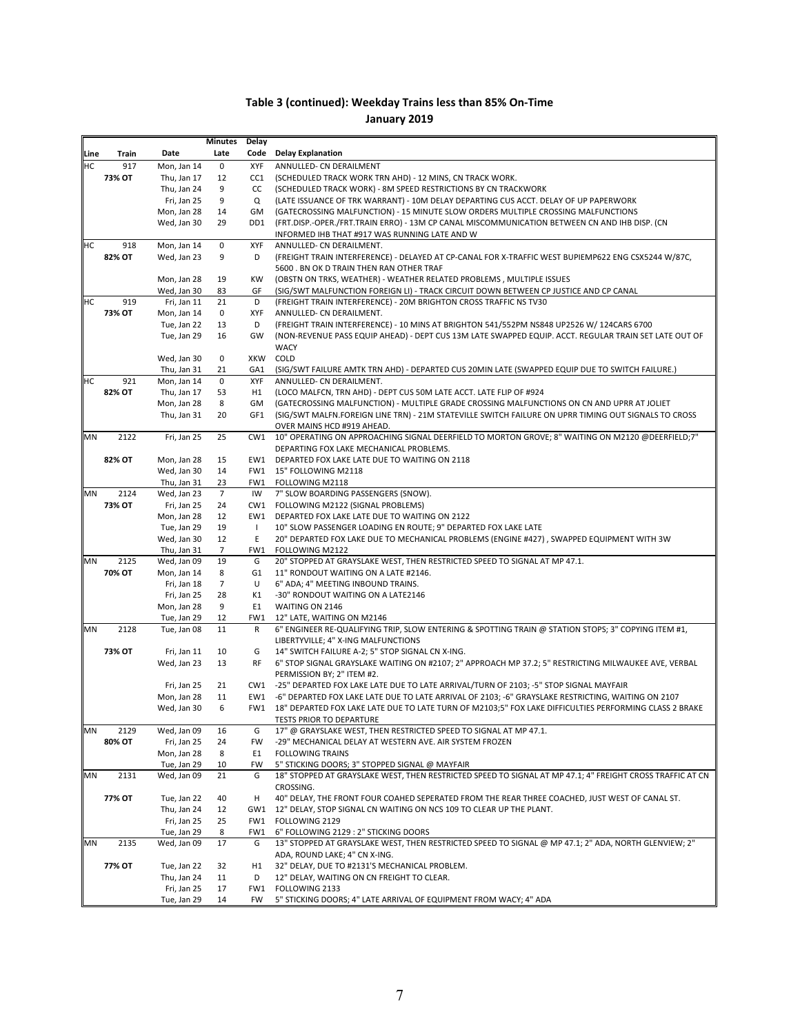# Table 3 (continued): Weekday Trains less than 85% On-Time

## January 2019

| Line | Train | Date | Minutes Late | Delay Code | Delay Explanation |
|---|---|---|---|---|---|
| HC | 917 | Mon, Jan 14 | 0 | XYF | ANNULLED- CN DERAILMENT |
| | **73% OT** | Thu, Jan 17 | 12 | CC1 | (SCHEDULED TRACK WORK TRN AHD) - 12 MINS, CN TRACK WORK. |
| | | Thu, Jan 24 | 9 | CC | (SCHEDULED TRACK WORK) - 8M SPEED RESTRICTIONS BY CN TRACKWORK |
| | | Fri, Jan 25 | 9 | Q | (LATE ISSUANCE OF TRK WARRANT) - 10M DELAY DEPARTING CUS ACCT. DELAY OF UP PAPERWORK |
| | | Mon, Jan 28 | 14 | GM | (GATECROSSING MALFUNCTION) - 15 MINUTE SLOW ORDERS MULTIPLE CROSSING MALFUNCTIONS |
| | | Wed, Jan 30 | 29 | DD1 | (FRT.DISP.-OPER./FRT.TRAIN ERRO) - 13M CP CANAL MISCOMMUNICATION BETWEEN CN AND IHB DISP. (CN INFORMED IHB THAT #917 WAS RUNNING LATE AND W |
| HC | 918 | Mon, Jan 14 | 0 | XYF | ANNULLED- CN DERAILMENT. |
| | **82% OT** | Wed, Jan 23 | 9 | D | (FREIGHT TRAIN INTERFERENCE) - DELAYED AT CP-CANAL FOR X-TRAFFIC WEST BUPIEMP622 ENG CSX5244 W/87C, 5600 . BN OK D TRAIN THEN RAN OTHER TRAF |
| | | Mon, Jan 28 | 19 | KW | (OBSTN ON TRKS, WEATHER) - WEATHER RELATED PROBLEMS , MULTIPLE ISSUES |
| | | Wed, Jan 30 | 83 | GF | (SIG/SWT MALFUNCTION FOREIGN LI) - TRACK CIRCUIT DOWN BETWEEN CP JUSTICE AND CP CANAL |
| HC | 919 | Fri, Jan 11 | 21 | D | (FREIGHT TRAIN INTERFERENCE) - 20M BRIGHTON CROSS TRAFFIC NS TV30 |
| | **73% OT** | Mon, Jan 14 | 0 | XYF | ANNULLED- CN DERAILMENT. |
| | | Tue, Jan 22 | 13 | D | (FREIGHT TRAIN INTERFERENCE) - 10 MINS AT BRIGHTON 541/552PM NS848 UP2526 W/ 124CARS 6700 |
| | | Tue, Jan 29 | 16 | GW | (NON-REVENUE PASS EQUIP AHEAD) - DEPT CUS 13M LATE SWAPPED EQUIP. ACCT. REGULAR TRAIN SET LATE OUT OF WACY |
| | | Wed, Jan 30 | 0 | XKW | COLD |
| | | Thu, Jan 31 | 21 | GA1 | (SIG/SWT FAILURE AMTK TRN AHD) - DEPARTED CUS 20MIN LATE (SWAPPED EQUIP DUE TO SWITCH FAILURE.) |
| HC | 921 | Mon, Jan 14 | 0 | XYF | ANNULLED- CN DERAILMENT. |
| | **82% OT** | Thu, Jan 17 | 53 | H1 | (LOCO MALFCN, TRN AHD) - DEPT CUS 50M LATE ACCT. LATE FLIP OF #924 |
| | | Mon, Jan 28 | 8 | GM | (GATECROSSING MALFUNCTION) - MULTIPLE GRADE CROSSING MALFUNCTIONS ON CN AND UPRR AT JOLIET |
| | | Thu, Jan 31 | 20 | GF1 | (SIG/SWT MALFN.FOREIGN LINE TRN) - 21M STATEVILLE SWITCH FAILURE ON UPRR TIMING OUT SIGNALS TO CROSS OVER MAINS HCD #919 AHEAD. |
| MN | 2122 | Fri, Jan 25 | 25 | CW1 | 10" OPERATING ON APPROACHING SIGNAL DEERFIELD TO MORTON GROVE; 8" WAITING ON M2120 @DEERFIELD;7" DEPARTING FOX LAKE MECHANICAL PROBLEMS. |
| | **82% OT** | Mon, Jan 28 | 15 | EW1 | DEPARTED FOX LAKE LATE DUE TO WAITING ON 2118 |
| | | Wed, Jan 30 | 14 | FW1 | 15" FOLLOWING M2118 |
| | | Thu, Jan 31 | 23 | FW1 | FOLLOWING M2118 |
| MN | 2124 | Wed, Jan 23 | 7 | IW | 7" SLOW BOARDING PASSENGERS (SNOW). |
| | **73% OT** | Fri, Jan 25 | 24 | CW1 | FOLLOWING M2122 (SIGNAL PROBLEMS) |
| | | Mon, Jan 28 | 12 | EW1 | DEPARTED FOX LAKE LATE DUE TO WAITING ON 2122 |
| | | Tue, Jan 29 | 19 | I | 10" SLOW PASSENGER LOADING EN ROUTE; 9" DEPARTED FOX LAKE LATE |
| | | Wed, Jan 30 | 12 | E | 20" DEPARTED FOX LAKE DUE TO MECHANICAL PROBLEMS (ENGINE #427) , SWAPPED EQUIPMENT WITH 3W |
| | | Thu, Jan 31 | 7 | FW1 | FOLLOWING M2122 |
| MN | 2125 | Wed, Jan 09 | 19 | G | 20" STOPPED AT GRAYSLAKE WEST, THEN RESTRICTED SPEED TO SIGNAL AT MP 47.1. |
| | **70% OT** | Mon, Jan 14 | 8 | G1 | 11" RONDOUT WAITING ON A LATE #2146. |
| | | Fri, Jan 18 | 7 | U | 6" ADA; 4" MEETING INBOUND TRAINS. |
| | | Fri, Jan 25 | 28 | K1 | -30" RONDOUT WAITING ON A LATE2146 |
| | | Mon, Jan 28 | 9 | E1 | WAITING ON 2146 |
| | | Tue, Jan 29 | 12 | FW1 | 12" LATE, WAITING ON M2146 |
| MN | 2128 | Tue, Jan 08 | 11 | R | 6" ENGINEER RE-QUALIFYING TRIP, SLOW ENTERING & SPOTTING TRAIN @ STATION STOPS; 3" COPYING ITEM #1, LIBERTYVILLE; 4" X-ING MALFUNCTIONS |
| | **73% OT** | Fri, Jan 11 | 10 | G | 14" SWITCH FAILURE A-2; 5" STOP SIGNAL CN X-ING. |
| | | Wed, Jan 23 | 13 | RF | 6" STOP SIGNAL GRAYSLAKE WAITING ON #2107; 2" APPROACH MP 37.2; 5" RESTRICTING MILWAUKEE AVE, VERBAL PERMISSION BY; 2" ITEM #2. |
| | | Fri, Jan 25 | 21 | CW1 | -25" DEPARTED FOX LAKE LATE DUE TO LATE ARRIVAL/TURN OF 2103; -5" STOP SIGNAL MAYFAIR |
| | | Mon, Jan 28 | 11 | EW1 | -6" DEPARTED FOX LAKE LATE DUE TO LATE ARRIVAL OF 2103; -6" GRAYSLAKE RESTRICTING, WAITING ON 2107 |
| | | Wed, Jan 30 | 6 | FW1 | 18" DEPARTED FOX LAKE LATE DUE TO LATE TURN OF M2103;5" FOX LAKE DIFFICULTIES PERFORMING CLASS 2 BRAKE TESTS PRIOR TO DEPARTURE |
| MN | 2129 | Wed, Jan 09 | 16 | G | 17" @ GRAYSLAKE WEST, THEN RESTRICTED SPEED TO SIGNAL AT MP 47.1. |
| | **80% OT** | Fri, Jan 25 | 24 | FW | -29" MECHANICAL DELAY AT WESTERN AVE. AIR SYSTEM FROZEN |
| | | Mon, Jan 28 | 8 | E1 | FOLLOWING TRAINS |
| | | Tue, Jan 29 | 10 | FW | 5" STICKING DOORS; 3" STOPPED SIGNAL @ MAYFAIR |
| MN | 2131 | Wed, Jan 09 | 21 | G | 18" STOPPED AT GRAYSLAKE WEST, THEN RESTRICTED SPEED TO SIGNAL AT MP 47.1; 4" FREIGHT CROSS TRAFFIC AT CN CROSSING. |
| | **77% OT** | Tue, Jan 22 | 40 | H | 40" DELAY, THE FRONT FOUR COAHED SEPERATED FROM THE REAR THREE COACHED, JUST WEST OF CANAL ST. |
| | | Thu, Jan 24 | 12 | GW1 | 12" DELAY, STOP SIGNAL CN WAITING ON NCS 109 TO CLEAR UP THE PLANT. |
| | | Fri, Jan 25 | 25 | FW1 | FOLLOWING 2129 |
| | | Tue, Jan 29 | 8 | FW1 | 6" FOLLOWING 2129 : 2" STICKING DOORS |
| MN | 2135 | Wed, Jan 09 | 17 | G | 13" STOPPED AT GRAYSLAKE WEST, THEN RESTRICTED SPEED TO SIGNAL @ MP 47.1; 2" ADA, NORTH GLENVIEW; 2" ADA, ROUND LAKE; 4" CN X-ING. |
| | **77% OT** | Tue, Jan 22 | 32 | H1 | 32" DELAY, DUE TO #2131'S MECHANICAL PROBLEM. |
| | | Thu, Jan 24 | 11 | D | 12" DELAY, WAITING ON CN FREIGHT TO CLEAR. |
| | | Fri, Jan 25 | 17 | FW1 | FOLLOWING 2133 |
| | | Tue, Jan 29 | 14 | FW | 5" STICKING DOORS; 4" LATE ARRIVAL OF EQUIPMENT FROM WACY; 4" ADA |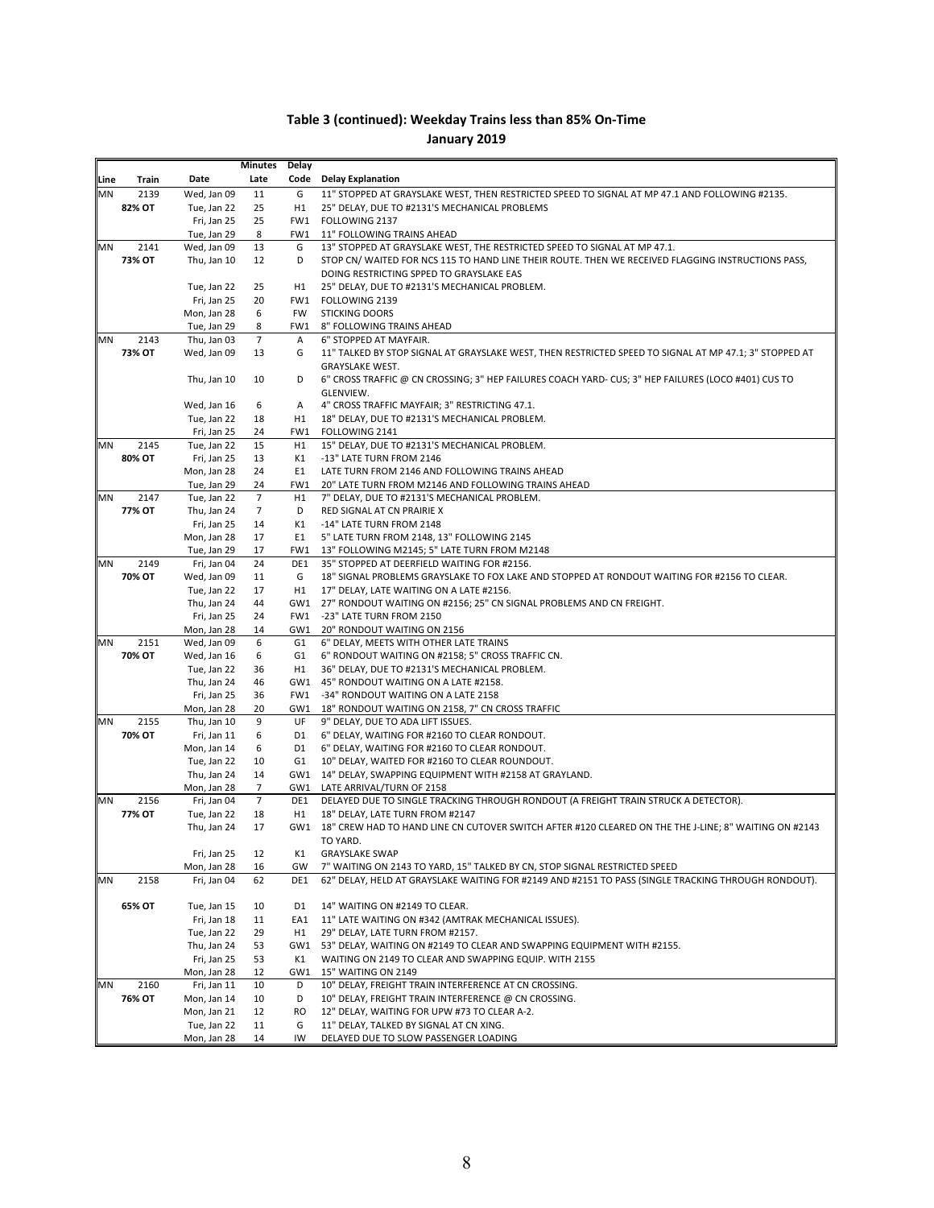## Table 3 (continued): Weekday Trains less than 85% On-Time

### January 2019

| Line | Train | Date | Minutes Late | Delay Code | Delay Explanation |
|---|---|---|---|---|---|
| MN | 2139 | Wed, Jan 09 | 11 | G | 11" STOPPED AT GRAYSLAKE WEST, THEN RESTRICTED SPEED TO SIGNAL AT MP 47.1 AND FOLLOWING #2135. |
| | 82% OT | Tue, Jan 22 | 25 | H1 | 25" DELAY, DUE TO #2131'S MECHANICAL PROBLEMS |
| | | Fri, Jan 25 | 25 | FW1 | FOLLOWING 2137 |
| | | Tue, Jan 29 | 8 | FW1 | 11" FOLLOWING TRAINS AHEAD |
| MN | 2141 | Wed, Jan 09 | 13 | G | 13" STOPPED AT GRAYSLAKE WEST, THE RESTRICTED SPEED TO SIGNAL AT MP 47.1. |
| | 73% OT | Thu, Jan 10 | 12 | D | STOP CN/ WAITED FOR NCS 115 TO HAND LINE THEIR ROUTE. THEN WE RECEIVED FLAGGING INSTRUCTIONS PASS, DOING RESTRICTING SPPED TO GRAYSLAKE EAS |
| | | Tue, Jan 22 | 25 | H1 | 25" DELAY, DUE TO #2131'S MECHANICAL PROBLEM. |
| | | Fri, Jan 25 | 20 | FW1 | FOLLOWING 2139 |
| | | Mon, Jan 28 | 6 | FW | STICKING DOORS |
| | | Tue, Jan 29 | 8 | FW1 | 8" FOLLOWING TRAINS AHEAD |
| MN | 2143 | Thu, Jan 03 | 7 | A | 6" STOPPED AT MAYFAIR. |
| | 73% OT | Wed, Jan 09 | 13 | G | 11" TALKED BY STOP SIGNAL AT GRAYSLAKE WEST, THEN RESTRICTED SPEED TO SIGNAL AT MP 47.1; 3" STOPPED AT GRAYSLAKE WEST. |
| | | Thu, Jan 10 | 10 | D | 6" CROSS TRAFFIC @ CN CROSSING; 3" HEP FAILURES COACH YARD- CUS; 3" HEP FAILURES (LOCO #401) CUS TO GLENVIEW. |
| | | Wed, Jan 16 | 6 | A | 4" CROSS TRAFFIC MAYFAIR; 3" RESTRICTING 47.1. |
| | | Tue, Jan 22 | 18 | H1 | 18" DELAY, DUE TO #2131'S MECHANICAL PROBLEM. |
| | | Fri, Jan 25 | 24 | FW1 | FOLLOWING 2141 |
| MN | 2145 | Tue, Jan 22 | 15 | H1 | 15" DELAY, DUE TO #2131'S MECHANICAL PROBLEM. |
| | 80% OT | Fri, Jan 25 | 13 | K1 | -13" LATE TURN FROM 2146 |
| | | Mon, Jan 28 | 24 | E1 | LATE TURN FROM 2146 AND FOLLOWING TRAINS AHEAD |
| | | Tue, Jan 29 | 24 | FW1 | 20" LATE TURN FROM M2146 AND FOLLOWING TRAINS AHEAD |
| MN | 2147 | Tue, Jan 22 | 7 | H1 | 7" DELAY, DUE TO #2131'S MECHANICAL PROBLEM. |
| | 77% OT | Thu, Jan 24 | 7 | D | RED SIGNAL AT CN PRAIRIE X |
| | | Fri, Jan 25 | 14 | K1 | -14" LATE TURN FROM 2148 |
| | | Mon, Jan 28 | 17 | E1 | 5" LATE TURN FROM 2148, 13" FOLLOWING 2145 |
| | | Tue, Jan 29 | 17 | FW1 | 13" FOLLOWING M2145; 5" LATE TURN FROM M2148 |
| MN | 2149 | Fri, Jan 04 | 24 | DE1 | 35" STOPPED AT DEERFIELD WAITING FOR #2156. |
| | 70% OT | Wed, Jan 09 | 11 | G | 18" SIGNAL PROBLEMS GRAYSLAKE TO FOX LAKE AND STOPPED AT RONDOUT WAITING FOR #2156 TO CLEAR. |
| | | Tue, Jan 22 | 17 | H1 | 17" DELAY, LATE WAITING ON A LATE #2156. |
| | | Thu, Jan 24 | 44 | GW1 | 27" RONDOUT WAITING ON #2156; 25" CN SIGNAL PROBLEMS AND CN FREIGHT. |
| | | Fri, Jan 25 | 24 | FW1 | -23" LATE TURN FROM 2150 |
| | | Mon, Jan 28 | 14 | GW1 | 20" RONDOUT WAITING ON 2156 |
| MN | 2151 | Wed, Jan 09 | 6 | G1 | 6" DELAY, MEETS WITH OTHER LATE TRAINS |
| | 70% OT | Wed, Jan 16 | 6 | G1 | 6" RONDOUT WAITING ON #2158; 5" CROSS TRAFFIC CN. |
| | | Tue, Jan 22 | 36 | H1 | 36" DELAY, DUE TO #2131'S MECHANICAL PROBLEM. |
| | | Thu, Jan 24 | 46 | GW1 | 45" RONDOUT WAITING ON A LATE #2158. |
| | | Fri, Jan 25 | 36 | FW1 | -34" RONDOUT WAITING ON A LATE 2158 |
| | | Mon, Jan 28 | 20 | GW1 | 18" RONDOUT WAITING ON 2158, 7" CN CROSS TRAFFIC |
| MN | 2155 | Thu, Jan 10 | 9 | UF | 9" DELAY, DUE TO ADA LIFT ISSUES. |
| | 70% OT | Fri, Jan 11 | 6 | D1 | 6" DELAY, WAITING FOR #2160 TO CLEAR RONDOUT. |
| | | Mon, Jan 14 | 6 | D1 | 6" DELAY, WAITING FOR #2160 TO CLEAR RONDOUT. |
| | | Tue, Jan 22 | 10 | G1 | 10" DELAY, WAITED FOR #2160 TO CLEAR ROUNDOUT. |
| | | Thu, Jan 24 | 14 | GW1 | 14" DELAY, SWAPPING EQUIPMENT WITH #2158 AT GRAYLAND. |
| | | Mon, Jan 28 | 7 | GW1 | LATE ARRIVAL/TURN OF 2158 |
| MN | 2156 | Fri, Jan 04 | 7 | DE1 | DELAYED DUE TO SINGLE TRACKING THROUGH RONDOUT (A FREIGHT TRAIN STRUCK A DETECTOR). |
| | 77% OT | Tue, Jan 22 | 18 | H1 | 18" DELAY, LATE TURN FROM #2147 |
| | | Thu, Jan 24 | 17 | GW1 | 18" CREW HAD TO HAND LINE CN CUTOVER SWITCH AFTER #120 CLEARED ON THE THE J-LINE; 8" WAITING ON #2143 TO YARD. |
| | | Fri, Jan 25 | 12 | K1 | GRAYSLAKE SWAP |
| | | Mon, Jan 28 | 16 | GW | 7" WAITING ON 2143 TO YARD, 15" TALKED BY CN, STOP SIGNAL RESTRICTED SPEED |
| MN | 2158 | Fri, Jan 04 | 62 | DE1 | 62" DELAY, HELD AT GRAYSLAKE WAITING FOR #2149 AND #2151 TO PASS (SINGLE TRACKING THROUGH RONDOUT). |
| | 65% OT | Tue, Jan 15 | 10 | D1 | 14" WAITING ON #2149 TO CLEAR. |
| | | Fri, Jan 18 | 11 | EA1 | 11" LATE WAITING ON #342 (AMTRAK MECHANICAL ISSUES). |
| | | Tue, Jan 22 | 29 | H1 | 29" DELAY, LATE TURN FROM #2157. |
| | | Thu, Jan 24 | 53 | GW1 | 53" DELAY, WAITING ON #2149 TO CLEAR AND SWAPPING EQUIPMENT WITH #2155. |
| | | Fri, Jan 25 | 53 | K1 | WAITING ON 2149 TO CLEAR AND SWAPPING EQUIP. WITH 2155 |
| | | Mon, Jan 28 | 12 | GW1 | 15" WAITING ON 2149 |
| MN | 2160 | Fri, Jan 11 | 10 | D | 10" DELAY, FREIGHT TRAIN INTERFERENCE AT CN CROSSING. |
| | 76% OT | Mon, Jan 14 | 10 | D | 10" DELAY, FREIGHT TRAIN INTERFERENCE @ CN CROSSING. |
| | | Mon, Jan 21 | 12 | RO | 12" DELAY, WAITING FOR UPW #73 TO CLEAR A-2. |
| | | Tue, Jan 22 | 11 | G | 11" DELAY, TALKED BY SIGNAL AT CN XING. |
| | | Mon, Jan 28 | 14 | IW | DELAYED DUE TO SLOW PASSENGER LOADING |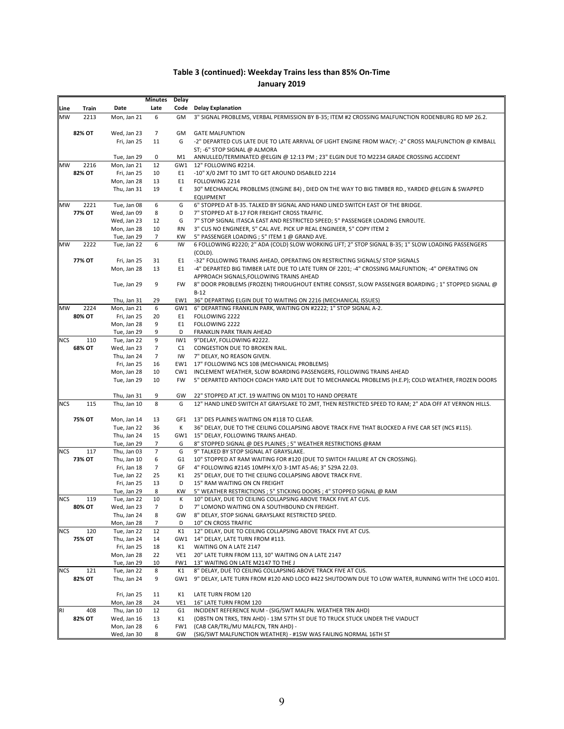## Table 3 (continued): Weekday Trains less than 85% On-Time

### January 2019

| Line | Train | Date | Minutes Late | Delay Code | Delay Explanation |
|---|---|---|---|---|---|
| MW | 2213 | Mon, Jan 21 | 6 | GM | 3" SIGNAL PROBLEMS, VERBAL PERMISSION BY B-35; ITEM #2 CROSSING MALFUNCTION RODENBURG RD MP 26.2. |
| | 82% OT | Wed, Jan 23 | 7 | GM | GATE MALFUNTION |
| | | Fri, Jan 25 | 11 | G | -2" DEPARTED CUS LATE DUE TO LATE ARRIVAL OF LIGHT ENGINE FROM WACY; -2" CROSS MALFUNCTION @ KIMBALL ST; -6" STOP SIGNAL @ ALMORA |
| | | Tue, Jan 29 | 0 | M1 | ANNULLED/TERMINATED @ELGIN @ 12:13 PM ; 23" ELGIN DUE TO M2234 GRADE CROSSING ACCIDENT |
| MW | 2216 | Mon, Jan 21 | 12 | GW1 | 12" FOLLOWING #2214. |
| | 82% OT | Fri, Jan 25 | 10 | E1 | -10" X/0 2MT TO 1MT TO GET AROUND DISABLED 2214 |
| | | Mon, Jan 28 | 13 | E1 | FOLLOWING 2214 |
| | | Thu, Jan 31 | 19 | E | 30" MECHANICAL PROBLEMS (ENGINE 84) , DIED ON THE WAY TO BIG TIMBER RD., YARDED @ELGIN & SWAPPED EQUIPMENT |
| MW | 2221 | Tue, Jan 08 | 6 | G | 6" STOPPED AT B-35. TALKED BY SIGNAL AND HAND LINED SWITCH EAST OF THE BRIDGE. |
| | 77% OT | Wed, Jan 09 | 8 | D | 7" STOPPED AT B-17 FOR FREIGHT CROSS TRAFFIC. |
| | | Wed, Jan 23 | 12 | G | 7" STOP SIGNAL ITASCA EAST AND RESTRICTED SPEED; 5" PASSENGER LOADING ENROUTE. |
| | | Mon, Jan 28 | 10 | RN | 3" CUS NO ENGINEER, 5" CAL AVE. PICK UP REAL ENGINEER, 5" COPY ITEM 2 |
| | | Tue, Jan 29 | 7 | KW | 5" PASSENGER LOADING ; 5" ITEM 1 @ GRAND AVE. |
| MW | 2222 | Tue, Jan 22 | 6 | IW | 6 FOLLOWING #2220; 2" ADA (COLD) SLOW WORKING LIFT; 2" STOP SIGNAL B-35; 1" SLOW LOADING PASSENGERS (COLD). |
| | 77% OT | Fri, Jan 25 | 31 | E1 | -32" FOLLOWING TRAINS AHEAD, OPERATING ON RESTRICTING SIGNALS/ STOP SIGNALS |
| | | Mon, Jan 28 | 13 | E1 | -4" DEPARTED BIG TIMBER LATE DUE TO LATE TURN OF 2201; -4" CROSSING MALFUNTION; -4" OPERATING ON APPROACH SIGNALS,FOLLOWING TRAINS AHEAD |
| | | Tue, Jan 29 | 9 | FW | 8" DOOR PROBLEMS (FROZEN) THROUGHOUT ENTIRE CONSIST, SLOW PASSENGER BOARDING ; 1" STOPPED SIGNAL @ B-12 |
| | | Thu, Jan 31 | 29 | EW1 | 36" DEPARTING ELGIN DUE TO WAITING ON 2216 (MECHANICAL ISSUES) |
| MW | 2224 | Mon, Jan 21 | 6 | GW1 | 6" DEPARTING FRANKLIN PARK, WAITING ON #2222; 1" STOP SIGNAL A-2. |
| | 80% OT | Fri, Jan 25 | 20 | E1 | FOLLOWING 2222 |
| | | Mon, Jan 28 | 9 | E1 | FOLLOWING 2222 |
| | | Tue, Jan 29 | 9 | D | FRANKLIN PARK TRAIN AHEAD |
| NCS | 110 | Tue, Jan 22 | 9 | IW1 | 9"DELAY, FOLLOWING #2222. |
| | 68% OT | Wed, Jan 23 | 7 | C1 | CONGESTION DUE TO BROKEN RAIL. |
| | | Thu, Jan 24 | 7 | IW | 7" DELAY, NO REASON GIVEN. |
| | | Fri, Jan 25 | 16 | EW1 | 17" FOLLOWING NCS 108 (MECHANICAL PROBLEMS) |
| | | Mon, Jan 28 | 10 | CW1 | INCLEMENT WEATHER, SLOW BOARDING PASSENGERS, FOLLOWING TRAINS AHEAD |
| | | Tue, Jan 29 | 10 | FW | 5" DEPARTED ANTIOCH COACH YARD LATE DUE TO MECHANICAL PROBLEMS (H.E.P); COLD WEATHER, FROZEN DOORS |
| | | Thu, Jan 31 | 9 | GW | 22" STOPPED AT JCT. 19 WAITING ON M101 TO HAND OPERATE |
| NCS | 115 | Thu, Jan 10 | 8 | G | 12" HAND LINED SWITCH AT GRAYSLAKE TO 2MT, THEN RESTRICTED SPEED TO RAM; 2" ADA OFF AT VERNON HILLS. |
| | 75% OT | Mon, Jan 14 | 13 | GF1 | 13" DES PLAINES WAITING ON #118 TO CLEAR. |
| | | Tue, Jan 22 | 36 | K | 36" DELAY, DUE TO THE CEILING COLLAPSING ABOVE TRACK FIVE THAT BLOCKED A FIVE CAR SET (NCS #115). |
| | | Thu, Jan 24 | 15 | GW1 | 15" DELAY, FOLLOWING TRAINS AHEAD. |
| | | Tue, Jan 29 | 7 | G | 8" STOPPED SIGNAL @ DES PLAINES ; 5" WEATHER RESTRICTIONS @RAM |
| NCS | 117 | Thu, Jan 03 | 7 | G | 9" TALKED BY STOP SIGNAL AT GRAYSLAKE. |
| | 73% OT | Thu, Jan 10 | 6 | G1 | 10" STOPPED AT RAM WAITING FOR #120 (DUE TO SWITCH FAILURE AT CN CROSSING). |
| | | Fri, Jan 18 | 7 | GF | 4" FOLLOWING #2145 10MPH X/O 3-1MT A5-A6; 3" 529A 22.03. |
| | | Tue, Jan 22 | 25 | K1 | 25" DELAY, DUE TO THE CEILING COLLAPSING ABOVE TRACK FIVE. |
| | | Fri, Jan 25 | 13 | D | 15" RAM WAITING ON CN FREIGHT |
| | | Tue, Jan 29 | 8 | KW | 5" WEATHER RESTRICTIONS ; 5" STICKING DOORS ; 4" STOPPED SIGNAL @ RAM |
| NCS | 119 | Tue, Jan 22 | 10 | K | 10" DELAY, DUE TO CEILING COLLAPSING ABOVE TRACK FIVE AT CUS. |
| | 80% OT | Wed, Jan 23 | 7 | D | 7" LOMOND WAITING ON A SOUTHBOUND CN FREIGHT. |
| | | Thu, Jan 24 | 8 | GW | 8" DELAY, STOP SIGNAL GRAYSLAKE RESTRICTED SPEED. |
| | | Mon, Jan 28 | 7 | D | 10" CN CROSS TRAFFIC |
| NCS | 120 | Tue, Jan 22 | 12 | K1 | 12" DELAY, DUE TO CEILING COLLAPSING ABOVE TRACK FIVE AT CUS. |
| | 75% OT | Thu, Jan 24 | 14 | GW1 | 14" DELAY, LATE TURN FROM #113. |
| | | Fri, Jan 25 | 18 | K1 | WAITING ON A LATE 2147 |
| | | Mon, Jan 28 | 22 | VE1 | 20" LATE TURN FROM 113, 10" WAITING ON A LATE 2147 |
| | | Tue, Jan 29 | 10 | FW1 | 13" WAITING ON LATE M2147 TO THE J |
| NCS | 121 | Tue, Jan 22 | 8 | K1 | 8" DELAY, DUE TO CEILING COLLAPSING ABOVE TRACK FIVE AT CUS. |
| | 82% OT | Thu, Jan 24 | 9 | GW1 | 9" DELAY, LATE TURN FROM #120 AND LOCO #422 SHUTDOWN DUE TO LOW WATER, RUNNING WITH THE LOCO #101. |
| | | Fri, Jan 25 | 11 | K1 | LATE TURN FROM 120 |
| | | Mon, Jan 28 | 24 | VE1 | 16" LATE TURN FROM 120 |
| RI | 408 | Thu, Jan 10 | 12 | G1 | INCIDENT REFERENCE NUM - (SIG/SWT MALFN. WEATHER TRN AHD) |
| | 82% OT | Wed, Jan 16 | 13 | K1 | (OBSTN ON TRKS, TRN AHD) - 13M 57TH ST DUE TO TRUCK STUCK UNDER THE VIADUCT |
| | | Mon, Jan 28 | 6 | FW1 | (CAB CAR/TRL/MU MALFCN, TRN AHD) - |
| | | Wed, Jan 30 | 8 | GW | (SIG/SWT MALFUNCTION WEATHER) - #1SW WAS FAILING NORMAL 16TH ST |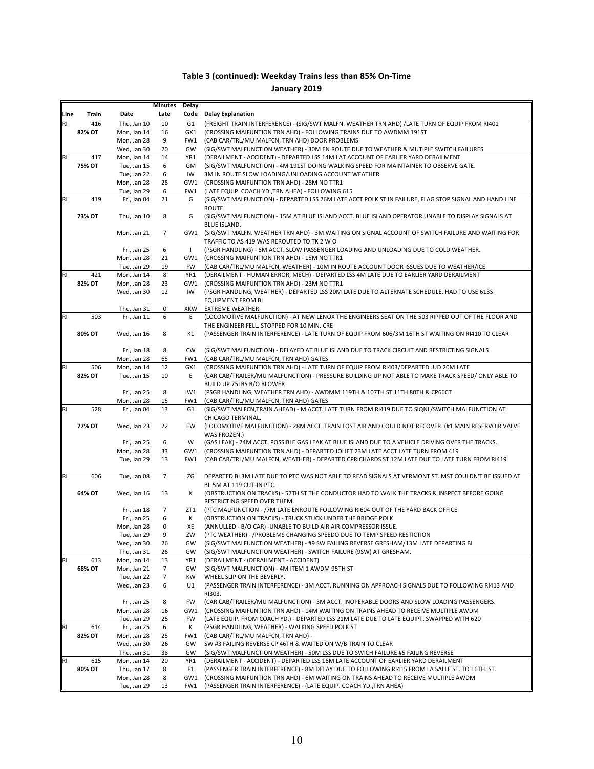## Table 3 (continued): Weekday Trains less than 85% On-Time

### January 2019

| Line | Train | Date | Minutes Late | Delay Code | Delay Explanation |
|---|---|---|---|---|---|
| RI | 416 | Thu, Jan 10 | 10 | G1 | (FREIGHT TRAIN INTERFERENCE) - (SIG/SWT MALFN. WEATHER TRN AHD) /LATE TURN OF EQUIP FROM RI401 |
| | 82% OT | Mon, Jan 14 | 16 | GX1 | (CROSSING MAIFUNTION TRN AHD) - FOLLOWING TRAINS DUE TO AWDMM 191ST |
| | | Mon, Jan 28 | 9 | FW1 | (CAB CAR/TRL/MU MALFCN, TRN AHD) DOOR PROBLEMS |
| | | Wed, Jan 30 | 20 | GW | (SIG/SWT MALFUNCTION WEATHER) - 30M EN ROUTE DUE TO WEATHER & MUTIPLE SWITCH FAILURES |
| RI | 417 | Mon, Jan 14 | 14 | YR1 | (DERAILMENT - ACCIDENT) - DEPARTED LSS 14M LAT ACCOUNT OF EARLIER YARD DERAILMENT |
| | 75% OT | Tue, Jan 15 | 6 | GM | (SIG/SWT MALFUNCTION) - 4M 191ST DOING WALKING SPEED FOR MAINTAINER TO OBSERVE GATE. |
| | | Tue, Jan 22 | 6 | IW | 3M IN ROUTE SLOW LOADING/UNLOADING ACCOUNT WEATHER |
| | | Mon, Jan 28 | 28 | GW1 | (CROSSING MAIFUNTION TRN AHD) - 28M NO TTR1 |
| | | Tue, Jan 29 | 6 | FW1 | (LATE EQUIP. COACH YD.,TRN AHEA) - FOLLOWING 615 |
| RI | 419 | Fri, Jan 04 | 21 | G | (SIG/SWT MALFUNCTION) - DEPARTED LSS 26M LATE ACCT POLK ST IN FAILURE, FLAG STOP SIGNAL AND HAND LINE ROUTE |
| | 73% OT | Thu, Jan 10 | 8 | G | (SIG/SWT MALFUNCTION) - 15M AT BLUE ISLAND ACCT. BLUE ISLAND OPERATOR UNABLE TO DISPLAY SIGNALS AT BLUE ISLAND. |
| | | Mon, Jan 21 | 7 | GW1 | (SIG/SWT MALFN. WEATHER TRN AHD) - 3M WAITING ON SIGNAL ACCOUNT OF SWITCH FAILURE AND WAITING FOR TRAFFIC TO AS 419 WAS REROUTED TO TK 2 W O |
| | | Fri, Jan 25 | 6 | I | (PSGR HANDLING) - 6M ACCT. SLOW PASSENGER LOADING AND UNLOADING DUE TO COLD WEATHER. |
| | | Mon, Jan 28 | 21 | GW1 | (CROSSING MAIFUNTION TRN AHD) - 15M NO TTR1 |
| | | Tue, Jan 29 | 19 | FW | (CAB CAR/TRL/MU MALFCN, WEATHER) - 10M IN ROUTE ACCOUNT DOOR ISSUES DUE TO WEATHER/ICE |
| RI | 421 | Mon, Jan 14 | 8 | YR1 | (DERAILMENT - HUMAN ERROR, MECH) - DEPARTED LSS 4M LATE DUE TO EARLIER YARD DERAILMENT |
| | 82% OT | Mon, Jan 28 | 23 | GW1 | (CROSSING MAIFUNTION TRN AHD) - 23M NO TTR1 |
| | | Wed, Jan 30 | 12 | IW | (PSGR HANDLING, WEATHER) - DEPARTED LSS 20M LATE DUE TO ALTERNATE SCHEDULE, HAD TO USE 613S EQUIPMENT FROM BI |
| | | Thu, Jan 31 | 0 | XKW | EXTREME WEATHER |
| RI | 503 | Fri, Jan 11 | 6 | E | (LOCOMOTIVE MALFUNCTION) - AT NEW LENOX THE ENGINEERS SEAT ON THE 503 RIPPED OUT OF THE FLOOR AND THE ENGINEER FELL. STOPPED FOR 10 MIN. CRE |
| | 80% OT | Wed, Jan 16 | 8 | K1 | (PASSENGER TRAIN INTERFERENCE) - LATE TURN OF EQUIP FROM 606/3M 16TH ST WAITING ON RI410 TO CLEAR |
| | | Fri, Jan 18 | 8 | CW | (SIG/SWT MALFUNCTION) - DELAYED AT BLUE ISLAND DUE TO TRACK CIRCUIT AND RESTRICTING SIGNALS |
| | | Mon, Jan 28 | 65 | FW1 | (CAB CAR/TRL/MU MALFCN, TRN AHD) GATES |
| RI | 506 | Mon, Jan 14 | 12 | GX1 | (CROSSING MAIFUNTION TRN AHD) - LATE TURN OF EQUIP FROM RI403/DEPARTED JUD 20M LATE |
| | 82% OT | Tue, Jan 15 | 10 | E | (CAR CAB/TRAILER/MU MALFUNCTION) - PRESSURE BUILDING UP NOT ABLE TO MAKE TRACK SPEED/ ONLY ABLE TO BUILD UP 75LBS B/O BLOWER |
| | | Fri, Jan 25 | 8 | IW1 | (PSGR HANDLING, WEATHER TRN AHD) - AWDMM 119TH & 107TH ST 11TH 80TH & CP66CT |
| | | Mon, Jan 28 | 15 | FW1 | (CAB CAR/TRL/MU MALFCN, TRN AHD) GATES |
| RI | 528 | Fri, Jan 04 | 13 | G1 | (SIG/SWT MALFCN,TRAIN AHEAD) - M ACCT. LATE TURN FROM RI419 DUE TO SIQNL/SWITCH MALFUNCTION AT CHICAGO TERMINAL. |
| | 77% OT | Wed, Jan 23 | 22 | EW | (LOCOMOTIVE MALFUNCTION) - 28M ACCT. TRAIN LOST AIR AND COULD NOT RECOVER. (#1 MAIN RESERVOIR VALVE WAS FROZEN.) |
| | | Fri, Jan 25 | 6 | W | (GAS LEAK) - 24M ACCT. POSSIBLE GAS LEAK AT BLUE ISLAND DUE TO A VEHICLE DRIVING OVER THE TRACKS. |
| | | Mon, Jan 28 | 33 | GW1 | (CROSSING MAIFUNTION TRN AHD) - DEPARTED JOLIET 23M LATE ACCT LATE TURN FROM 419 |
| | | Tue, Jan 29 | 13 | FW1 | (CAB CAR/TRL/MU MALFCN, WEATHER) - DEPARTED CPRICHARDS ST 12M LATE DUE TO LATE TURN FROM RI419 |
| RI | 606 | Tue, Jan 08 | 7 | ZG | DEPARTED BI 3M LATE DUE TO PTC WAS NOT ABLE TO READ SIGNALS AT VERMONT ST. MST COULDN'T BE ISSUED AT BI. 5M AT 119 CUT-IN PTC. |
| | 64% OT | Wed, Jan 16 | 13 | K | (OBSTRUCTION ON TRACKS) - 57TH ST THE CONDUCTOR HAD TO WALK THE TRACKS & INSPECT BEFORE GOING RESTRICTING SPEED OVER THEM. |
| | | Fri, Jan 18 | 7 | ZT1 | (PTC MALFUNCTION - /7M LATE ENROUTE FOLLOWING RI604 OUT OF THE YARD BACK OFFICE |
| | | Fri, Jan 25 | 6 | K | (OBSTRUCTION ON TRACKS) - TRUCK STUCK UNDER THE BRIDGE POLK |
| | | Mon, Jan 28 | 0 | XE | (ANNULLED - B/O CAR) -UNABLE TO BUILD AIR AIR COMPRESSOR ISSUE. |
| | | Tue, Jan 29 | 9 | ZW | (PTC WEATHER) - /PROBLEMS CHANGING SPEEDO DUE TO TEMP SPEED RESTICTION |
| | | Wed, Jan 30 | 26 | GW | (SIG/SWT MALFUNCTION WEATHER) - #9 SW FAILING REVERSE GRESHAM/13M LATE DEPARTING BI |
| | | Thu, Jan 31 | 26 | GW | (SIG/SWT MALFUNCTION WEATHER) - SWITCH FAILURE (9SW) AT GRESHAM. |
| RI | 613 | Mon, Jan 14 | 13 | YR1 | (DERAILMENT - (DERAILMENT - ACCIDENT) |
| | 68% OT | Mon, Jan 21 | 7 | GW | (SIG/SWT MALFUNCTION) - 4M ITEM 1 AWDM 95TH ST |
| | | Tue, Jan 22 | 7 | KW | WHEEL SLIP ON THE BEVERLY. |
| | | Wed, Jan 23 | 6 | U1 | (PASSENGER TRAIN INTERFERENCE) - 3M ACCT. RUNNING ON APPROACH SIGNALS DUE TO FOLLOWING RI413 AND RI303. |
| | | Fri, Jan 25 | 8 | FW | (CAR CAB/TRAILER/MU MALFUNCTION) - 3M ACCT. INOPERABLE DOORS AND SLOW LOADING PASSENGERS. |
| | | Mon, Jan 28 | 16 | GW1 | (CROSSING MAIFUNTION TRN AHD) - 14M WAITING ON TRAINS AHEAD TO RECEIVE MULTIPLE AWDM |
| | | Tue, Jan 29 | 25 | FW | (LATE EQUIP. FROM COACH YD.) - DEPARTED LSS 21M LATE DUE TO LATE EQUIPT. SWAPPED WITH 620 |
| RI | 614 | Fri, Jan 25 | 6 | K | (PSGR HANDLING, WEATHER) - WALKING SPEED POLK ST |
| | 82% OT | Mon, Jan 28 | 25 | FW1 | (CAB CAR/TRL/MU MALFCN, TRN AHD) - |
| | | Wed, Jan 30 | 26 | GW | SW #3 FAILING REVERSE CP 46TH & WAITED ON W/B TRAIN TO CLEAR |
| | | Thu, Jan 31 | 38 | GW | (SIG/SWT MALFUNCTION WEATHER) - 50M LSS DUE TO SWICH FAILURE #5 FAILING REVERSE |
| RI | 615 | Mon, Jan 14 | 20 | YR1 | (DERAILMENT - ACCIDENT) - DEPARTED LSS 16M LATE ACCOUNT OF EARLIER YARD DERAILMENT |
| | 80% OT | Thu, Jan 17 | 8 | F1 | (PASSENGER TRAIN INTERFERENCE) - 8M DELAY DUE TO FOLLOWING RI415 FROM LA SALLE ST. TO 16TH. ST. |
| | | Mon, Jan 28 | 8 | GW1 | (CROSSING MAIFUNTION TRN AHD) - 6M WAITING ON TRAINS AHEAD TO RECEIVE MULTIPLE AWDM |
| | | Tue, Jan 29 | 13 | FW1 | (PASSENGER TRAIN INTERFERENCE) - (LATE EQUIP. COACH YD.,TRN AHEA) |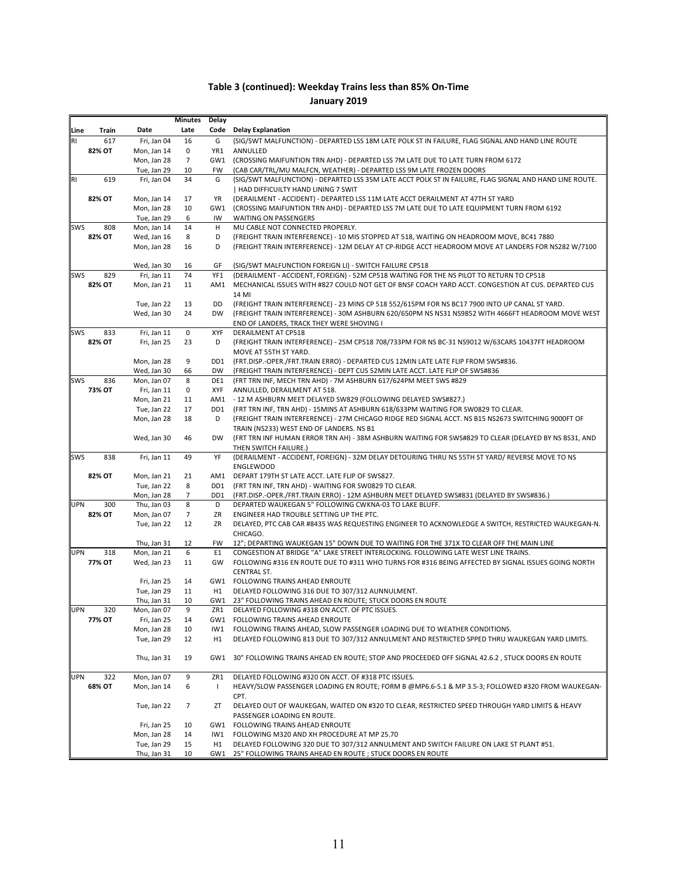## Table 3 (continued): Weekday Trains less than 85% On-Time

### January 2019

| Line | Train | Date | Minutes Late | Delay Code | Delay Explanation |
|---|---|---|---|---|---|
| RI | 617 | Fri, Jan 04 | 16 | G | (SIG/SWT MALFUNCTION) - DEPARTED LSS 18M LATE POLK ST IN FAILURE, FLAG SIGNAL AND HAND LINE ROUTE |
| | 82% OT | Mon, Jan 14 | 0 | YR1 | ANNULLED |
| | | Mon, Jan 28 | 7 | GW1 | (CROSSING MAIFUNTION TRN AHD) - DEPARTED LSS 7M LATE DUE TO LATE TURN FROM 6172 |
| | | Tue, Jan 29 | 10 | FW | (CAB CAR/TRL/MU MALFCN, WEATHER) - DEPARTED LSS 9M LATE FROZEN DOORS |
| RI | 619 | Fri, Jan 04 | 34 | G | (SIG/SWT MALFUNCTION) - DEPARTED LSS 35M LATE ACCT POLK ST IN FAILURE, FLAG SIGNAL AND HAND LINE ROUTE. \| HAD DIFFICUILTY HAND LINING 7 SWIT |
| | 82% OT | Mon, Jan 14 | 17 | YR | (DERAILMENT - ACCIDENT) - DEPARTED LSS 11M LATE ACCT DERAILMENT AT 47TH ST YARD |
| | | Mon, Jan 28 | 10 | GW1 | (CROSSING MAIFUNTION TRN AHD) - DEPARTED LSS 7M LATE DUE TO LATE EQUIPMENT TURN FROM 6192 |
| | | Tue, Jan 29 | 6 | IW | WAITING ON PASSENGERS |
| SWS | 808 | Mon, Jan 14 | 14 | H | MU CABLE NOT CONNECTED PROPERLY. |
| | 82% OT | Wed, Jan 16 | 8 | D | (FREIGHT TRAIN INTERFERENCE) - 10 MIS STOPPED AT 518, WAITING ON HEADROOM MOVE, BC41 7880 |
| | | Mon, Jan 28 | 16 | D | (FREIGHT TRAIN INTERFERENCE) - 12M DELAY AT CP-RIDGE ACCT HEADROOM MOVE AT LANDERS FOR NS282 W/7100 |
| | | Wed, Jan 30 | 16 | GF | (SIG/SWT MALFUNCTION FOREIGN LI) - SWITCH FAILURE CP518 |
| SWS | 829 | Fri, Jan 11 | 74 | YF1 | (DERAILMENT - ACCIDENT, FOREIGN) - 52M CP518 WAITING FOR THE NS PILOT TO RETURN TO CP518 |
| | 82% OT | Mon, Jan 21 | 11 | AM1 | MECHANICAL ISSUES WITH #827 COULD NOT GET OF BNSF COACH YARD ACCT. CONGESTION AT CUS. DEPARTED CUS 14 MI |
| | | Tue, Jan 22 | 13 | DD | (FREIGHT TRAIN INTERFERENCE) - 23 MINS CP 518 552/615PM FOR NS BC17 7900 INTO UP CANAL ST YARD. |
| | | Wed, Jan 30 | 24 | DW | (FREIGHT TRAIN INTERFERENCE) - 30M ASHBURN 620/650PM NS NS31 NS9852 WITH 4666FT HEADROOM MOVE WEST END OF LANDERS, TRACK THEY WERE SHOVING I |
| SWS | 833 | Fri, Jan 11 | 0 | XYF | DERAILMENT AT CP518 |
| | 82% OT | Fri, Jan 25 | 23 | D | (FREIGHT TRAIN INTERFERENCE) - 25M CP518 708/733PM FOR NS BC-31 NS9012 W/63CARS 10437FT HEADROOM MOVE AT 55TH ST YARD. |
| | | Mon, Jan 28 | 9 | DD1 | (FRT.DISP.-OPER./FRT.TRAIN ERRO) - DEPARTED CUS 12MIN LATE LATE FLIP FROM SWS#836. |
| | | Wed, Jan 30 | 66 | DW | (FREIGHT TRAIN INTERFERENCE) - DEPT CUS 52MIN LATE ACCT. LATE FLIP OF SWS#836 |
| SWS | 836 | Mon, Jan 07 | 8 | DE1 | (FRT TRN INF, MECH TRN AHD) - 7M ASHBURN 617/624PM MEET SWS #829 |
| | 73% OT | Fri, Jan 11 | 0 | XYF | ANNULLED, DERAILMENT AT 518. |
| | | Mon, Jan 21 | 11 | AM1 | - 12 M ASHBURN MEET DELAYED SW829 (FOLLOWING DELAYED SWS#827.) |
| | | Tue, Jan 22 | 17 | DD1 | (FRT TRN INF, TRN AHD) - 15MINS AT ASHBURN 618/633PM WAITING FOR SW0829 TO CLEAR. |
| | | Mon, Jan 28 | 18 | D | (FREIGHT TRAIN INTERFERENCE) - 27M CHICAGO RIDGE RED SIGNAL ACCT. NS B15 NS2673 SWITCHING 9000FT OF TRAIN (NS233) WEST END OF LANDERS. NS B1 |
| | | Wed, Jan 30 | 46 | DW | (FRT TRN INF HUMAN ERROR TRN AH) - 38M ASHBURN WAITING FOR SWS#829 TO CLEAR (DELAYED BY NS BS31, AND THEN SWITCH FAILURE.) |
| SWS | 838 | Fri, Jan 11 | 49 | YF | (DERAILMENT - ACCIDENT, FOREIGN) - 32M DELAY DETOURING THRU NS 55TH ST YARD/ REVERSE MOVE TO NS ENGLEWOOD |
| | 82% OT | Mon, Jan 21 | 21 | AM1 | DEPART 179TH ST LATE ACCT. LATE FLIP OF SWS827. |
| | | Tue, Jan 22 | 8 | DD1 | (FRT TRN INF, TRN AHD) - WAITING FOR SW0829 TO CLEAR. |
| | | Mon, Jan 28 | 7 | DD1 | (FRT.DISP.-OPER./FRT.TRAIN ERRO) - 12M ASHBURN MEET DELAYED SWS#831 (DELAYED BY SWS#836.) |
| UPN | 300 | Thu, Jan 03 | 8 | D | DEPARTED WAUKEGAN 5" FOLLOWING CWKNA-03 TO LAKE BLUFF. |
| | 82% OT | Mon, Jan 07 | 7 | ZR | ENGINEER HAD TROUBLE SETTING UP THE PTC. |
| | | Tue, Jan 22 | 12 | ZR | DELAYED, PTC CAB CAR #8435 WAS REQUESTING ENGINEER TO ACKNOWLEDGE A SWITCH, RESTRICTED WAUKEGAN-N. CHICAGO. |
| | | Thu, Jan 31 | 12 | FW | 12"; DEPARTING WAUKEGAN 15" DOWN DUE TO WAITING FOR THE 371X TO CLEAR OFF THE MAIN LINE |
| UPN | 318 | Mon, Jan 21 | 6 | E1 | CONGESTION AT BRIDGE "A" LAKE STREET INTERLOCKING. FOLLOWING LATE WEST LINE TRAINS. |
| | 77% OT | Wed, Jan 23 | 11 | GW | FOLLOWING #316 EN ROUTE DUE TO #311 WHO TURNS FOR #316 BEING AFFECTED BY SIGNAL ISSUES GOING NORTH CENTRAL ST. |
| | | Fri, Jan 25 | 14 | GW1 | FOLLOWING TRAINS AHEAD ENROUTE |
| | | Tue, Jan 29 | 11 | H1 | DELAYED FOLLOWING 316 DUE TO 307/312 AUNNULMENT. |
| | | Thu, Jan 31 | 10 | GW1 | 23" FOLLOWING TRAINS AHEAD EN ROUTE; STUCK DOORS EN ROUTE |
| UPN | 320 | Mon, Jan 07 | 9 | ZR1 | DELAYED FOLLOWING #318 ON ACCT. OF PTC ISSUES. |
| | 77% OT | Fri, Jan 25 | 14 | GW1 | FOLLOWING TRAINS AHEAD ENROUTE |
| | | Mon, Jan 28 | 10 | IW1 | FOLLOWING TRAINS AHEAD, SLOW PASSENGER LOADING DUE TO WEATHER CONDITIONS. |
| | | Tue, Jan 29 | 12 | H1 | DELAYED FOLLOWING 813 DUE TO 307/312 ANNULMENT AND RESTRICTED SPPED THRU WAUKEGAN YARD LIMITS. |
| | | Thu, Jan 31 | 19 | GW1 | 30" FOLLOWING TRAINS AHEAD EN ROUTE; STOP AND PROCEEDED OFF SIGNAL 42.6.2 , STUCK DOORS EN ROUTE |
| UPN | 322 | Mon, Jan 07 | 9 | ZR1 | DELAYED FOLLOWING #320 ON ACCT. OF #318 PTC ISSUES. |
| | 68% OT | Mon, Jan 14 | 6 | I | HEAVY/SLOW PASSENGER LOADING EN ROUTE; FORM B @MP6.6-5.1 & MP 3.5-3; FOLLOWED #320 FROM WAUKEGAN-CPT. |
| | | Tue, Jan 22 | 7 | ZT | DELAYED OUT OF WAUKEGAN, WAITED ON #320 TO CLEAR, RESTRICTED SPEED THROUGH YARD LIMITS & HEAVY PASSENGER LOADING EN ROUTE. |
| | | Fri, Jan 25 | 10 | GW1 | FOLLOWING TRAINS AHEAD ENROUTE |
| | | Mon, Jan 28 | 14 | IW1 | FOLLOWING M320 AND XH PROCEDURE AT MP 25.70 |
| | | Tue, Jan 29 | 15 | H1 | DELAYED FOLLOWING 320 DUE TO 307/312 ANNULMENT AND SWITCH FAILURE ON LAKE ST PLANT #51. |
| | | Thu, Jan 31 | 10 | GW1 | 25" FOLLOWING TRAINS AHEAD EN ROUTE ; STUCK DOORS EN ROUTE |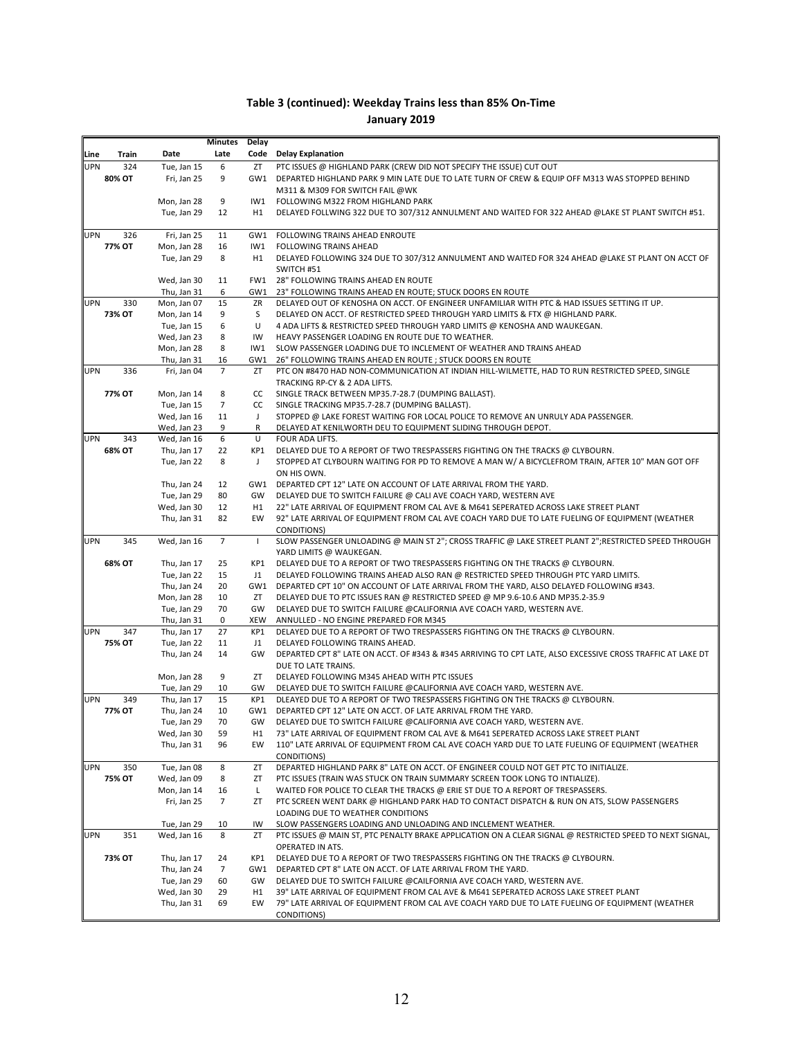## Table 3 (continued): Weekday Trains less than 85% On-Time

### January 2019

| Line | Train | Date | Minutes Late | Delay Code | Delay Explanation |
|---|---|---|---|---|---|
| UPN | 324 | Tue, Jan 15 | 6 | ZT | PTC ISSUES @ HIGHLAND PARK (CREW DID NOT SPECIFY THE ISSUE) CUT OUT |
| | 80% OT | Fri, Jan 25 | 9 | GW1 | DEPARTED HIGHLAND PARK 9 MIN LATE DUE TO LATE TURN OF CREW & EQUIP OFF M313 WAS STOPPED BEHIND M311 & M309 FOR SWITCH FAIL @WK |
| | | Mon, Jan 28 | 9 | IW1 | FOLLOWING M322 FROM HIGHLAND PARK |
| | | Tue, Jan 29 | 12 | H1 | DELAYED FOLLWING 322 DUE TO 307/312 ANNULMENT AND WAITED FOR 322 AHEAD @LAKE ST PLANT SWITCH #51. |
| UPN | 326 | Fri, Jan 25 | 11 | GW1 | FOLLOWING TRAINS AHEAD ENROUTE |
| | 77% OT | Mon, Jan 28 | 16 | IW1 | FOLLOWING TRAINS AHEAD |
| | | Tue, Jan 29 | 8 | H1 | DELAYED FOLLOWING 324 DUE TO 307/312 ANNULMENT AND WAITED FOR 324 AHEAD @LAKE ST PLANT ON ACCT OF SWITCH #51 |
| | | Wed, Jan 30 | 11 | FW1 | 28" FOLLOWING TRAINS AHEAD EN ROUTE |
| | | Thu, Jan 31 | 6 | GW1 | 23" FOLLOWING TRAINS AHEAD EN ROUTE; STUCK DOORS EN ROUTE |
| UPN | 330 | Mon, Jan 07 | 15 | ZR | DELAYED OUT OF KENOSHA ON ACCT. OF ENGINEER UNFAMILIAR WITH PTC & HAD ISSUES SETTING IT UP. |
| | 73% OT | Mon, Jan 14 | 9 | S | DELAYED ON ACCT. OF RESTRICTED SPEED THROUGH YARD LIMITS & FTX @ HIGHLAND PARK. |
| | | Tue, Jan 15 | 6 | U | 4 ADA LIFTS & RESTRICTED SPEED THROUGH YARD LIMITS @ KENOSHA AND WAUKEGAN. |
| | | Wed, Jan 23 | 8 | IW | HEAVY PASSENGER LOADING EN ROUTE DUE TO WEATHER. |
| | | Mon, Jan 28 | 8 | IW1 | SLOW PASSENGER LOADING DUE TO INCLEMENT OF WEATHER AND TRAINS AHEAD |
| | | Thu, Jan 31 | 16 | GW1 | 26" FOLLOWING TRAINS AHEAD EN ROUTE ; STUCK DOORS EN ROUTE |
| UPN | 336 | Fri, Jan 04 | 7 | ZT | PTC ON #8470 HAD NON-COMMUNICATION AT INDIAN HILL-WILMETTE, HAD TO RUN RESTRICTED SPEED, SINGLE TRACKING RP-CY & 2 ADA LIFTS. |
| | 77% OT | Mon, Jan 14 | 8 | CC | SINGLE TRACK BETWEEN MP35.7-28.7 (DUMPING BALLAST). |
| | | Tue, Jan 15 | 7 | CC | SINGLE TRACKING MP35.7-28.7 (DUMPING BALLAST). |
| | | Wed, Jan 16 | 11 | J | STOPPED @ LAKE FOREST WAITING FOR LOCAL POLICE TO REMOVE AN UNRULY ADA PASSENGER. |
| | | Wed, Jan 23 | 9 | R | DELAYED AT KENILWORTH DEU TO EQUIPMENT SLIDING THROUGH DEPOT. |
| UPN | 343 | Wed, Jan 16 | 6 | U | FOUR ADA LIFTS. |
| | 68% OT | Thu, Jan 17 | 22 | KP1 | DELAYED DUE TO A REPORT OF TWO TRESPASSERS FIGHTING ON THE TRACKS @ CLYBOURN. |
| | | Tue, Jan 22 | 8 | J | STOPPED AT CLYBOURN WAITING FOR PD TO REMOVE A MAN W/ A BICYCLEFROM TRAIN, AFTER 10" MAN GOT OFF ON HIS OWN. |
| | | Thu, Jan 24 | 12 | GW1 | DEPARTED CPT 12" LATE ON ACCOUNT OF LATE ARRIVAL FROM THE YARD. |
| | | Tue, Jan 29 | 80 | GW | DELAYED DUE TO SWITCH FAILURE @ CALI AVE COACH YARD, WESTERN AVE |
| | | Wed, Jan 30 | 12 | H1 | 22" LATE ARRIVAL OF EQUIPMENT FROM CAL AVE & M641 SEPERATED ACROSS LAKE STREET PLANT |
| | | Thu, Jan 31 | 82 | EW | 92" LATE ARRIVAL OF EQUIPMENT FROM CAL AVE COACH YARD DUE TO LATE FUELING OF EQUIPMENT (WEATHER CONDITIONS) |
| UPN | 345 | Wed, Jan 16 | 7 | I | SLOW PASSENGER UNLOADING @ MAIN ST 2"; CROSS TRAFFIC @ LAKE STREET PLANT 2";RESTRICTED SPEED THROUGH YARD LIMITS @ WAUKEGAN. |
| | 68% OT | Thu, Jan 17 | 25 | KP1 | DELAYED DUE TO A REPORT OF TWO TRESPASSERS FIGHTING ON THE TRACKS @ CLYBOURN. |
| | | Tue, Jan 22 | 15 | J1 | DELAYED FOLLOWING TRAINS AHEAD ALSO RAN @ RESTRICTED SPEED THROUGH PTC YARD LIMITS. |
| | | Thu, Jan 24 | 20 | GW1 | DEPARTED CPT 10" ON ACCOUNT OF LATE ARRIVAL FROM THE YARD, ALSO DELAYED FOLLOWING #343. |
| | | Mon, Jan 28 | 10 | ZT | DELAYED DUE TO PTC ISSUES RAN @ RESTRICTED SPEED @ MP 9.6-10.6 AND MP35.2-35.9 |
| | | Tue, Jan 29 | 70 | GW | DELAYED DUE TO SWITCH FAILURE @CALIFORNIA AVE COACH YARD, WESTERN AVE. |
| | | Thu, Jan 31 | 0 | XEW | ANNULLED - NO ENGINE PREPARED FOR M345 |
| UPN | 347 | Thu, Jan 17 | 27 | KP1 | DELAYED DUE TO A REPORT OF TWO TRESPASSERS FIGHTING ON THE TRACKS @ CLYBOURN. |
| | 75% OT | Tue, Jan 22 | 11 | J1 | DELAYED FOLLOWING TRAINS AHEAD. |
| | | Thu, Jan 24 | 14 | GW | DEPARTED CPT 8" LATE ON ACCT. OF #343 & #345 ARRIVING TO CPT LATE, ALSO EXCESSIVE CROSS TRAFFIC AT LAKE DT DUE TO LATE TRAINS. |
| | | Mon, Jan 28 | 9 | ZT | DELAYED FOLLOWING M345 AHEAD WITH PTC ISSUES |
| | | Tue, Jan 29 | 10 | GW | DELAYED DUE TO SWITCH FAILURE @CALIFORNIA AVE COACH YARD, WESTERN AVE. |
| UPN | 349 | Thu, Jan 17 | 15 | KP1 | DELAYED DUE TO A REPORT OF TWO TRESPASSERS FIGHTING ON THE TRACKS @ CLYBOURN. |
| | 77% OT | Thu, Jan 24 | 10 | GW1 | DEPARTED CPT 12" LATE ON ACCT. OF LATE ARRIVAL FROM THE YARD. |
| | | Tue, Jan 29 | 70 | GW | DELAYED DUE TO SWITCH FAILURE @CALIFORNIA AVE COACH YARD, WESTERN AVE. |
| | | Wed, Jan 30 | 59 | H1 | 73" LATE ARRIVAL OF EQUIPMENT FROM CAL AVE & M641 SEPERATED ACROSS LAKE STREET PLANT |
| | | Thu, Jan 31 | 96 | EW | 110" LATE ARRIVAL OF EQUIPMENT FROM CAL AVE COACH YARD DUE TO LATE FUELING OF EQUIPMENT (WEATHER CONDITIONS) |
| UPN | 350 | Tue, Jan 08 | 8 | ZT | DEPARTED HIGHLAND PARK 8" LATE ON ACCT. OF ENGINEER COULD NOT GET PTC TO INITIALIZE. |
| | 75% OT | Wed, Jan 09 | 8 | ZT | PTC ISSUES (TRAIN WAS STUCK ON TRAIN SUMMARY SCREEN TOOK LONG TO INTIALIZE). |
| | | Mon, Jan 14 | 16 | L | WAITED FOR POLICE TO CLEAR THE TRACKS @ ERIE ST DUE TO A REPORT OF TRESPASSERS. |
| | | Fri, Jan 25 | 7 | ZT | PTC SCREEN WENT DARK @ HIGHLAND PARK HAD TO CONTACT DISPATCH & RUN ON ATS, SLOW PASSENGERS LOADING DUE TO WEATHER CONDITIONS |
| | | Tue, Jan 29 | 10 | IW | SLOW PASSENGERS LOADING AND UNLOADING AND INCLEMENT WEATHER. |
| UPN | 351 | Wed, Jan 16 | 8 | ZT | PTC ISSUES @ MAIN ST, PTC PENALTY BRAKE APPLICATION ON A CLEAR SIGNAL @ RESTRICTED SPEED TO NEXT SIGNAL, OPERATED IN ATS. |
| | 73% OT | Thu, Jan 17 | 24 | KP1 | DELAYED DUE TO A REPORT OF TWO TRESPASSERS FIGHTING ON THE TRACKS @ CLYBOURN. |
| | | Thu, Jan 24 | 7 | GW1 | DEPARTED CPT 8" LATE ON ACCT. OF LATE ARRIVAL FROM THE YARD. |
| | | Tue, Jan 29 | 60 | GW | DELAYED DUE TO SWITCH FAILURE @CAILFORNIA AVE COACH YARD, WESTERN AVE. |
| | | Wed, Jan 30 | 29 | H1 | 39" LATE ARRIVAL OF EQUIPMENT FROM CAL AVE & M641 SEPERATED ACROSS LAKE STREET PLANT |
| | | Thu, Jan 31 | 69 | EW | 79" LATE ARRIVAL OF EQUIPMENT FROM CAL AVE COACH YARD DUE TO LATE FUELING OF EQUIPMENT (WEATHER CONDITIONS) |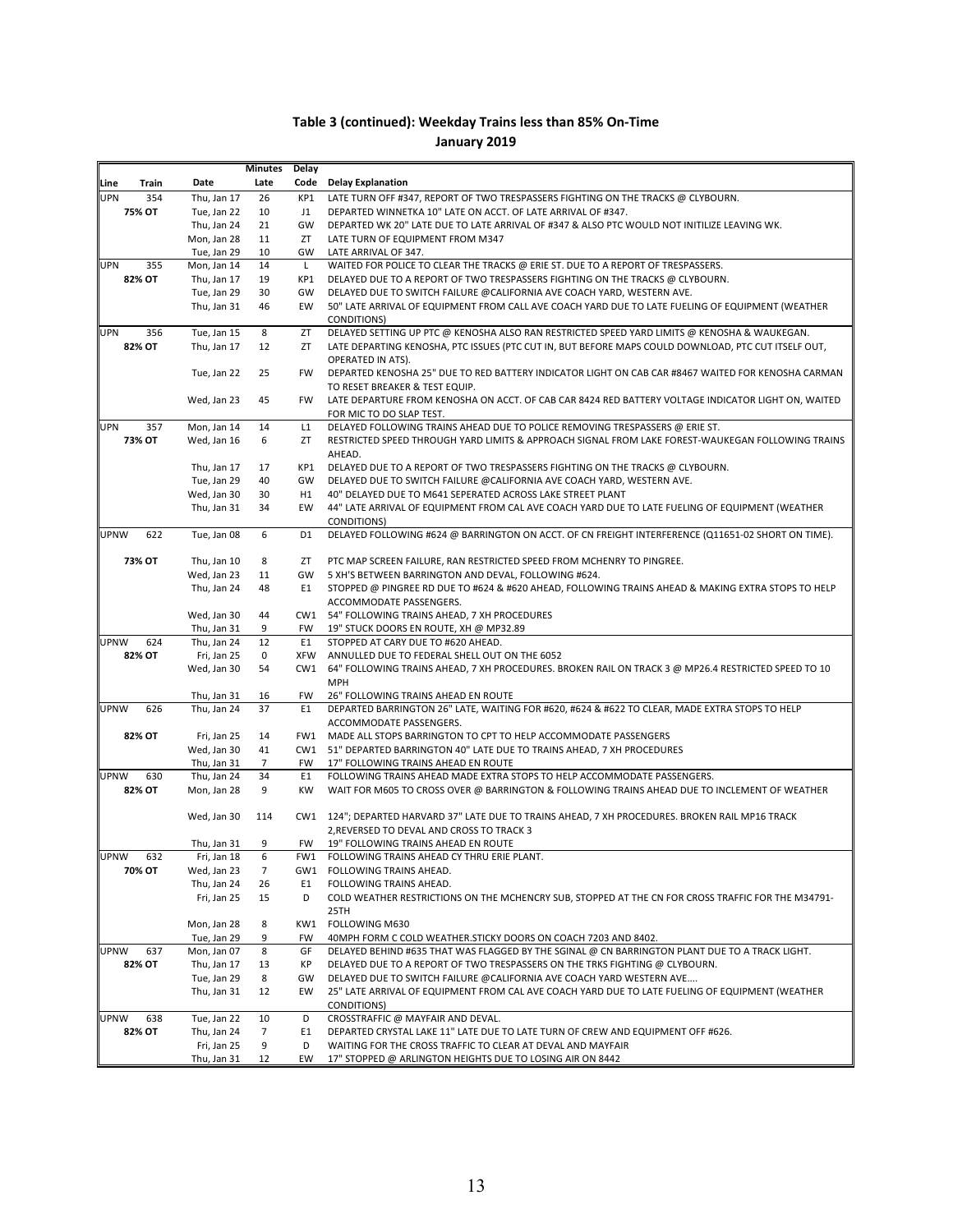## Table 3 (continued): Weekday Trains less than 85% On-Time

### January 2019

| Line | Train | Date | Minutes Late | Delay Code | Delay Explanation |
|---|---|---|---|---|---|
| UPN | 354 | Thu, Jan 17 | 26 | KP1 | LATE TURN OFF #347, REPORT OF TWO TRESPASSERS FIGHTING ON THE TRACKS @ CLYBOURN. |
| | 75% OT | Tue, Jan 22 | 10 | J1 | DEPARTED WINNETKA 10" LATE ON ACCT. OF LATE ARRIVAL OF #347. |
| | | Thu, Jan 24 | 21 | GW | DEPARTED WK 20" LATE DUE TO LATE ARRIVAL OF #347 & ALSO PTC WOULD NOT INITILIZE LEAVING WK. |
| | | Mon, Jan 28 | 11 | ZT | LATE TURN OF EQUIPMENT FROM M347 |
| | | Tue, Jan 29 | 10 | GW | LATE ARRIVAL OF 347. |
| UPN | 355 | Mon, Jan 14 | 14 | L | WAITED FOR POLICE TO CLEAR THE TRACKS @ ERIE ST. DUE TO A REPORT OF TRESPASSERS. |
| | 82% OT | Thu, Jan 17 | 19 | KP1 | DELAYED DUE TO A REPORT OF TWO TRESPASSERS FIGHTING ON THE TRACKS @ CLYBOURN. |
| | | Tue, Jan 29 | 30 | GW | DELAYED DUE TO SWITCH FAILURE @CALIFORNIA AVE COACH YARD, WESTERN AVE. |
| | | Thu, Jan 31 | 46 | EW | 50" LATE ARRIVAL OF EQUIPMENT FROM CALL AVE COACH YARD DUE TO LATE FUELING OF EQUIPMENT (WEATHER CONDITIONS) |
| UPN | 356 | Tue, Jan 15 | 8 | ZT | DELAYED SETTING UP PTC @ KENOSHA ALSO RAN RESTRICTED SPEED YARD LIMITS @ KENOSHA & WAUKEGAN. |
| | 82% OT | Thu, Jan 17 | 12 | ZT | LATE DEPARTING KENOSHA, PTC ISSUES (PTC CUT IN, BUT BEFORE MAPS COULD DOWNLOAD, PTC CUT ITSELF OUT, OPERATED IN ATS). |
| | | Tue, Jan 22 | 25 | FW | DEPARTED KENOSHA 25" DUE TO RED BATTERY INDICATOR LIGHT ON CAB CAR #8467 WAITED FOR KENOSHA CARMAN TO RESET BREAKER & TEST EQUIP. |
| | | Wed, Jan 23 | 45 | FW | LATE DEPARTURE FROM KENOSHA ON ACCT. OF CAB CAR 8424 RED BATTERY VOLTAGE INDICATOR LIGHT ON, WAITED FOR MIC TO DO SLAP TEST. |
| UPN | 357 | Mon, Jan 14 | 14 | L1 | DELAYED FOLLOWING TRAINS AHEAD DUE TO POLICE REMOVING TRESPASSERS @ ERIE ST. |
| | 73% OT | Wed, Jan 16 | 6 | ZT | RESTRICTED SPEED THROUGH YARD LIMITS & APPROACH SIGNAL FROM LAKE FOREST-WAUKEGAN FOLLOWING TRAINS AHEAD. |
| | | Thu, Jan 17 | 17 | KP1 | DELAYED DUE TO A REPORT OF TWO TRESPASSERS FIGHTING ON THE TRACKS @ CLYBOURN. |
| | | Tue, Jan 29 | 40 | GW | DELAYED DUE TO SWITCH FAILURE @CALIFORNIA AVE COACH YARD, WESTERN AVE. |
| | | Wed, Jan 30 | 30 | H1 | 40" DELAYED DUE TO M641 SEPERATED ACROSS LAKE STREET PLANT |
| | | Thu, Jan 31 | 34 | EW | 44" LATE ARRIVAL OF EQUIPMENT FROM CAL AVE COACH YARD DUE TO LATE FUELING OF EQUIPMENT (WEATHER CONDITIONS) |
| UPNW | 622 | Tue, Jan 08 | 6 | D1 | DELAYED FOLLOWING #624 @ BARRINGTON ON ACCT. OF CN FREIGHT INTERFERENCE (Q11651-02 SHORT ON TIME). |
| | 73% OT | Thu, Jan 10 | 8 | ZT | PTC MAP SCREEN FAILURE, RAN RESTRICTED SPEED FROM MCHENRY TO PINGREE. |
| | | Wed, Jan 23 | 11 | GW | 5 XH'S BETWEEN BARRINGTON AND DEVAL, FOLLOWING #624. |
| | | Thu, Jan 24 | 48 | E1 | STOPPED @ PINGREE RD DUE TO #624 & #620 AHEAD, FOLLOWING TRAINS AHEAD & MAKING EXTRA STOPS TO HELP ACCOMMODATE PASSENGERS. |
| | | Wed, Jan 30 | 44 | CW1 | 54" FOLLOWING TRAINS AHEAD, 7 XH PROCEDURES |
| | | Thu, Jan 31 | 9 | FW | 19" STUCK DOORS EN ROUTE, XH @ MP32.89 |
| UPNW | 624 | Thu, Jan 24 | 12 | E1 | STOPPED AT CARY DUE TO #620 AHEAD. |
| | 82% OT | Fri, Jan 25 | 0 | XFW | ANNULLED DUE TO FEDERAL SHELL OUT ON THE 6052 |
| | | Wed, Jan 30 | 54 | CW1 | 64" FOLLOWING TRAINS AHEAD, 7 XH PROCEDURES. BROKEN RAIL ON TRACK 3 @ MP26.4 RESTRICTED SPEED TO 10 MPH |
| | | Thu, Jan 31 | 16 | FW | 26" FOLLOWING TRAINS AHEAD EN ROUTE |
| UPNW | 626 | Thu, Jan 24 | 37 | E1 | DEPARTED BARRINGTON 26" LATE, WAITING FOR #620, #624 & #622 TO CLEAR, MADE EXTRA STOPS TO HELP ACCOMMODATE PASSENGERS. |
| | 82% OT | Fri, Jan 25 | 14 | FW1 | MADE ALL STOPS BARRINGTON TO CPT TO HELP ACCOMMODATE PASSENGERS |
| | | Wed, Jan 30 | 41 | CW1 | 51" DEPARTED BARRINGTON 40" LATE DUE TO TRAINS AHEAD, 7 XH PROCEDURES |
| | | Thu, Jan 31 | 7 | FW | 17" FOLLOWING TRAINS AHEAD EN ROUTE |
| UPNW | 630 | Thu, Jan 24 | 34 | E1 | FOLLOWING TRAINS AHEAD MADE EXTRA STOPS TO HELP ACCOMMODATE PASSENGERS. |
| | 82% OT | Mon, Jan 28 | 9 | KW | WAIT FOR M605 TO CROSS OVER @ BARRINGTON & FOLLOWING TRAINS AHEAD DUE TO INCLEMENT OF WEATHER |
| | | Wed, Jan 30 | 114 | CW1 | 124"; DEPARTED HARVARD 37" LATE DUE TO TRAINS AHEAD, 7 XH PROCEDURES. BROKEN RAIL MP16 TRACK 2,REVERSED TO DEVAL AND CROSS TO TRACK 3 |
| | | Thu, Jan 31 | 9 | FW | 19" FOLLOWING TRAINS AHEAD EN ROUTE |
| UPNW | 632 | Fri, Jan 18 | 6 | FW1 | FOLLOWING TRAINS AHEAD CY THRU ERIE PLANT. |
| | 70% OT | Wed, Jan 23 | 7 | GW1 | FOLLOWING TRAINS AHEAD. |
| | | Thu, Jan 24 | 26 | E1 | FOLLOWING TRAINS AHEAD. |
| | | Fri, Jan 25 | 15 | D | COLD WEATHER RESTRICTIONS ON THE MCHENCRY SUB, STOPPED AT THE CN FOR CROSS TRAFFIC FOR THE M34791-25TH |
| | | Mon, Jan 28 | 8 | KW1 | FOLLOWING M630 |
| | | Tue, Jan 29 | 9 | FW | 40MPH FORM C COLD WEATHER.STICKY DOORS ON COACH 7203 AND 8402. |
| UPNW | 637 | Mon, Jan 07 | 8 | GF | DELAYED BEHIND #635 THAT WAS FLAGGED BY THE SGINAL @ CN BARRINGTON PLANT DUE TO A TRACK LIGHT. |
| | 82% OT | Thu, Jan 17 | 13 | KP | DELAYED DUE TO A REPORT OF TWO TRESPASSERS ON THE TRKS FIGHTING @ CLYBOURN. |
| | | Tue, Jan 29 | 8 | GW | DELAYED DUE TO SWITCH FAILURE @CALIFORNIA AVE COACH YARD WESTERN AVE.... |
| | | Thu, Jan 31 | 12 | EW | 25" LATE ARRIVAL OF EQUIPMENT FROM CAL AVE COACH YARD DUE TO LATE FUELING OF EQUIPMENT (WEATHER CONDITIONS) |
| UPNW | 638 | Tue, Jan 22 | 10 | D | CROSSTRAFFIC @ MAYFAIR AND DEVAL. |
| | 82% OT | Thu, Jan 24 | 7 | E1 | DEPARTED CRYSTAL LAKE 11" LATE DUE TO LATE TURN OF CREW AND EQUIPMENT OFF #626. |
| | | Fri, Jan 25 | 9 | D | WAITING FOR THE CROSS TRAFFIC TO CLEAR AT DEVAL AND MAYFAIR |
| | | Thu, Jan 31 | 12 | EW | 17" STOPPED @ ARLINGTON HEIGHTS DUE TO LOSING AIR ON 8442 |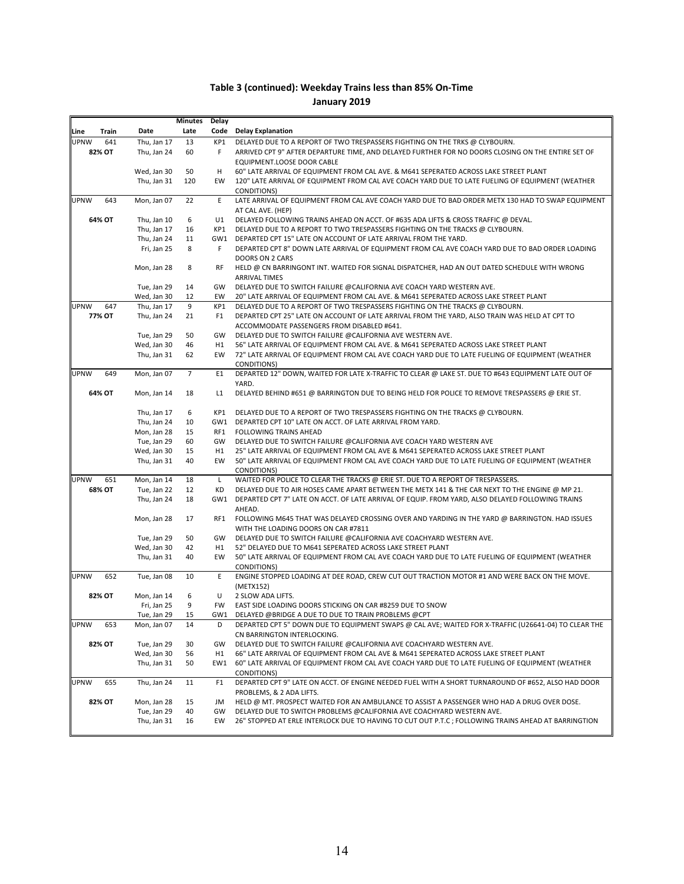## Table 3 (continued): Weekday Trains less than 85% On-Time

### January 2019

| Line | Train | Date | Minutes Late | Delay Code | Delay Explanation |
|---|---|---|---|---|---|
| UPNW | 641 | Thu, Jan 17 | 13 | KP1 | DELAYED DUE TO A REPORT OF TWO TRESPASSERS FIGHTING ON THE TRKS @ CLYBOURN. |
| | 82% OT | Thu, Jan 24 | 60 | F | ARRIVED CPT 9" AFTER DEPARTURE TIME, AND DELAYED FURTHER FOR NO DOORS CLOSING ON THE ENTIRE SET OF EQUIPMENT.LOOSE DOOR CABLE |
| | | Wed, Jan 30 | 50 | H | 60" LATE ARRIVAL OF EQUIPMENT FROM CAL AVE. & M641 SEPERATED ACROSS LAKE STREET PLANT |
| | | Thu, Jan 31 | 120 | EW | 120" LATE ARRIVAL OF EQUIPMENT FROM CAL AVE COACH YARD DUE TO LATE FUELING OF EQUIPMENT (WEATHER CONDITIONS) |
| UPNW | 643 | Mon, Jan 07 | 22 | E | LATE ARRIVAL OF EQUIPMENT FROM CAL AVE COACH YARD DUE TO BAD ORDER METX 130 HAD TO SWAP EQUIPMENT AT CAL AVE. (HEP) |
| | 64% OT | Thu, Jan 10 | 6 | U1 | DELAYED FOLLOWING TRAINS AHEAD ON ACCT. OF #635 ADA LIFTS & CROSS TRAFFIC @ DEVAL. |
| | | Thu, Jan 17 | 16 | KP1 | DELAYED DUE TO A REPORT TO TWO TRESPASSERS FIGHTING ON THE TRACKS @ CLYBOURN. |
| | | Thu, Jan 24 | 11 | GW1 | DEPARTED CPT 15" LATE ON ACCOUNT OF LATE ARRIVAL FROM THE YARD. |
| | | Fri, Jan 25 | 8 | F | DEPARTED CPT 8" DOWN LATE ARRIVAL OF EQUIPMENT FROM CAL AVE COACH YARD DUE TO BAD ORDER LOADING DOORS ON 2 CARS |
| | | Mon, Jan 28 | 8 | RF | HELD @ CN BARRINGONT INT. WAITED FOR SIGNAL DISPATCHER, HAD AN OUT DATED SCHEDULE WITH WRONG ARRIVAL TIMES |
| | | Tue, Jan 29 | 14 | GW | DELAYED DUE TO SWITCH FAILURE @CALIFORNIA AVE COACH YARD WESTERN AVE. |
| | | Wed, Jan 30 | 12 | EW | 20" LATE ARRIVAL OF EQUIPMENT FROM CAL AVE. & M641 SEPERATED ACROSS LAKE STREET PLANT |
| UPNW | 647 | Thu, Jan 17 | 9 | KP1 | DELAYED DUE TO A REPORT OF TWO TRESPASSERS FIGHTING ON THE TRACKS @ CLYBOURN. |
| | 77% OT | Thu, Jan 24 | 21 | F1 | DEPARTED CPT 25" LATE ON ACCOUNT OF LATE ARRIVAL FROM THE YARD, ALSO TRAIN WAS HELD AT CPT TO ACCOMMODATE PASSENGERS FROM DISABLED #641. |
| | | Tue, Jan 29 | 50 | GW | DELAYED DUE TO SWITCH FAILURE @CALIFORNIA AVE WESTERN AVE. |
| | | Wed, Jan 30 | 46 | H1 | 56" LATE ARRIVAL OF EQUIPMENT FROM CAL AVE. & M641 SEPERATED ACROSS LAKE STREET PLANT |
| | | Thu, Jan 31 | 62 | EW | 72" LATE ARRIVAL OF EQUIPMENT FROM CAL AVE COACH YARD DUE TO LATE FUELING OF EQUIPMENT (WEATHER CONDITIONS) |
| UPNW | 649 | Mon, Jan 07 | 7 | E1 | DEPARTED 12" DOWN, WAITED FOR LATE X-TRAFFIC TO CLEAR @ LAKE ST. DUE TO #643 EQUIPMENT LATE OUT OF YARD. |
| | 64% OT | Mon, Jan 14 | 18 | L1 | DELAYED BEHIND #651 @ BARRINGTON DUE TO BEING HELD FOR POLICE TO REMOVE TRESPASSERS @ ERIE ST. |
| | | Thu, Jan 17 | 6 | KP1 | DELAYED DUE TO A REPORT OF TWO TRESPASSERS FIGHTING ON THE TRACKS @ CLYBOURN. |
| | | Thu, Jan 24 | 10 | GW1 | DEPARTED CPT 10" LATE ON ACCT. OF LATE ARRIVAL FROM YARD. |
| | | Mon, Jan 28 | 15 | RF1 | FOLLOWING TRAINS AHEAD |
| | | Tue, Jan 29 | 60 | GW | DELAYED DUE TO SWITCH FAILURE @CALIFORNIA AVE COACH YARD WESTERN AVE |
| | | Wed, Jan 30 | 15 | H1 | 25" LATE ARRIVAL OF EQUIPMENT FROM CAL AVE & M641 SEPERATED ACROSS LAKE STREET PLANT |
| | | Thu, Jan 31 | 40 | EW | 50" LATE ARRIVAL OF EQUIPMENT FROM CAL AVE COACH YARD DUE TO LATE FUELING OF EQUIPMENT (WEATHER CONDITIONS) |
| UPNW | 651 | Mon, Jan 14 | 18 | L | WAITED FOR POLICE TO CLEAR THE TRACKS @ ERIE ST. DUE TO A REPORT OF TRESPASSERS. |
| | 68% OT | Tue, Jan 22 | 12 | KD | DELAYED DUE TO AIR HOSES CAME APART BETWEEN THE METX 141 & THE CAR NEXT TO THE ENGINE @ MP 21. |
| | | Thu, Jan 24 | 18 | GW1 | DEPARTED CPT 7" LATE ON ACCT. OF LATE ARRIVAL OF EQUIP. FROM YARD, ALSO DELAYED FOLLOWING TRAINS AHEAD. |
| | | Mon, Jan 28 | 17 | RF1 | FOLLOWING M645 THAT WAS DELAYED CROSSING OVER AND YARDING IN THE YARD @ BARRINGTON. HAD ISSUES WITH THE LOADING DOORS ON CAR #7811 |
| | | Tue, Jan 29 | 50 | GW | DELAYED DUE TO SWITCH FAILURE @CALIFORNIA AVE COACHYARD WESTERN AVE. |
| | | Wed, Jan 30 | 42 | H1 | 52" DELAYED DUE TO M641 SEPERATED ACROSS LAKE STREET PLANT |
| | | Thu, Jan 31 | 40 | EW | 50" LATE ARRIVAL OF EQUIPMENT FROM CAL AVE COACH YARD DUE TO LATE FUELING OF EQUIPMENT (WEATHER CONDITIONS) |
| UPNW | 652 | Tue, Jan 08 | 10 | E | ENGINE STOPPED LOADING AT DEE ROAD, CREW CUT OUT TRACTION MOTOR #1 AND WERE BACK ON THE MOVE. (METX152) |
| | 82% OT | Mon, Jan 14 | 6 | U | 2 SLOW ADA LIFTS. |
| | | Fri, Jan 25 | 9 | FW | EAST SIDE LOADING DOORS STICKING ON CAR #8259 DUE TO SNOW |
| | | Tue, Jan 29 | 15 | GW1 | DELAYED @BRIDGE A DUE TO DUE TO TRAIN PROBLEMS @CPT |
| UPNW | 653 | Mon, Jan 07 | 14 | D | DEPARTED CPT 5" DOWN DUE TO EQUIPMENT SWAPS @ CAL AVE; WAITED FOR X-TRAFFIC (U26641-04) TO CLEAR THE CN BARRINGTON INTERLOCKING. |
| | 82% OT | Tue, Jan 29 | 30 | GW | DELAYED DUE TO SWITCH FAILURE @CALIFORNIA AVE COACHYARD WESTERN AVE. |
| | | Wed, Jan 30 | 56 | H1 | 66" LATE ARRIVAL OF EQUIPMENT FROM CAL AVE & M641 SEPERATED ACROSS LAKE STREET PLANT |
| | | Thu, Jan 31 | 50 | EW1 | 60" LATE ARRIVAL OF EQUIPMENT FROM CAL AVE COACH YARD DUE TO LATE FUELING OF EQUIPMENT (WEATHER CONDITIONS) |
| UPNW | 655 | Thu, Jan 24 | 11 | F1 | DEPARTED CPT 9" LATE ON ACCT. OF ENGINE NEEDED FUEL WITH A SHORT TURNAROUND OF #652, ALSO HAD DOOR PROBLEMS, & 2 ADA LIFTS. |
| | 82% OT | Mon, Jan 28 | 15 | JM | HELD @ MT. PROSPECT WAITED FOR AN AMBULANCE TO ASSIST A PASSENGER WHO HAD A DRUG OVER DOSE. |
| | | Tue, Jan 29 | 40 | GW | DELAYED DUE TO SWITCH PROBLEMS @CALIFORNIA AVE COACHYARD WESTERN AVE. |
| | | Thu, Jan 31 | 16 | EW | 26" STOPPED AT ERLE INTERLOCK DUE TO HAVING TO CUT OUT P.T.C ; FOLLOWING TRAINS AHEAD AT BARRINGTION |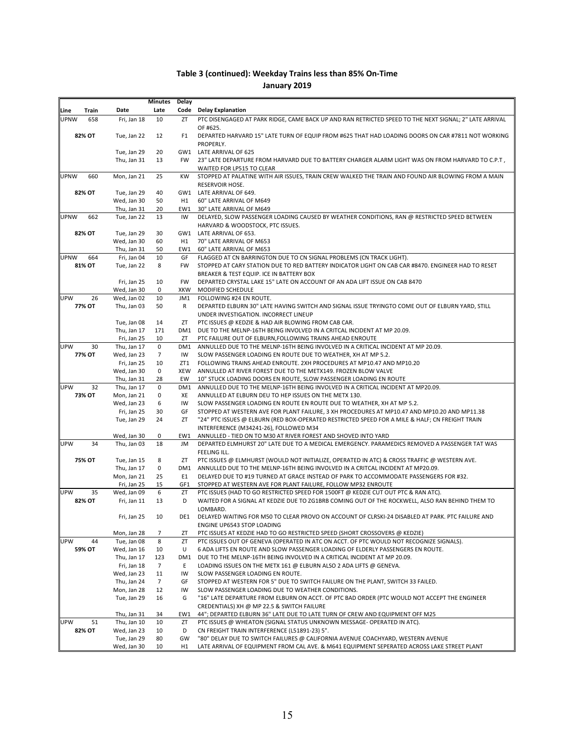## Table 3 (continued): Weekday Trains less than 85% On-Time

### January 2019

| Line | Train | Date | Minutes Late | Delay Code | Delay Explanation |
|---|---|---|---|---|---|
| UPNW | 658 | Fri, Jan 18 | 10 | ZT | PTC DISENGAGED AT PARK RIDGE, CAME BACK UP AND RAN RETRICTED SPEED TO THE NEXT SIGNAL; 2" LATE ARRIVAL OF #625. |
| | 82% OT | Tue, Jan 22 | 12 | F1 | DEPARTED HARVARD 15" LATE TURN OF EQUIP FROM #625 THAT HAD LOADING DOORS ON CAR #7811 NOT WORKING PROPERLY. |
| | | Tue, Jan 29 | 20 | GW1 | LATE ARRIVAL OF 625 |
| | | Thu, Jan 31 | 13 | FW | 23" LATE DEPARTURE FROM HARVARD DUE TO BATTERY CHARGER ALARM LIGHT WAS ON FROM HARVARD TO C.P.T , WAITED FOR LP515 TO CLEAR |
| UPNW | 660 | Mon, Jan 21 | 25 | KW | STOPPED AT PALATINE WITH AIR ISSUES, TRAIN CREW WALKED THE TRAIN AND FOUND AIR BLOWING FROM A MAIN RESERVOIR HOSE. |
| | 82% OT | Tue, Jan 29 | 40 | GW1 | LATE ARRIVAL OF 649. |
| | | Wed, Jan 30 | 50 | H1 | 60" LATE ARRIVAL OF M649 |
| | | Thu, Jan 31 | 20 | EW1 | 30" LATE ARRIVAL OF M649 |
| UPNW | 662 | Tue, Jan 22 | 13 | IW | DELAYED, SLOW PASSENGER LOADING CAUSED BY WEATHER CONDITIONS, RAN @ RESTRICTED SPEED BETWEEN HARVARD & WOODSTOCK, PTC ISSUES. |
| | 82% OT | Tue, Jan 29 | 30 | GW1 | LATE ARRIVAL OF 653. |
| | | Wed, Jan 30 | 60 | H1 | 70" LATE ARRIVAL OF M653 |
| | | Thu, Jan 31 | 50 | EW1 | 60" LATE ARRIVAL OF M653 |
| UPNW | 664 | Fri, Jan 04 | 10 | GF | FLAGGED AT CN BARRINGTON DUE TO CN SIGNAL PROBLEMS (CN TRACK LIGHT). |
| | 81% OT | Tue, Jan 22 | 8 | FW | STOPPED AT CARY STATION DUE TO RED BATTERY INDICATOR LIGHT ON CAB CAR #8470. ENGINEER HAD TO RESET BREAKER & TEST EQUIP. ICE IN BATTERY BOX |
| | | Fri, Jan 25 | 10 | FW | DEPARTED CRYSTAL LAKE 15" LATE ON ACCOUNT OF AN ADA LIFT ISSUE ON CAB 8470 |
| | | Wed, Jan 30 | 0 | XKW | MODIFIED SCHEDULE |
| UPW | 26 | Wed, Jan 02 | 10 | JM1 | FOLLOWING #24 EN ROUTE. |
| | 77% OT | Thu, Jan 03 | 50 | R | DEPARTED ELBURN 30" LATE HAVING SWITCH AND SIGNAL ISSUE TRYINGTO COME OUT OF ELBURN YARD, STILL UNDER INVESTIGATION. INCORRECT LINEUP |
| | | Tue, Jan 08 | 14 | ZT | PTC ISSUES @ KEDZIE & HAD AIR BLOWING FROM CAB CAR. |
| | | Thu, Jan 17 | 171 | DM1 | DUE TO THE MELNP-16TH BEING INVOLVED IN A CRITCAL INCIDENT AT MP 20.09. |
| | | Fri, Jan 25 | 10 | ZT | PTC FAILURE OUT OF ELBURN,FOLLOWING TRAINS AHEAD ENROUTE |
| UPW | 30 | Thu, Jan 17 | 0 | DM1 | ANNULLED DUE TO THE MELNP-16TH BEING INVOLVED IN A CRITICAL INCIDENT AT MP 20.09. |
| | 77% OT | Wed, Jan 23 | 7 | IW | SLOW PASSENGER LOADING EN ROUTE DUE TO WEATHER, XH AT MP 5.2. |
| | | Fri, Jan 25 | 10 | ZT1 | FOLLOWING TRAINS AHEAD ENROUTE. 2XH PROCEDURES AT MP10.47 AND MP10.20 |
| | | Wed, Jan 30 | 0 | XEW | ANNULLED AT RIVER FOREST DUE TO THE METX149. FROZEN BLOW VALVE |
| | | Thu, Jan 31 | 28 | EW | 10" STUCK LOADING DOORS EN ROUTE, SLOW PASSENGER LOADING EN ROUTE |
| UPW | 32 | Thu, Jan 17 | 0 | DM1 | ANNULLED DUE TO THE MELNP-16TH BEING INVOLVED IN A CRITICAL INCIDENT AT MP20.09. |
| | 73% OT | Mon, Jan 21 | 0 | XE | ANNULLED AT ELBURN DEU TO HEP ISSUES ON THE METX 130. |
| | | Wed, Jan 23 | 6 | IW | SLOW PASSENGER LOADING EN ROUTE EN ROUTE DUE TO WEATHER, XH AT MP 5.2. |
| | | Fri, Jan 25 | 30 | GF | STOPPED AT WESTERN AVE FOR PLANT FAILURE, 3 XH PROCEDURES AT MP10.47 AND MP10.20 AND MP11.38 |
| | | Tue, Jan 29 | 24 | ZT | "24" PTC ISSUES @ ELBURN (RED BOX-OPERATED RESTRICTED SPEED FOR A MILE & HALF; CN FREIGHT TRAIN INTERFERENCE (M34241-26), FOLLOWED M34 |
| | | Wed, Jan 30 | 0 | EW1 | ANNULLED - TIED ON TO M30 AT RIVER FOREST AND SHOVED INTO YARD |
| UPW | 34 | Thu, Jan 03 | 18 | JM | DEPARTED ELMHURST 20" LATE DUE TO A MEDICAL EMERGENCY. PARAMEDICS REMOVED A PASSENGER TAT WAS FEELING ILL. |
| | 75% OT | Tue, Jan 15 | 8 | ZT | PTC ISSUES @ ELMHURST (WOULD NOT INITIALIZE, OPERATED IN ATC) & CROSS TRAFFIC @ WESTERN AVE. |
| | | Thu, Jan 17 | 0 | DM1 | ANNULLED DUE TO THE MELNP-16TH BEING INVOLVED IN A CRITCAL INCIDENT AT MP20.09. |
| | | Mon, Jan 21 | 25 | E1 | DELAYED DUE TO #19 TURNED AT GRACE INSTEAD OF PARK TO ACCOMMODATE PASSENGERS FOR #32. |
| | | Fri, Jan 25 | 15 | GF1 | STOPPED AT WESTERN AVE FOR PLANT FAILURE, FOLLOW MP32 ENROUTE |
| UPW | 35 | Wed, Jan 09 | 6 | ZT | PTC ISSUES (HAD TO GO RESTRICTED SPEED FOR 1500FT @ KEDZIE CUT OUT PTC & RAN ATC). |
| | 82% OT | Fri, Jan 11 | 13 | D | WAITED FOR A SIGNAL AT KEDZIE DUE TO ZG1BRB COMING OUT OF THE ROCKWELL, ALSO RAN BEHIND THEM TO LOMBARD. |
| | | Fri, Jan 25 | 10 | DE1 | DELAYED WAITING FOR M50 TO CLEAR PROVO ON ACCOUNT OF CLRSKI-24 DISABLED AT PARK. PTC FAILURE AND ENGINE UP6543 STOP LOADING |
| | | Mon, Jan 28 | 7 | ZT | PTC ISSUES AT KEDZIE HAD TO GO RESTRICTED SPEED (SHORT CROSSOVERS @ KEDZIE) |
| UPW | 44 | Tue, Jan 08 | 8 | ZT | PTC ISSUES OUT OF GENEVA (OPERATED IN ATC ON ACCT. OF PTC WOULD NOT RECOGNIZE SIGNALS). |
| | 59% OT | Wed, Jan 16 | 10 | U | 6 ADA LIFTS EN ROUTE AND SLOW PASSENGER LOADING OF ELDERLY PASSENGERS EN ROUTE. |
| | | Thu, Jan 17 | 123 | DM1 | DUE TO THE MELNP-16TH BEING INVOLVED IN A CRITICAL INCIDENT AT MP 20.09. |
| | | Fri, Jan 18 | 7 | E | LOADING ISSUES ON THE METX 161 @ ELBURN ALSO 2 ADA LIFTS @ GENEVA. |
| | | Wed, Jan 23 | 11 | IW | SLOW PASSENGER LOADING EN ROUTE. |
| | | Thu, Jan 24 | 7 | GF | STOPPED AT WESTERN FOR 5" DUE TO SWITCH FAILURE ON THE PLANT, SWITCH 33 FAILED. |
| | | Mon, Jan 28 | 12 | IW | SLOW PASSENGER LOADING DUE TO WEATHER CONDITIONS. |
| | | Tue, Jan 29 | 16 | G | "16" LATE DEPARTURE FROM ELBURN ON ACCT. OF PTC BAD ORDER (PTC WOULD NOT ACCEPT THE ENGINEER CREDENTIALS) XH @ MP 22.5 & SWITCH FAILURE |
| | | Thu, Jan 31 | 34 | EW1 | 44"; DEPARTED ELBURN 36" LATE DUE TO LATE TURN OF CREW AND EQUIPMENT OFF M25 |
| UPW | 51 | Thu, Jan 10 | 10 | ZT | PTC ISSUES @ WHEATON (SIGNAL STATUS UNKNOWN MESSAGE- OPERATED IN ATC). |
| | 82% OT | Wed, Jan 23 | 10 | D | CN FREIGHT TRAIN INTERFERENCE (L51891-23) 5". |
| | | Tue, Jan 29 | 80 | GW | "80" DELAY DUE TO SWITCH FAILURES @ CALIFORNIA AVENUE COACHYARD, WESTERN AVENUE |
| | | Wed, Jan 30 | 10 | H1 | LATE ARRIVAL OF EQUIPMENT FROM CAL AVE. & M641 EQUIPMENT SEPERATED ACROSS LAKE STREET PLANT |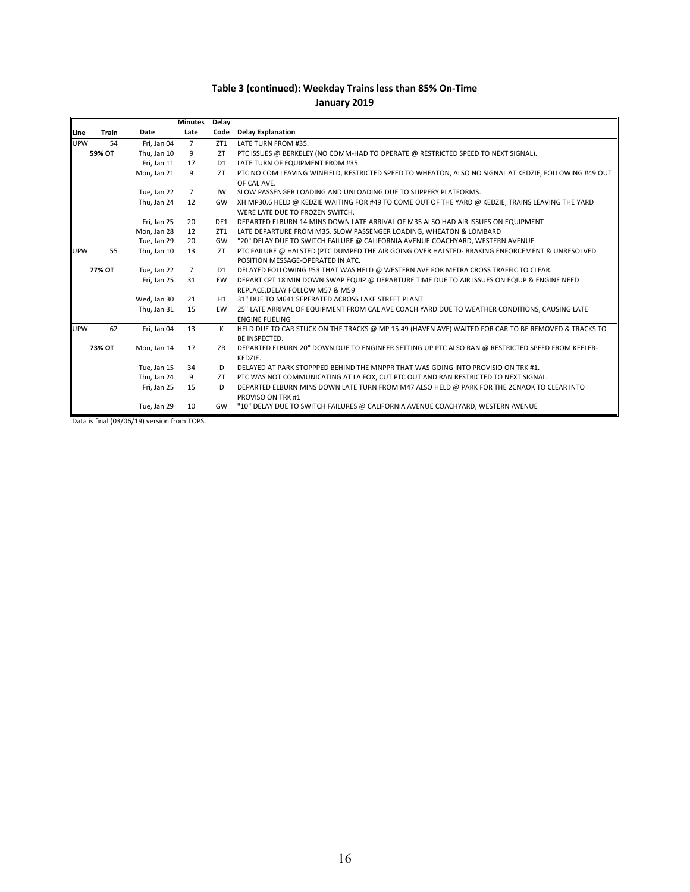## Table 3 (continued): Weekday Trains less than 85% On-Time
### January 2019

| Line | Train | Date | Minutes Late | Delay Code | Delay Explanation |
|---|---|---|---|---|---|
| UPW | 54 | Fri, Jan 04 | 7 | ZT1 | LATE TURN FROM #35. |
| | 59% OT | Thu, Jan 10 | 9 | ZT | PTC ISSUES @ BERKELEY (NO COMM-HAD TO OPERATE @ RESTRICTED SPEED TO NEXT SIGNAL). |
| | | Fri, Jan 11 | 17 | D1 | LATE TURN OF EQUIPMENT FROM #35. |
| | | Mon, Jan 21 | 9 | ZT | PTC NO COM LEAVING WINFIELD, RESTRICTED SPEED TO WHEATON, ALSO NO SIGNAL AT KEDZIE, FOLLOWING #49 OUT OF CAL AVE. |
| | | Tue, Jan 22 | 7 | IW | SLOW PASSENGER LOADING AND UNLOADING DUE TO SLIPPERY PLATFORMS. |
| | | Thu, Jan 24 | 12 | GW | XH MP30.6 HELD @ KEDZIE WAITING FOR #49 TO COME OUT OF THE YARD @ KEDZIE, TRAINS LEAVING THE YARD WERE LATE DUE TO FROZEN SWITCH. |
| | | Fri, Jan 25 | 20 | DE1 | DEPARTED ELBURN 14 MINS DOWN LATE ARRIVAL OF M35 ALSO HAD AIR ISSUES ON EQUIPMENT |
| | | Mon, Jan 28 | 12 | ZT1 | LATE DEPARTURE FROM M35. SLOW PASSENGER LOADING, WHEATON & LOMBARD |
| | | Tue, Jan 29 | 20 | GW | "20" DELAY DUE TO SWITCH FAILURE @ CALIFORNIA AVENUE COACHYARD, WESTERN AVENUE |
| UPW | 55 | Thu, Jan 10 | 13 | ZT | PTC FAILURE @ HALSTED (PTC DUMPED THE AIR GOING OVER HALSTED- BRAKING ENFORCEMENT & UNRESOLVED POSITION MESSAGE-OPERATED IN ATC. |
| | 77% OT | Tue, Jan 22 | 7 | D1 | DELAYED FOLLOWING #53 THAT WAS HELD @ WESTERN AVE FOR METRA CROSS TRAFFIC TO CLEAR. |
| | | Fri, Jan 25 | 31 | EW | DEPART CPT 18 MIN DOWN SWAP EQUIP @ DEPARTURE TIME DUE TO AIR ISSUES ON EQIUP & ENGINE NEED REPLACE,DELAY FOLLOW M57 & M59 |
| | | Wed, Jan 30 | 21 | H1 | 31" DUE TO M641 SEPERATED ACROSS LAKE STREET PLANT |
| | | Thu, Jan 31 | 15 | EW | 25" LATE ARRIVAL OF EQUIPMENT FROM CAL AVE COACH YARD DUE TO WEATHER CONDITIONS, CAUSING LATE ENGINE FUELING |
| UPW | 62 | Fri, Jan 04 | 13 | K | HELD DUE TO CAR STUCK ON THE TRACKS @ MP 15.49 (HAVEN AVE) WAITED FOR CAR TO BE REMOVED & TRACKS TO BE INSPECTED. |
| | 73% OT | Mon, Jan 14 | 17 | ZR | DEPARTED ELBURN 20" DOWN DUE TO ENGINEER SETTING UP PTC ALSO RAN @ RESTRICTED SPEED FROM KEELER-KEDZIE. |
| | | Tue, Jan 15 | 34 | D | DELAYED AT PARK STOPPPED BEHIND THE MNPPR THAT WAS GOING INTO PROVISIO ON TRK #1. |
| | | Thu, Jan 24 | 9 | ZT | PTC WAS NOT COMMUNICATING AT LA FOX, CUT PTC OUT AND RAN RESTRICTED TO NEXT SIGNAL. |
| | | Fri, Jan 25 | 15 | D | DEPARTED ELBURN MINS DOWN LATE TURN FROM M47 ALSO HELD @ PARK FOR THE 2CNAOK TO CLEAR INTO PROVISO ON TRK #1 |
| | | Tue, Jan 29 | 10 | GW | "10" DELAY DUE TO SWITCH FAILURES @ CALIFORNIA AVENUE COACHYARD, WESTERN AVENUE |

Data is final (03/06/19) version from TOPS.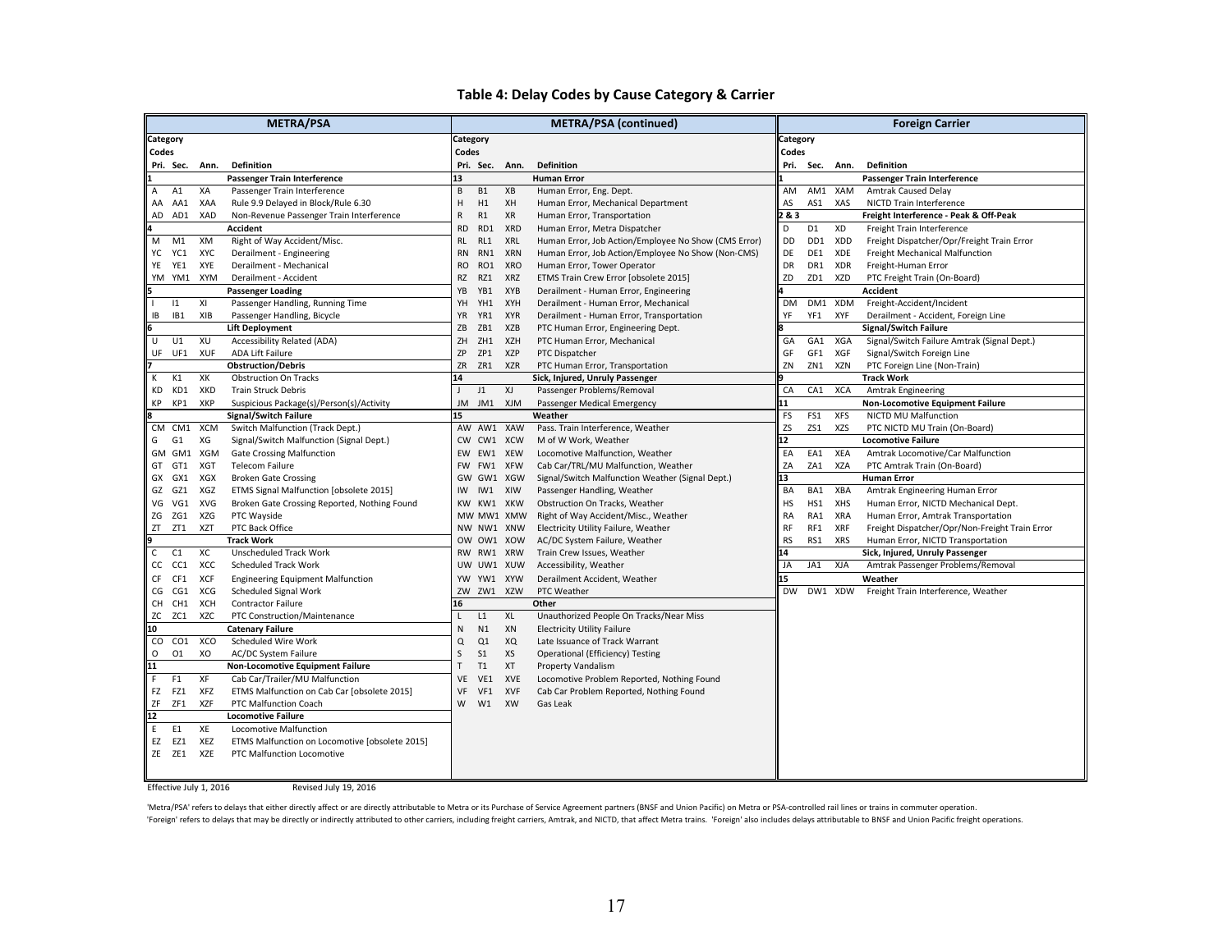# Table 4: Delay Codes by Cause Category & Carrier

## METRA/PSA

| Pri. | Sec. | Ann. | Definition |
|---|---|---|---|
| **1** | | | **Passenger Train Interference** |
| A | A1 | XA | Passenger Train Interference |
| AA | AA1 | XAA | Rule 9.9 Delayed in Block/Rule 6.30 |
| AD | AD1 | XAD | Non-Revenue Passenger Train Interference |
| **4** | | | **Accident** |
| M | M1 | XM | Right of Way Accident/Misc. |
| YC | YC1 | XYC | Derailment - Engineering |
| YE | YE1 | XYE | Derailment - Mechanical |
| YM | YM1 | XYM | Derailment - Accident |
| **5** | | | **Passenger Loading** |
| I | I1 | XI | Passenger Handling, Running Time |
| IB | IB1 | XIB | Passenger Handling, Bicycle |
| **6** | | | **Lift Deployment** |
| U | U1 | XU | Accessibility Related (ADA) |
| UF | UF1 | XUF | ADA Lift Failure |
| **7** | | | **Obstruction/Debris** |
| K | K1 | XK | Obstruction On Tracks |
| KD | KD1 | XKD | Train Struck Debris |
| KP | KP1 | XKP | Suspicious Package(s)/Person(s)/Activity |
| **8** | | | **Signal/Switch Failure** |
| CM | CM1 | XCM | Switch Malfunction (Track Dept.) |
| G | G1 | XG | Signal/Switch Malfunction (Signal Dept.) |
| GM | GM1 | XGM | Gate Crossing Malfunction |
| GT | GT1 | XGT | Telecom Failure |
| GX | GX1 | XGX | Broken Gate Crossing |
| GZ | GZ1 | XGZ | ETMS Signal Malfunction [obsolete 2015] |
| VG | VG1 | XVG | Broken Gate Crossing Reported, Nothing Found |
| ZG | ZG1 | XZG | PTC Wayside |
| ZT | ZT1 | XZT | PTC Back Office |
| **9** | | | **Track Work** |
| C | C1 | XC | Unscheduled Track Work |
| CC | CC1 | XCC | Scheduled Track Work |
| CF | CF1 | XCF | Engineering Equipment Malfunction |
| CG | CG1 | XCG | Scheduled Signal Work |
| CH | CH1 | XCH | Contractor Failure |
| ZC | ZC1 | XZC | PTC Construction/Maintenance |
| **10** | | | **Catenary Failure** |
| CO | CO1 | XCO | Scheduled Wire Work |
| O | O1 | XO | AC/DC System Failure |
| **11** | | | **Non-Locomotive Equipment Failure** |
| F | F1 | XF | Cab Car/Trailer/MU Malfunction |
| FZ | FZ1 | XFZ | ETMS Malfunction on Cab Car [obsolete 2015] |
| ZF | ZF1 | XZF | PTC Malfunction Coach |
| **12** | | | **Locomotive Failure** |
| E | E1 | XE | Locomotive Malfunction |
| EZ | EZ1 | XEZ | ETMS Malfunction on Locomotive [obsolete 2015] |
| ZE | ZE1 | XZE | PTC Malfunction Locomotive |

## METRA/PSA (continued)

| Pri. | Sec. | Ann. | Definition |
|---|---|---|---|
| **13** | | | **Human Error** |
| B | B1 | XB | Human Error, Eng. Dept. |
| H | H1 | XH | Human Error, Mechanical Department |
| R | R1 | XR | Human Error, Transportation |
| RD | RD1 | XRD | Human Error, Metra Dispatcher |
| RL | RL1 | XRL | Human Error, Job Action/Employee No Show (CMS Error) |
| RN | RN1 | XRN | Human Error, Job Action/Employee No Show (Non-CMS) |
| RO | RO1 | XRO | Human Error, Tower Operator |
| RZ | RZ1 | XRZ | ETMS Train Crew Error [obsolete 2015] |
| YB | YB1 | XYB | Derailment - Human Error, Engineering |
| YH | YH1 | XYH | Derailment - Human Error, Mechanical |
| YR | YR1 | XYR | Derailment - Human Error, Transportation |
| ZB | ZB1 | XZB | PTC Human Error, Engineering Dept. |
| ZH | ZH1 | XZH | PTC Human Error, Mechanical |
| ZP | ZP1 | XZP | PTC Dispatcher |
| ZR | ZR1 | XZR | PTC Human Error, Transportation |
| **14** | | | **Sick, Injured, Unruly Passenger** |
| J | J1 | XJ | Passenger Problems/Removal |
| JM | JM1 | XJM | Passenger Medical Emergency |
| **15** | | | **Weather** |
| AW | AW1 | XAW | Pass. Train Interference, Weather |
| CW | CW1 | XCW | M of W Work, Weather |
| EW | EW1 | XEW | Locomotive Malfunction, Weather |
| FW | FW1 | XFW | Cab Car/TRL/MU Malfunction, Weather |
| GW | GW1 | XGW | Signal/Switch Malfunction Weather (Signal Dept.) |
| IW | IW1 | XIW | Passenger Handling, Weather |
| KW | KW1 | XKW | Obstruction On Tracks, Weather |
| MW | MW1 | XMW | Right of Way Accident/Misc., Weather |
| NW | NW1 | XNW | Electricity Utility Failure, Weather |
| OW | OW1 | XOW | AC/DC System Failure, Weather |
| RW | RW1 | XRW | Train Crew Issues, Weather |
| UW | UW1 | XUW | Accessibility, Weather |
| YW | YW1 | XYW | Derailment Accident, Weather |
| ZW | ZW1 | XZW | PTC Weather |
| **16** | | | **Other** |
| L | L1 | XL | Unauthorized People On Tracks/Near Miss |
| N | N1 | XN | Electricity Utility Failure |
| Q | Q1 | XQ | Late Issuance of Track Warrant |
| S | S1 | XS | Operational (Efficiency) Testing |
| T | T1 | XT | Property Vandalism |
| VE | VE1 | XVE | Locomotive Problem Reported, Nothing Found |
| VF | VF1 | XVF | Cab Car Problem Reported, Nothing Found |
| W | W1 | XW | Gas Leak |

## Foreign Carrier

| Pri. | Sec. | Ann. | Definition |
|---|---|---|---|
| **1** | | | **Passenger Train Interference** |
| AM | AM1 | XAM | Amtrak Caused Delay |
| AS | AS1 | XAS | NICTD Train Interference |
| **2 & 3** | | | **Freight Interference - Peak & Off-Peak** |
| D | D1 | XD | Freight Train Interference |
| DD | DD1 | XDD | Freight Dispatcher/Opr/Freight Train Error |
| DE | DE1 | XDE | Freight Mechanical Malfunction |
| DR | DR1 | XDR | Freight-Human Error |
| ZD | ZD1 | XZD | PTC Freight Train (On-Board) |
| **4** | | | **Accident** |
| DM | DM1 | XDM | Freight-Accident/Incident |
| YF | YF1 | XYF | Derailment - Accident, Foreign Line |
| **8** | | | **Signal/Switch Failure** |
| GA | GA1 | XGA | Signal/Switch Failure Amtrak (Signal Dept.) |
| GF | GF1 | XGF | Signal/Switch Foreign Line |
| ZN | ZN1 | XZN | PTC Foreign Line (Non-Train) |
| **9** | | | **Track Work** |
| CA | CA1 | XCA | Amtrak Engineering |
| **11** | | | **Non-Locomotive Equipment Failure** |
| FS | FS1 | XFS | NICTD MU Malfunction |
| ZS | ZS1 | XZS | PTC NICTD MU Train (On-Board) |
| **12** | | | **Locomotive Failure** |
| EA | EA1 | XEA | Amtrak Locomotive/Car Malfunction |
| ZA | ZA1 | XZA | PTC Amtrak Train (On-Board) |
| **13** | | | **Human Error** |
| BA | BA1 | XBA | Amtrak Engineering Human Error |
| HS | HS1 | XHS | Human Error, NICTD Mechanical Dept. |
| RA | RA1 | XRA | Human Error, Amtrak Transportation |
| RF | RF1 | XRF | Freight Dispatcher/Opr/Non-Freight Train Error |
| RS | RS1 | XRS | Human Error, NICTD Transportation |
| **14** | | | **Sick, Injured, Unruly Passenger** |
| JA | JA1 | XJA | Amtrak Passenger Problems/Removal |
| **15** | | | **Weather** |
| DW | DW1 | XDW | Freight Train Interference, Weather |

Effective July 1, 2016 Revised July 19, 2016

'Metra/PSA' refers to delays that either directly affect or are directly attributable to Metra or its Purchase of Service Agreement partners (BNSF and Union Pacific) on Metra or PSA-controlled rail lines or trains in commuter operation.
'Foreign' refers to delays that may be directly or indirectly attributed to other carriers, including freight carriers, Amtrak, and NICTD, that affect Metra trains. 'Foreign' also includes delays attributable to BNSF and Union Pacific freight operations.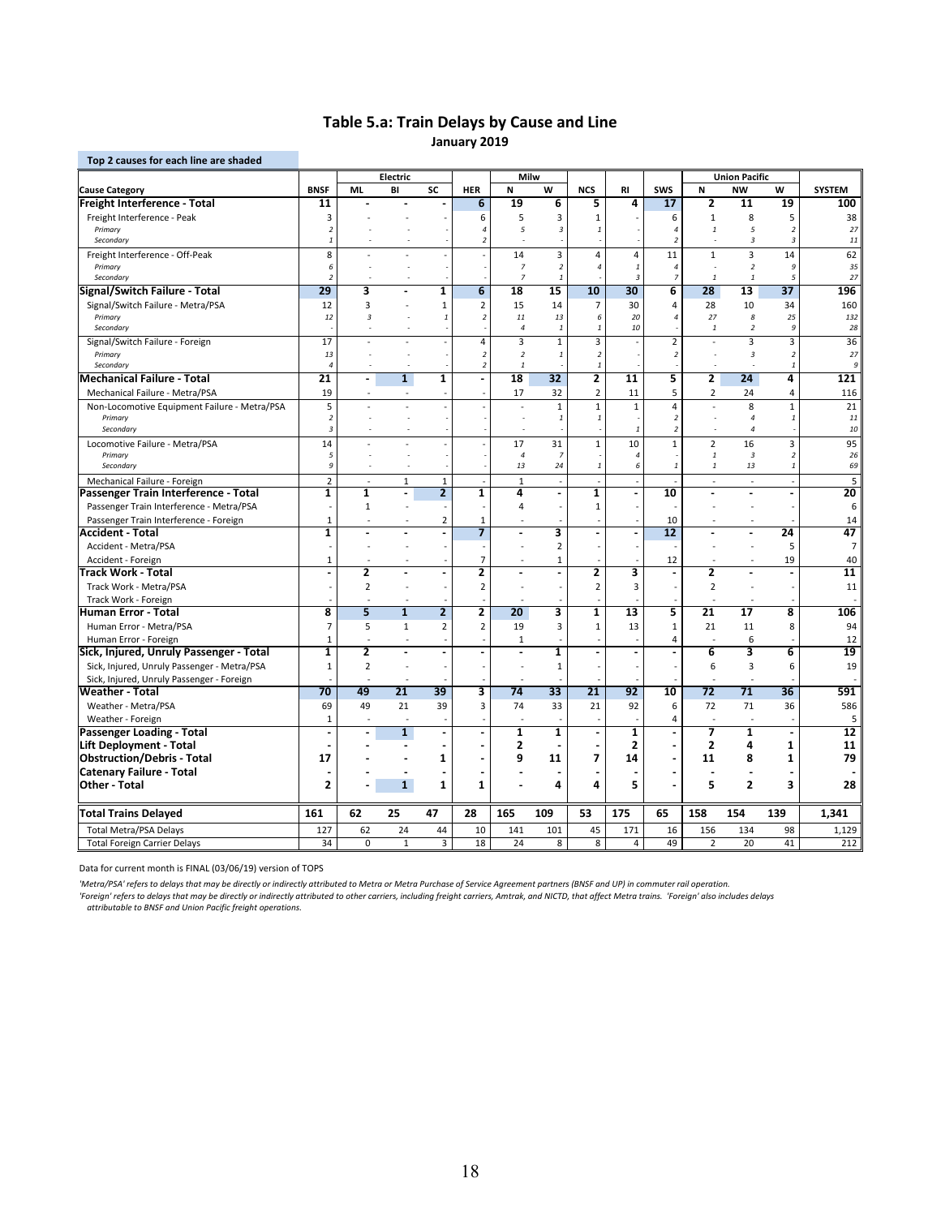## Table 5.a: Train Delays by Cause and Line

**January 2019**

Top 2 causes for each line are shaded

| Cause Category | BNSF | Electric | | | HER | Milw | | NCS | RI | SWS | Union Pacific | | | SYSTEM |
|---|---|---|---|---|---|---|---|---|---|---|---|---|---|---|
| | | ML | BI | SC | | N | W | | | | N | NW | W | |
| **Freight Interference - Total** | **11** | **-** | **-** | **-** | **6** | **19** | **6** | **5** | **4** | **17** | **2** | **11** | **19** | **100** |
| Freight Interference - Peak | 3 | - | - | - | 6 | 5 | 3 | 1 | - | 6 | 1 | 8 | 5 | 38 |
| *Primary* | *2* | - | - | - | *4* | *5* | *3* | *1* | - | *4* | *1* | *5* | *2* | *27* |
| *Secondary* | *1* | - | - | - | *2* | - | - | - | - | *2* | - | *3* | *3* | *11* |
| Freight Interference - Off-Peak | 8 | - | - | - | - | 14 | 3 | 4 | 4 | 11 | 1 | 3 | 14 | 62 |
| *Primary* | *6* | - | - | - | - | *7* | *2* | *4* | *1* | *4* | - | *2* | *9* | *35* |
| *Secondary* | *2* | - | - | - | - | *7* | *1* | - | *3* | *7* | *1* | *1* | *5* | *27* |
| **Signal/Switch Failure - Total** | **29** | **3** | **-** | **1** | **6** | **18** | **15** | **10** | **30** | **6** | **28** | **13** | **37** | **196** |
| Signal/Switch Failure - Metra/PSA | 12 | 3 | - | 1 | 2 | 15 | 14 | 7 | 30 | 4 | 28 | 10 | 34 | 160 |
| *Primary* | *12* | *3* | - | *1* | *2* | *11* | *13* | *6* | *20* | *4* | *27* | *8* | *25* | *132* |
| *Secondary* | - | - | - | - | - | *4* | *1* | *1* | *10* | - | *1* | *2* | *9* | *28* |
| Signal/Switch Failure - Foreign | 17 | - | - | - | 4 | 3 | 1 | 3 | - | 2 | - | 3 | 3 | 36 |
| *Primary* | *13* | - | - | - | *2* | *2* | *1* | *2* | - | *2* | - | *3* | *2* | *27* |
| *Secondary* | *4* | - | - | - | *2* | *1* | - | *1* | - | - | - | - | *1* | *9* |
| **Mechanical Failure - Total** | **21** | **-** | **1** | **1** | **-** | **18** | **32** | **2** | **11** | **5** | **2** | **24** | **4** | **121** |
| Mechanical Failure - Metra/PSA | 19 | - | - | - | - | 17 | 32 | 2 | 11 | 5 | 2 | 24 | 4 | 116 |
| Non-Locomotive Equipment Failure - Metra/PSA | 5 | - | - | - | - | - | 1 | 1 | 1 | 4 | - | 8 | 1 | 21 |
| *Primary* | *2* | - | - | - | - | - | *1* | *1* | - | *2* | - | *4* | *1* | *11* |
| *Secondary* | *3* | - | - | - | - | - | - | - | *1* | *2* | - | *4* | - | *10* |
| Locomotive Failure - Metra/PSA | 14 | - | - | - | - | 17 | 31 | 1 | 10 | 1 | 2 | 16 | 3 | 95 |
| *Primary* | *5* | - | - | - | - | *4* | *7* | - | *4* | - | *1* | *3* | *2* | *26* |
| *Secondary* | *9* | - | - | - | - | *13* | *24* | *1* | *6* | *1* | *1* | *13* | *1* | *69* |
| Mechanical Failure - Foreign | 2 | - | 1 | 1 | - | 1 | - | - | - | - | - | - | - | 5 |
| **Passenger Train Interference - Total** | **1** | **1** | **-** | **2** | **1** | **4** | **-** | **1** | **-** | **10** | **-** | **-** | **-** | **20** |
| Passenger Train Interference - Metra/PSA | - | 1 | - | - | - | 4 | - | 1 | - | - | - | - | - | 6 |
| Passenger Train Interference - Foreign | 1 | - | - | 2 | 1 | - | - | - | - | 10 | - | - | - | 14 |
| **Accident - Total** | **1** | **-** | **-** | **-** | **7** | **-** | **3** | **-** | **-** | **12** | **-** | **-** | **24** | **47** |
| Accident - Metra/PSA | - | - | - | - | - | - | 2 | - | - | - | - | - | 5 | 7 |
| Accident - Foreign | 1 | - | - | - | 7 | - | 1 | - | - | 12 | - | - | 19 | 40 |
| **Track Work - Total** | **-** | **2** | **-** | **-** | **2** | **-** | **-** | **2** | **3** | **-** | **2** | **-** | **-** | **11** |
| Track Work - Metra/PSA | - | 2 | - | - | 2 | - | - | 2 | 3 | - | 2 | - | - | 11 |
| Track Work - Foreign | - | - | - | - | - | - | - | - | - | - | - | - | - | - |
| **Human Error - Total** | **8** | **5** | **1** | **2** | **2** | **20** | **3** | **1** | **13** | **5** | **21** | **17** | **8** | **106** |
| Human Error - Metra/PSA | 7 | 5 | 1 | 2 | 2 | 19 | 3 | 1 | 13 | 1 | 21 | 11 | 8 | 94 |
| Human Error - Foreign | 1 | - | - | - | - | 1 | - | - | - | 4 | - | 6 | - | 12 |
| **Sick, Injured, Unruly Passenger - Total** | **1** | **2** | **-** | **-** | **-** | **-** | **1** | **-** | **-** | **-** | **6** | **3** | **6** | **19** |
| Sick, Injured, Unruly Passenger - Metra/PSA | 1 | 2 | - | - | - | - | 1 | - | - | - | 6 | 3 | 6 | 19 |
| Sick, Injured, Unruly Passenger - Foreign | - | - | - | - | - | - | - | - | - | - | - | - | - | - |
| **Weather - Total** | **70** | **49** | **21** | **39** | **3** | **74** | **33** | **21** | **92** | **10** | **72** | **71** | **36** | **591** |
| Weather - Metra/PSA | 69 | 49 | 21 | 39 | 3 | 74 | 33 | 21 | 92 | 6 | 72 | 71 | 36 | 586 |
| Weather - Foreign | 1 | - | - | - | - | - | - | - | - | 4 | - | - | - | 5 |
| **Passenger Loading - Total** | **-** | **-** | **1** | **-** | **-** | **1** | **1** | **-** | **1** | **-** | **7** | **1** | **-** | **12** |
| **Lift Deployment - Total** | **-** | **-** | **-** | **-** | **-** | **2** | **-** | **-** | **2** | **-** | **2** | **4** | **1** | **11** |
| **Obstruction/Debris - Total** | **17** | **-** | **-** | **1** | **-** | **9** | **11** | **7** | **14** | **-** | **11** | **8** | **1** | **79** |
| **Catenary Failure - Total** | **-** | **-** | **-** | **-** | **-** | **-** | **-** | **-** | **-** | **-** | **-** | **-** | **-** | **-** |
| **Other - Total** | **2** | **-** | **1** | **1** | **1** | **-** | **4** | **4** | **5** | **-** | **5** | **2** | **3** | **28** |
| **Total Trains Delayed** | **161** | **62** | **25** | **47** | **28** | **165** | **109** | **53** | **175** | **65** | **158** | **154** | **139** | **1,341** |
| Total Metra/PSA Delays | 127 | 62 | 24 | 44 | 10 | 141 | 101 | 45 | 171 | 16 | 156 | 134 | 98 | 1,129 |
| Total Foreign Carrier Delays | 34 | 0 | 1 | 3 | 18 | 24 | 8 | 8 | 4 | 49 | 2 | 20 | 41 | 212 |

Data for current month is FINAL (03/06/19) version of TOPS

*'Metra/PSA' refers to delays that may be directly or indirectly attributed to Metra or Metra Purchase of Service Agreement partners (BNSF and UP) in commuter rail operation.*

*'Foreign' refers to delays that may be directly or indirectly attributed to other carriers, including freight carriers, Amtrak, and NICTD, that affect Metra trains. 'Foreign' also includes delays attributable to BNSF and Union Pacific freight operations.*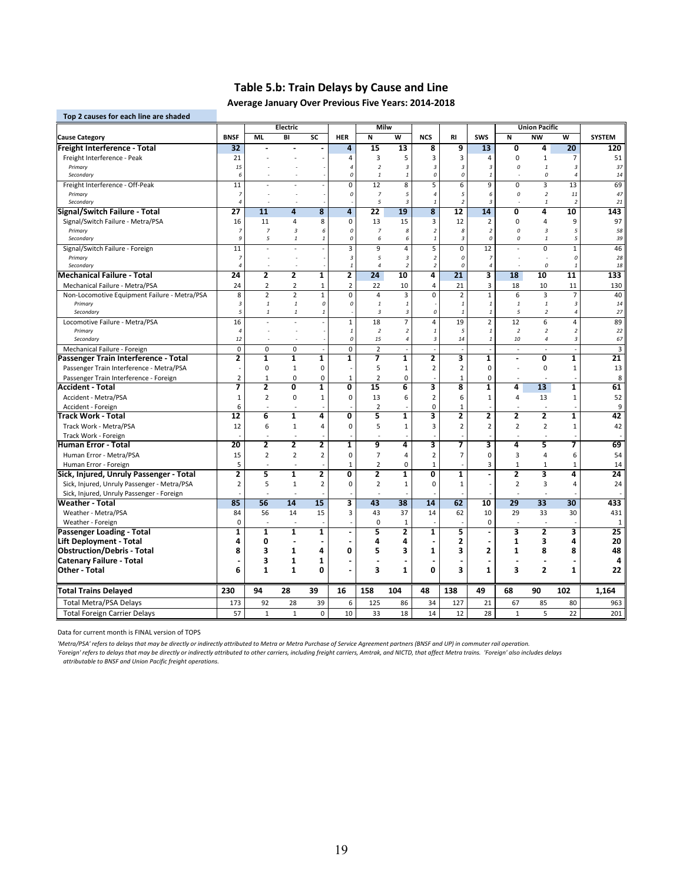## Table 5.b: Train Delays by Cause and Line

**Average January Over Previous Five Years: 2014-2018**

Top 2 causes for each line are shaded

| Cause Category | BNSF | Electric | | | HER | Milw | | NCS | RI | SWS | Union Pacific | | | SYSTEM |
|---|---|---|---|---|---|---|---|---|---|---|---|---|---|---|
| | | ML | BI | SC | | N | W | | | | N | NW | W | |
| **Freight Interference - Total** | **32** | **-** | **-** | **-** | **4** | **15** | **13** | **8** | **9** | **13** | **0** | **4** | **20** | **120** |
| Freight Interference - Peak | 21 | - | - | - | 4 | 3 | 5 | 3 | 3 | 4 | 0 | 1 | 7 | 51 |
| *Primary* | *15* | - | - | - | *4* | *2* | *3* | *3* | *3* | *3* | *0* | *1* | *3* | *37* |
| *Secondary* | *6* | - | - | - | *0* | *1* | *1* | *0* | *0* | *1* | - | *0* | *4* | *14* |
| Freight Interference - Off-Peak | 11 | - | - | - | 0 | 12 | 8 | 5 | 6 | 9 | 0 | 3 | 13 | 69 |
| *Primary* | *7* | - | - | - | *0* | *7* | *5* | *4* | *5* | *6* | *0* | *2* | *11* | *47* |
| *Secondary* | *4* | - | - | - | - | *5* | *3* | *1* | *2* | *3* | - | *1* | *2* | *21* |
| **Signal/Switch Failure - Total** | **27** | **11** | **4** | **8** | **4** | **22** | **19** | **8** | **12** | **14** | **0** | **4** | **10** | **143** |
| Signal/Switch Failure - Metra/PSA | 16 | 11 | 4 | 8 | 0 | 13 | 15 | 3 | 12 | 2 | 0 | 4 | 9 | 97 |
| *Primary* | *7* | *7* | *3* | *6* | *0* | *7* | *8* | *2* | *8* | *2* | *0* | *3* | *5* | *58* |
| *Secondary* | *9* | *5* | *1* | *1* | *0* | *6* | *6* | *1* | *3* | *0* | *0* | *1* | *5* | *39* |
| Signal/Switch Failure - Foreign | 11 | - | - | - | 3 | 9 | 4 | 5 | 0 | 12 | - | 0 | 1 | 46 |
| *Primary* | *7* | - | - | - | *3* | *5* | *3* | *2* | *0* | *7* | - | - | *0* | *28* |
| *Secondary* | *4* | - | - | - | *1* | *4* | *2* | *2* | *0* | *4* | - | *0* | *1* | *18* |
| **Mechanical Failure - Total** | **24** | **2** | **2** | **1** | **2** | **24** | **10** | **4** | **21** | **3** | **18** | **10** | **11** | **133** |
| Mechanical Failure - Metra/PSA | 24 | 2 | 2 | 1 | 2 | 22 | 10 | 4 | 21 | 3 | 18 | 10 | 11 | 130 |
| Non-Locomotive Equipment Failure - Metra/PSA | 8 | 2 | 2 | 1 | 0 | 4 | 3 | 0 | 2 | 1 | 6 | 3 | 7 | 40 |
| *Primary* | *3* | *1* | *1* | *0* | *0* | *1* | *1* | - | *1* | *1* | *1* | *1* | *3* | *14* |
| *Secondary* | *5* | *1* | *1* | *1* | - | *3* | *3* | *0* | *1* | *1* | *5* | *2* | *4* | *27* |
| Locomotive Failure - Metra/PSA | 16 | - | - | - | 1 | 18 | 7 | 4 | 19 | 2 | 12 | 6 | 4 | 89 |
| *Primary* | *4* | - | - | - | *1* | *2* | *2* | *1* | *5* | *1* | *2* | *2* | *2* | *22* |
| *Secondary* | *12* | - | - | - | *0* | *15* | *4* | *3* | *14* | *1* | *10* | *4* | *3* | *67* |
| Mechanical Failure - Foreign | 0 | 0 | 0 | - | 0 | 2 | - | - | - | - | - | - | - | 3 |
| **Passenger Train Interference - Total** | **2** | **1** | **1** | **1** | **1** | **7** | **1** | **2** | **3** | **1** | **-** | **0** | **1** | **21** |
| Passenger Train Interference - Metra/PSA | - | 0 | 1 | 0 | - | 5 | 1 | 2 | 2 | 0 | - | 0 | 1 | 13 |
| Passenger Train Interference - Foreign | 2 | 1 | 0 | 0 | 1 | 2 | 0 | - | 1 | 0 | - | - | - | 8 |
| **Accident - Total** | **7** | **2** | **0** | **1** | **0** | **15** | **6** | **3** | **8** | **1** | **4** | **13** | **1** | **61** |
| Accident - Metra/PSA | 1 | 2 | 0 | 1 | 0 | 13 | 6 | 2 | 6 | 1 | 4 | 13 | 1 | 52 |
| Accident - Foreign | 6 | - | - | - | - | 2 | - | 0 | 1 | - | - | - | - | 9 |
| **Track Work - Total** | **12** | **6** | **1** | **4** | **0** | **5** | **1** | **3** | **2** | **2** | **2** | **2** | **1** | **42** |
| Track Work - Metra/PSA | 12 | 6 | 1 | 4 | 0 | 5 | 1 | 3 | 2 | 2 | 2 | 2 | 1 | 42 |
| Track Work - Foreign | - | - | - | - | - | - | - | - | - | - | - | - | - | - |
| **Human Error - Total** | **20** | **2** | **2** | **2** | **1** | **9** | **4** | **3** | **7** | **3** | **4** | **5** | **7** | **69** |
| Human Error - Metra/PSA | 15 | 2 | 2 | 2 | 0 | 7 | 4 | 2 | 7 | 0 | 3 | 4 | 6 | 54 |
| Human Error - Foreign | 5 | - | - | - | 1 | 2 | 0 | 1 | - | 3 | 1 | 1 | 1 | 14 |
| **Sick, Injured, Unruly Passenger - Total** | **2** | **5** | **1** | **2** | **0** | **2** | **1** | **0** | **1** | **-** | **2** | **3** | **4** | **24** |
| Sick, Injured, Unruly Passenger - Metra/PSA | 2 | 5 | 1 | 2 | 0 | 2 | 1 | 0 | 1 | - | 2 | 3 | 4 | 24 |
| Sick, Injured, Unruly Passenger - Foreign | - | - | - | - | - | - | - | - | - | - | - | - | - | - |
| **Weather - Total** | **85** | **56** | **14** | **15** | **3** | **43** | **38** | **14** | **62** | **10** | **29** | **33** | **30** | **433** |
| Weather - Metra/PSA | 84 | 56 | 14 | 15 | 3 | 43 | 37 | 14 | 62 | 10 | 29 | 33 | 30 | 431 |
| Weather - Foreign | 0 | - | - | - | - | 0 | 1 | - | - | 0 | - | - | - | 1 |
| **Passenger Loading - Total** | **1** | **1** | **1** | **1** | **-** | **5** | **2** | **1** | **5** | **-** | **3** | **2** | **3** | **25** |
| **Lift Deployment - Total** | **4** | **0** | **-** | **-** | **-** | **4** | **4** | **-** | **2** | **-** | **1** | **3** | **4** | **20** |
| **Obstruction/Debris - Total** | **8** | **3** | **1** | **4** | **0** | **5** | **3** | **1** | **3** | **2** | **1** | **8** | **8** | **48** |
| **Catenary Failure - Total** | **-** | **3** | **1** | **1** | **-** | **-** | **-** | **-** | **-** | **-** | **-** | **-** | **-** | **4** |
| **Other - Total** | **6** | **1** | **1** | **0** | **-** | **3** | **1** | **0** | **3** | **1** | **3** | **2** | **1** | **22** |
| **Total Trains Delayed** | **230** | **94** | **28** | **39** | **16** | **158** | **104** | **48** | **138** | **49** | **68** | **90** | **102** | **1,164** |
| Total Metra/PSA Delays | 173 | 92 | 28 | 39 | 6 | 125 | 86 | 34 | 127 | 21 | 67 | 85 | 80 | 963 |
| Total Foreign Carrier Delays | 57 | 1 | 1 | 0 | 10 | 33 | 18 | 14 | 12 | 28 | 1 | 5 | 22 | 201 |

Data for current month is FINAL version of TOPS

*'Metra/PSA' refers to delays that may be directly or indirectly attributed to Metra or Metra Purchase of Service Agreement partners (BNSF and UP) in commuter rail operation.*

*'Foreign' refers to delays that may be directly or indirectly attributed to other carriers, including freight carriers, Amtrak, and NICTD, that affect Metra trains. 'Foreign' also includes delays attributable to BNSF and Union Pacific freight operations.*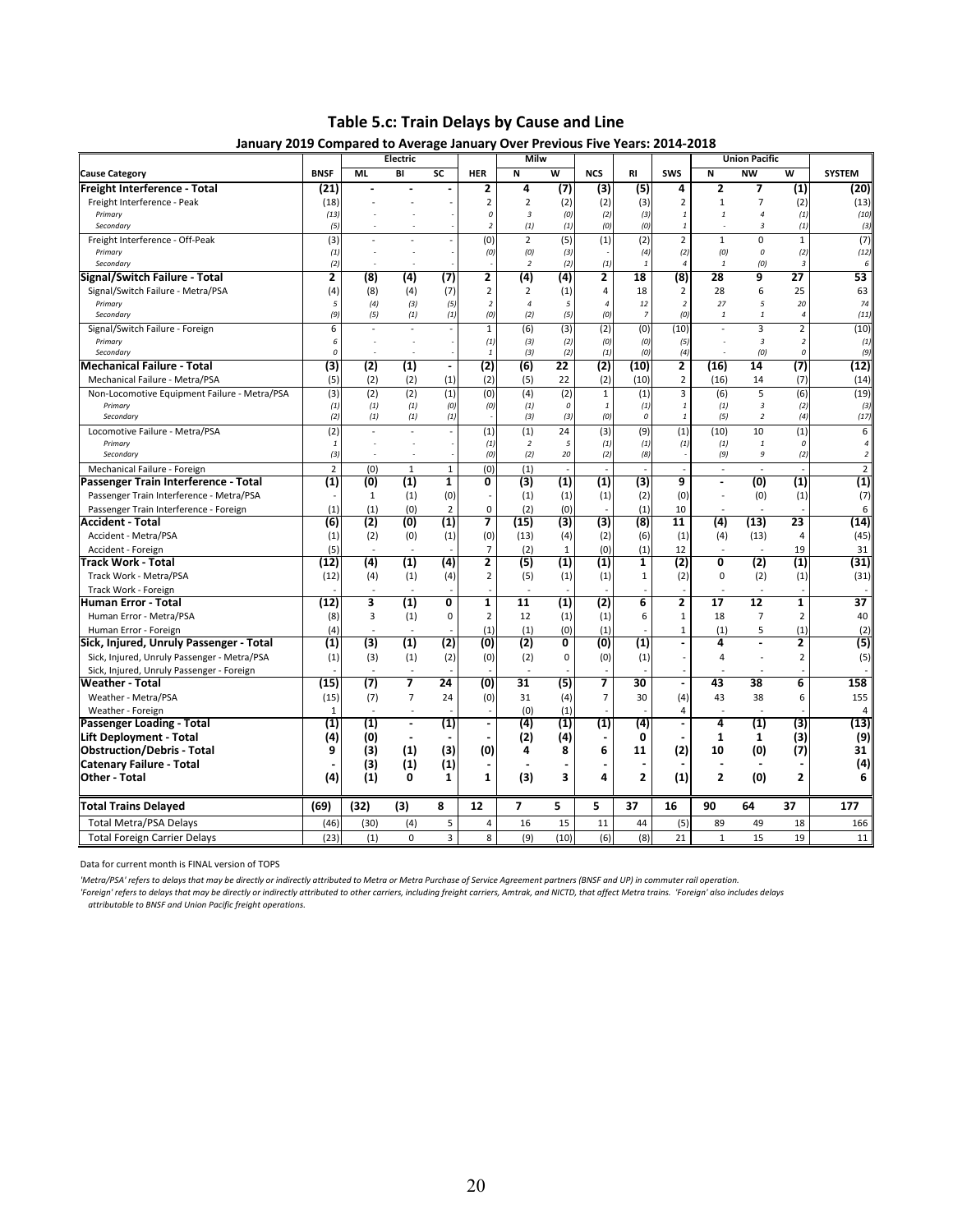# Table 5.c: Train Delays by Cause and Line

**January 2019 Compared to Average January Over Previous Five Years: 2014-2018**

| | | Electric | | | | Milw | | | | | Union Pacific | | | |
|---|---|---|---|---|---|---|---|---|---|---|---|---|---|---|
| **Cause Category** | **BNSF** | **ML** | **BI** | **SC** | **HER** | **N** | **W** | **NCS** | **RI** | **SWS** | **N** | **NW** | **W** | **SYSTEM** |
| **Freight Interference - Total** | **(21)** | **-** | **-** | **-** | **2** | **4** | **(7)** | **(3)** | **(5)** | **4** | **2** | **7** | **(1)** | **(20)** |
| Freight Interference - Peak | (18) | - | - | - | 2 | 2 | (2) | (2) | (3) | 2 | 1 | 7 | (2) | (13) |
| *Primary* | *(13)* | *-* | *-* | *-* | *0* | *3* | *(0)* | *(2)* | *(3)* | *1* | *1* | *4* | *(1)* | *(10)* |
| *Secondary* | *(5)* | *-* | *-* | *-* | *2* | *(1)* | *(1)* | *(0)* | *(0)* | *1* | *-* | *3* | *(1)* | *(3)* |
| Freight Interference - Off-Peak | (3) | - | - | - | (0) | 2 | (5) | (1) | (2) | 2 | 1 | 0 | 1 | (7) |
| *Primary* | *(1)* | *-* | *-* | *-* | *(0)* | *(0)* | *(3)* | *-* | *(4)* | *(2)* | *(0)* | *0* | *(2)* | *(12)* |
| *Secondary* | *(2)* | *-* | *-* | *-* | *-* | *2* | *(2)* | *(1)* | *1* | *4* | *1* | *(0)* | *3* | *6* |
| **Signal/Switch Failure - Total** | **2** | **(8)** | **(4)** | **(7)** | **2** | **(4)** | **(4)** | **2** | **18** | **(8)** | **28** | **9** | **27** | **53** |
| Signal/Switch Failure - Metra/PSA | (4) | (8) | (4) | (7) | 2 | 2 | (1) | 4 | 18 | 2 | 28 | 6 | 25 | 63 |
| *Primary* | *5* | *(4)* | *(3)* | *(5)* | *2* | *4* | *5* | *4* | *12* | *2* | *27* | *5* | *20* | *74* |
| *Secondary* | *(9)* | *(5)* | *(1)* | *(1)* | *(0)* | *(2)* | *(5)* | *(0)* | *7* | *(0)* | *1* | *1* | *4* | *(11)* |
| Signal/Switch Failure - Foreign | 6 | - | - | - | 1 | (6) | (3) | (2) | (0) | (10) | - | 3 | 2 | (10) |
| *Primary* | *6* | *-* | *-* | *-* | *(1)* | *(3)* | *(2)* | *(0)* | *(0)* | *(5)* | *-* | *3* | *2* | *(1)* |
| *Secondary* | *0* | *-* | *-* | *-* | *1* | *(3)* | *(2)* | *(1)* | *(0)* | *(4)* | *-* | *(0)* | *0* | *(9)* |
| **Mechanical Failure - Total** | **(3)** | **(2)** | **(1)** | **-** | **(2)** | **(6)** | **22** | **(2)** | **(10)** | **2** | **(16)** | **14** | **(7)** | **(12)** |
| Mechanical Failure - Metra/PSA | (5) | (2) | (2) | (1) | (2) | (5) | 22 | (2) | (10) | 2 | (16) | 14 | (7) | (14) |
| Non-Locomotive Equipment Failure - Metra/PSA | (3) | (2) | (2) | (1) | (0) | (4) | (2) | 1 | (1) | 3 | (6) | 5 | (6) | (19) |
| *Primary* | *(1)* | *(1)* | *(1)* | *(0)* | *(0)* | *(1)* | *0* | *1* | *(1)* | *1* | *(1)* | *3* | *(2)* | *(3)* |
| *Secondary* | *(2)* | *(1)* | *(1)* | *(1)* | *-* | *(3)* | *(3)* | *(0)* | *0* | *1* | *(5)* | *2* | *(4)* | *(17)* |
| Locomotive Failure - Metra/PSA | (2) | - | - | - | (1) | (1) | 24 | (3) | (9) | (1) | (10) | 10 | (1) | 6 |
| *Primary* | *1* | *-* | *-* | *-* | *(1)* | *2* | *5* | *(1)* | *(1)* | *(1)* | *(1)* | *1* | *0* | *4* |
| *Secondary* | *(3)* | *-* | *-* | *-* | *(0)* | *(2)* | *20* | *(2)* | *(8)* | *-* | *(9)* | *9* | *(2)* | *2* |
| Mechanical Failure - Foreign | 2 | (0) | 1 | 1 | (0) | (1) | - | - | - | - | - | - | - | 2 |
| **Passenger Train Interference - Total** | **(1)** | **(0)** | **(1)** | **1** | **0** | **(3)** | **(1)** | **(1)** | **(3)** | **9** | **-** | **(0)** | **(1)** | **(1)** |
| Passenger Train Interference - Metra/PSA | - | 1 | (1) | (0) | - | (1) | (1) | (1) | (2) | (0) | - | (0) | (1) | (7) |
| Passenger Train Interference - Foreign | (1) | (1) | (0) | 2 | 0 | (2) | (0) | - | (1) | 10 | - | - | - | 6 |
| **Accident - Total** | **(6)** | **(2)** | **(0)** | **(1)** | **7** | **(15)** | **(3)** | **(3)** | **(8)** | **11** | **(4)** | **(13)** | **23** | **(14)** |
| Accident - Metra/PSA | (1) | (2) | (0) | (1) | (0) | (13) | (4) | (2) | (6) | (1) | (4) | (13) | 4 | (45) |
| Accident - Foreign | (5) | - | - | - | 7 | (2) | 1 | (0) | (1) | 12 | - | - | 19 | 31 |
| **Track Work - Total** | **(12)** | **(4)** | **(1)** | **(4)** | **2** | **(5)** | **(1)** | **(1)** | **1** | **(2)** | **0** | **(2)** | **(1)** | **(31)** |
| Track Work - Metra/PSA | (12) | (4) | (1) | (4) | 2 | (5) | (1) | (1) | 1 | (2) | 0 | (2) | (1) | (31) |
| Track Work - Foreign | - | - | - | - | - | - | - | - | - | - | - | - | - | - |
| **Human Error - Total** | **(12)** | **3** | **(1)** | **0** | **1** | **11** | **(1)** | **(2)** | **6** | **2** | **17** | **12** | **1** | **37** |
| Human Error - Metra/PSA | (8) | 3 | (1) | 0 | 2 | 12 | (1) | (1) | 6 | 1 | 18 | 7 | 2 | 40 |
| Human Error - Foreign | (4) | - | - | - | (1) | (1) | (0) | (1) | - | 1 | (1) | 5 | (1) | (2) |
| **Sick, Injured, Unruly Passenger - Total** | **(1)** | **(3)** | **(1)** | **(2)** | **(0)** | **(2)** | **0** | **(0)** | **(1)** | **-** | **4** | **-** | **2** | **(5)** |
| Sick, Injured, Unruly Passenger - Metra/PSA | (1) | (3) | (1) | (2) | (0) | (2) | 0 | (0) | (1) | - | 4 | - | 2 | (5) |
| Sick, Injured, Unruly Passenger - Foreign | - | - | - | - | - | - | - | - | - | - | - | - | - | - |
| **Weather - Total** | **(15)** | **(7)** | **7** | **24** | **(0)** | **31** | **(5)** | **7** | **30** | **-** | **43** | **38** | **6** | **158** |
| Weather - Metra/PSA | (15) | (7) | 7 | 24 | (0) | 31 | (4) | 7 | 30 | (4) | 43 | 38 | 6 | 155 |
| Weather - Foreign | 1 | - | - | - | - | (0) | (1) | - | - | 4 | - | - | - | 4 |
| **Passenger Loading - Total** | **(1)** | **(1)** | **-** | **(1)** | **-** | **(4)** | **(1)** | **(1)** | **(4)** | **-** | **4** | **(1)** | **(3)** | **(13)** |
| **Lift Deployment - Total** | **(4)** | **(0)** | **-** | **-** | **-** | **(2)** | **(4)** | **-** | **0** | **-** | **1** | **1** | **(3)** | **(9)** |
| **Obstruction/Debris - Total** | **9** | **(3)** | **(1)** | **(3)** | **(0)** | **4** | **8** | **6** | **11** | **(2)** | **10** | **(0)** | **(7)** | **31** |
| **Catenary Failure - Total** | **-** | **(3)** | **(1)** | **(1)** | **-** | **-** | **-** | **-** | **-** | **-** | **-** | **-** | **-** | **(4)** |
| **Other - Total** | **(4)** | **(1)** | **0** | **1** | **1** | **(3)** | **3** | **4** | **2** | **(1)** | **2** | **(0)** | **2** | **6** |
| **Total Trains Delayed** | **(69)** | **(32)** | **(3)** | **8** | **12** | **7** | **5** | **5** | **37** | **16** | **90** | **64** | **37** | **177** |
| Total Metra/PSA Delays | (46) | (30) | (4) | 5 | 4 | 16 | 15 | 11 | 44 | (5) | 89 | 49 | 18 | 166 |
| Total Foreign Carrier Delays | (23) | (1) | 0 | 3 | 8 | (9) | (10) | (6) | (8) | 21 | 1 | 15 | 19 | 11 |

Data for current month is FINAL version of TOPS

*'Metra/PSA' refers to delays that may be directly or indirectly attributed to Metra or Metra Purchase of Service Agreement partners (BNSF and UP) in commuter rail operation.*

*'Foreign' refers to delays that may be directly or indirectly attributed to other carriers, including freight carriers, Amtrak, and NICTD, that affect Metra trains. 'Foreign' also includes delays attributable to BNSF and Union Pacific freight operations.*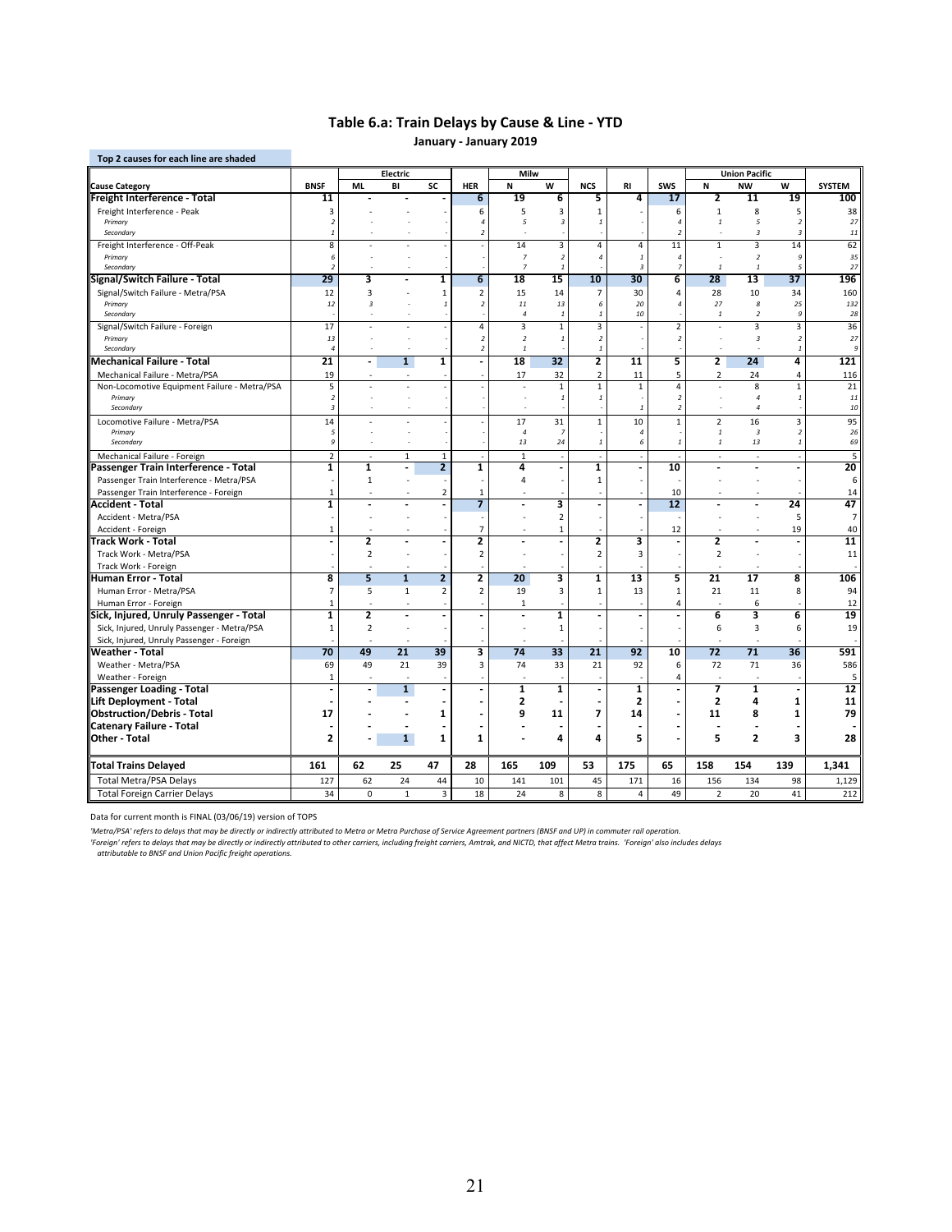## Table 6.a: Train Delays by Cause & Line - YTD

**January - January 2019**

Top 2 causes for each line are shaded

| Cause Category | BNSF | Electric ML | Electric BI | Electric SC | HER | Milw N | Milw W | NCS | RI | SWS | Union Pacific N | Union Pacific NW | Union Pacific W | SYSTEM |
|---|---|---|---|---|---|---|---|---|---|---|---|---|---|---|
| **Freight Interference - Total** | **11** | **-** | **-** | **-** | **6** | **19** | **6** | **5** | **4** | **17** | **2** | **11** | **19** | **100** |
| Freight Interference - Peak | 3 | - | - | - | 6 | 5 | 3 | 1 | - | 6 | 1 | 8 | 5 | 38 |
| *Primary* | *2* | - | - | - | *4* | *5* | *3* | *1* | - | *4* | *1* | *5* | *2* | *27* |
| *Secondary* | *1* | - | - | - | *2* | - | - | - | - | *2* | - | *3* | *3* | *11* |
| Freight Interference - Off-Peak | 8 | - | - | - | - | 14 | 3 | 4 | 4 | 11 | 1 | 3 | 14 | 62 |
| *Primary* | *6* | - | - | - | - | *7* | *2* | *4* | *1* | *4* | - | *2* | *9* | *35* |
| *Secondary* | *2* | - | - | - | - | *7* | *1* | - | *3* | *7* | *1* | *1* | *5* | *27* |
| **Signal/Switch Failure - Total** | **29** | **3** | **-** | **1** | **6** | **18** | **15** | **10** | **30** | **6** | **28** | **13** | **37** | **196** |
| Signal/Switch Failure - Metra/PSA | 12 | 3 | - | 1 | 2 | 15 | 14 | 7 | 30 | 4 | 28 | 10 | 34 | 160 |
| *Primary* | *12* | *3* | - | *1* | *2* | *11* | *13* | *6* | *20* | *4* | *27* | *8* | *25* | *132* |
| *Secondary* | - | - | - | - | - | *4* | *1* | *1* | *10* | - | *1* | *2* | *9* | *28* |
| Signal/Switch Failure - Foreign | 17 | - | - | - | 4 | 3 | 1 | 3 | - | 2 | - | 3 | 3 | 36 |
| *Primary* | *13* | - | - | - | *2* | *2* | *1* | *2* | - | *2* | - | *3* | *2* | *27* |
| *Secondary* | *4* | - | - | - | *2* | *1* | - | *1* | - | - | - | - | *1* | *9* |
| **Mechanical Failure - Total** | **21** | **-** | **1** | **1** | **-** | **18** | **32** | **2** | **11** | **5** | **2** | **24** | **4** | **121** |
| Mechanical Failure - Metra/PSA | 19 | - | - | - | - | 17 | 32 | 2 | 11 | 5 | 2 | 24 | 4 | 116 |
| Non-Locomotive Equipment Failure - Metra/PSA | 5 | - | - | - | - | - | 1 | 1 | 1 | 4 | - | 8 | 1 | 21 |
| *Primary* | *2* | - | - | - | - | - | *1* | *1* | - | *2* | - | *4* | *1* | *11* |
| *Secondary* | *3* | - | - | - | - | - | - | - | *1* | *2* | - | *4* | - | *10* |
| Locomotive Failure - Metra/PSA | 14 | - | - | - | - | 17 | 31 | 1 | 10 | 1 | 2 | 16 | 3 | 95 |
| *Primary* | *5* | - | - | - | - | *4* | *7* | - | *4* | - | *1* | *3* | *2* | *26* |
| *Secondary* | *9* | - | - | - | - | *13* | *24* | *1* | *6* | *1* | *1* | *13* | *1* | *69* |
| Mechanical Failure - Foreign | 2 | - | 1 | 1 | - | 1 | - | - | - | - | - | - | - | 5 |
| **Passenger Train Interference - Total** | **1** | **1** | **-** | **2** | **1** | **4** | **-** | **1** | **-** | **10** | **-** | **-** | **-** | **20** |
| Passenger Train Interference - Metra/PSA | - | 1 | - | - | - | 4 | - | 1 | - | - | - | - | - | 6 |
| Passenger Train Interference - Foreign | 1 | - | - | 2 | 1 | - | - | - | - | 10 | - | - | - | 14 |
| **Accident - Total** | **1** | **-** | **-** | **-** | **7** | **-** | **3** | **-** | **-** | **12** | **-** | **-** | **24** | **47** |
| Accident - Metra/PSA | - | - | - | - | - | - | 2 | - | - | - | - | - | 5 | 7 |
| Accident - Foreign | 1 | - | - | - | 7 | - | 1 | - | - | 12 | - | - | 19 | 40 |
| **Track Work - Total** | **-** | **2** | **-** | **-** | **2** | **-** | **-** | **2** | **3** | **-** | **2** | **-** | **-** | **11** |
| Track Work - Metra/PSA | - | 2 | - | - | 2 | - | - | 2 | 3 | - | 2 | - | - | 11 |
| Track Work - Foreign | - | - | - | - | - | - | - | - | - | - | - | - | - | - |
| **Human Error - Total** | **8** | **5** | **1** | **2** | **2** | **20** | **3** | **1** | **13** | **5** | **21** | **17** | **8** | **106** |
| Human Error - Metra/PSA | 7 | 5 | 1 | 2 | 2 | 19 | 3 | 1 | 13 | 1 | 21 | 11 | 8 | 94 |
| Human Error - Foreign | 1 | - | - | - | - | 1 | - | - | - | 4 | - | 6 | - | 12 |
| **Sick, Injured, Unruly Passenger - Total** | **1** | **2** | **-** | **-** | **-** | **-** | **1** | **-** | **-** | **-** | **6** | **3** | **6** | **19** |
| Sick, Injured, Unruly Passenger - Metra/PSA | 1 | 2 | - | - | - | - | 1 | - | - | - | 6 | 3 | 6 | 19 |
| Sick, Injured, Unruly Passenger - Foreign | - | - | - | - | - | - | - | - | - | - | - | - | - | - |
| **Weather - Total** | **70** | **49** | **21** | **39** | **3** | **74** | **33** | **21** | **92** | **10** | **72** | **71** | **36** | **591** |
| Weather - Metra/PSA | 69 | 49 | 21 | 39 | 3 | 74 | 33 | 21 | 92 | 6 | 72 | 71 | 36 | 586 |
| Weather - Foreign | 1 | - | - | - | - | - | - | - | - | 4 | - | - | - | 5 |
| **Passenger Loading - Total** | **-** | **-** | **1** | **-** | **-** | **1** | **1** | **-** | **1** | **-** | **7** | **1** | **-** | **12** |
| **Lift Deployment - Total** | **-** | **-** | **-** | **-** | **-** | **2** | **-** | **-** | **2** | **-** | **2** | **4** | **1** | **11** |
| **Obstruction/Debris - Total** | **17** | **-** | **-** | **1** | **-** | **9** | **11** | **7** | **14** | **-** | **11** | **8** | **1** | **79** |
| **Catenary Failure - Total** | **-** | **-** | **-** | **-** | **-** | **-** | **-** | **-** | **-** | **-** | **-** | **-** | **-** | **-** |
| **Other - Total** | **2** | **-** | **1** | **1** | **1** | **-** | **4** | **4** | **5** | **-** | **5** | **2** | **3** | **28** |
| **Total Trains Delayed** | **161** | **62** | **25** | **47** | **28** | **165** | **109** | **53** | **175** | **65** | **158** | **154** | **139** | **1,341** |
| Total Metra/PSA Delays | 127 | 62 | 24 | 44 | 10 | 141 | 101 | 45 | 171 | 16 | 156 | 134 | 98 | 1,129 |
| Total Foreign Carrier Delays | 34 | 0 | 1 | 3 | 18 | 24 | 8 | 8 | 4 | 49 | 2 | 20 | 41 | 212 |

Data for current month is FINAL (03/06/19) version of TOPS

*'Metra/PSA' refers to delays that may be directly or indirectly attributed to Metra or Metra Purchase of Service Agreement partners (BNSF and UP) in commuter rail operation.*
*'Foreign' refers to delays that may be directly or indirectly attributed to other carriers, including freight carriers, Amtrak, and NICTD, that affect Metra trains. 'Foreign' also includes delays attributable to BNSF and Union Pacific freight operations.*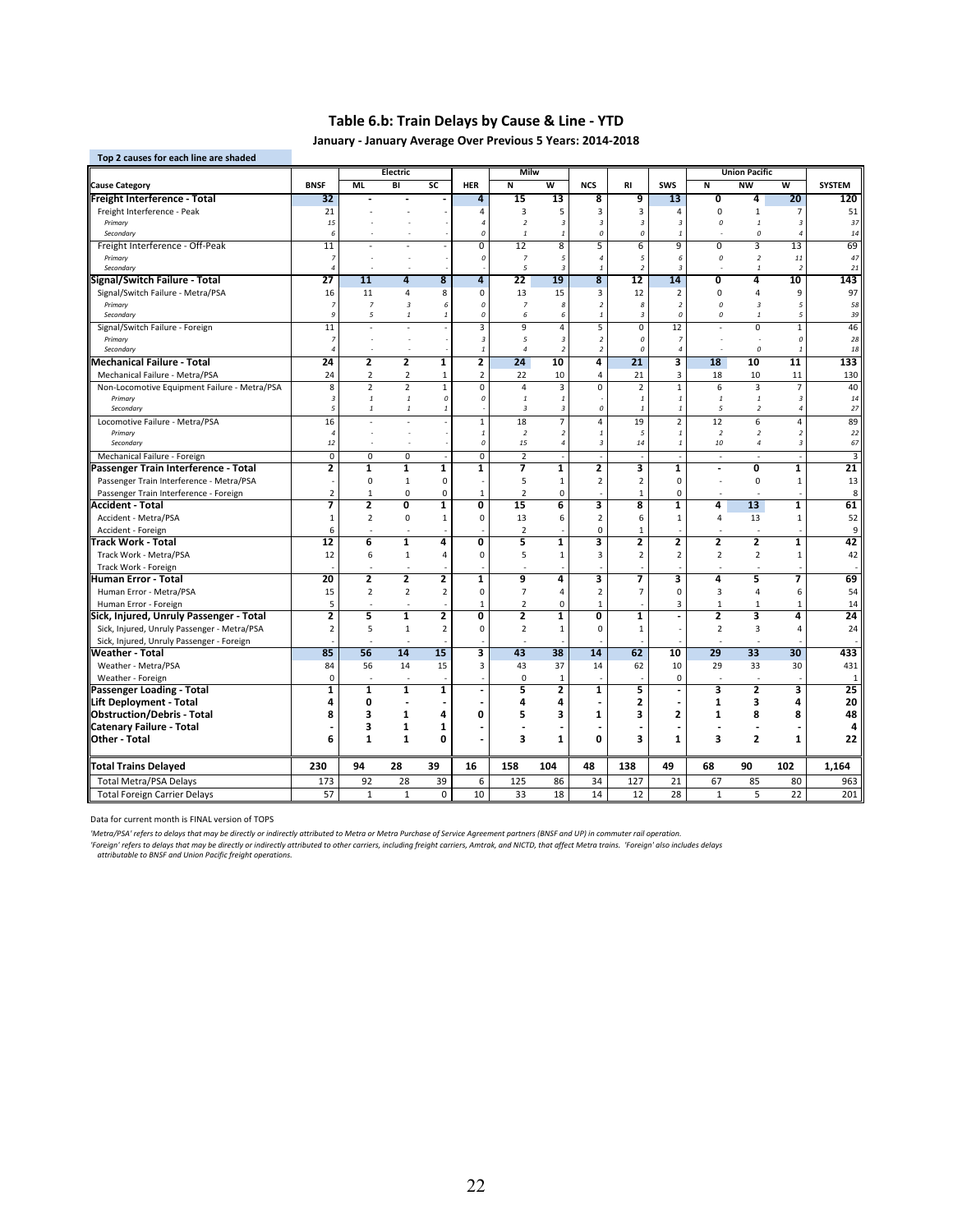## Table 6.b: Train Delays by Cause & Line - YTD

**January - January Average Over Previous 5 Years: 2014-2018**

Top 2 causes for each line are shaded

| Cause Category | BNSF | Electric ML | Electric BI | Electric SC | HER | Milw N | Milw W | NCS | RI | SWS | Union Pacific N | Union Pacific NW | Union Pacific W | SYSTEM |
|---|---|---|---|---|---|---|---|---|---|---|---|---|---|---|
| **Freight Interference - Total** | **32** | **-** | **-** | **-** | **4** | **15** | **13** | **8** | **9** | **13** | **0** | **4** | **20** | **120** |
| Freight Interference - Peak | 21 | - | - | - | 4 | 3 | 5 | 3 | 3 | 4 | 0 | 1 | 7 | 51 |
| *Primary* | *15* | - | - | - | *4* | *2* | *3* | *3* | *3* | *3* | *0* | *1* | *3* | *37* |
| *Secondary* | *6* | - | - | - | *0* | *1* | *1* | *0* | *0* | *1* | - | *0* | *4* | *14* |
| Freight Interference - Off-Peak | 11 | - | - | - | 0 | 12 | 8 | 5 | 6 | 9 | 0 | 3 | 13 | 69 |
| *Primary* | *7* | - | - | - | *0* | *7* | *5* | *4* | *5* | *6* | *0* | *2* | *11* | *47* |
| *Secondary* | *4* | - | - | - | - | *5* | *3* | *1* | *2* | *3* | - | *1* | *2* | *21* |
| **Signal/Switch Failure - Total** | **27** | **11** | **4** | **8** | **4** | **22** | **19** | **8** | **12** | **14** | **0** | **4** | **10** | **143** |
| Signal/Switch Failure - Metra/PSA | 16 | 11 | 4 | 8 | 0 | 13 | 15 | 3 | 12 | 2 | 0 | 4 | 9 | 97 |
| *Primary* | *7* | *7* | *3* | *6* | *0* | *7* | *8* | *2* | *8* | *2* | *0* | *3* | *5* | *58* |
| *Secondary* | *9* | *5* | *1* | *1* | *0* | *6* | *6* | *1* | *3* | *0* | *0* | *1* | *5* | *39* |
| Signal/Switch Failure - Foreign | 11 | - | - | - | 3 | 9 | 4 | 5 | 0 | 12 | - | 0 | 1 | 46 |
| *Primary* | *7* | - | - | - | *3* | *5* | *3* | *2* | *0* | *7* | - | - | *0* | *28* |
| *Secondary* | *4* | - | - | - | *1* | *4* | *2* | *2* | *0* | *4* | - | *0* | *1* | *18* |
| **Mechanical Failure - Total** | **24** | **2** | **2** | **1** | **2** | **24** | **10** | **4** | **21** | **3** | **18** | **10** | **11** | **133** |
| Mechanical Failure - Metra/PSA | 24 | 2 | 2 | 1 | 2 | 22 | 10 | 4 | 21 | 3 | 18 | 10 | 11 | 130 |
| Non-Locomotive Equipment Failure - Metra/PSA | 8 | 2 | 2 | 1 | 0 | 4 | 3 | 0 | 2 | 1 | 6 | 3 | 7 | 40 |
| *Primary* | *3* | *1* | *1* | *0* | *0* | *1* | *1* | - | *1* | *1* | *1* | *1* | *3* | *14* |
| *Secondary* | *5* | *1* | *1* | *1* | - | *3* | *3* | *0* | *1* | *1* | *5* | *2* | *4* | *27* |
| Locomotive Failure - Metra/PSA | 16 | - | - | - | 1 | 18 | 7 | 4 | 19 | 2 | 12 | 6 | 4 | 89 |
| *Primary* | *4* | - | - | - | *1* | *2* | *2* | *1* | *5* | *1* | *2* | *2* | *2* | *22* |
| *Secondary* | *12* | - | - | - | *0* | *15* | *4* | *3* | *14* | *1* | *10* | *4* | *3* | *67* |
| Mechanical Failure - Foreign | 0 | 0 | 0 | - | 0 | 2 | - | - | - | - | - | - | - | 3 |
| **Passenger Train Interference - Total** | **2** | **1** | **1** | **1** | **1** | **7** | **1** | **2** | **3** | **1** | **-** | **0** | **1** | **21** |
| Passenger Train Interference - Metra/PSA | - | 0 | 1 | 0 | - | 5 | 1 | 2 | 2 | 0 | - | 0 | 1 | 13 |
| Passenger Train Interference - Foreign | 2 | 1 | 0 | 0 | 1 | 2 | 0 | - | 1 | 0 | - | - | - | 8 |
| **Accident - Total** | **7** | **2** | **0** | **1** | **0** | **15** | **6** | **3** | **8** | **1** | **4** | **13** | **1** | **61** |
| Accident - Metra/PSA | 1 | 2 | 0 | 1 | 0 | 13 | 6 | 2 | 6 | 1 | 4 | 13 | 1 | 52 |
| Accident - Foreign | 6 | - | - | - | - | 2 | - | 0 | 1 | - | - | - | - | 9 |
| **Track Work - Total** | **12** | **6** | **1** | **4** | **0** | **5** | **1** | **3** | **2** | **2** | **2** | **2** | **1** | **42** |
| Track Work - Metra/PSA | 12 | 6 | 1 | 4 | 0 | 5 | 1 | 3 | 2 | 2 | 2 | 2 | 1 | 42 |
| Track Work - Foreign | - | - | - | - | - | - | - | - | - | - | - | - | - | - |
| **Human Error - Total** | **20** | **2** | **2** | **2** | **1** | **9** | **4** | **3** | **7** | **3** | **4** | **5** | **7** | **69** |
| Human Error - Metra/PSA | 15 | 2 | 2 | 2 | 0 | 7 | 4 | 2 | 7 | 0 | 3 | 4 | 6 | 54 |
| Human Error - Foreign | 5 | - | - | - | 1 | 2 | 0 | 1 | - | 3 | 1 | 1 | 1 | 14 |
| **Sick, Injured, Unruly Passenger - Total** | **2** | **5** | **1** | **2** | **0** | **2** | **1** | **0** | **1** | **-** | **2** | **3** | **4** | **24** |
| Sick, Injured, Unruly Passenger - Metra/PSA | 2 | 5 | 1 | 2 | 0 | 2 | 1 | 0 | 1 | - | 2 | 3 | 4 | 24 |
| Sick, Injured, Unruly Passenger - Foreign | - | - | - | - | - | - | - | - | - | - | - | - | - | - |
| **Weather - Total** | **85** | **56** | **14** | **15** | **3** | **43** | **38** | **14** | **62** | **10** | **29** | **33** | **30** | **433** |
| Weather - Metra/PSA | 84 | 56 | 14 | 15 | 3 | 43 | 37 | 14 | 62 | 10 | 29 | 33 | 30 | 431 |
| Weather - Foreign | 0 | - | - | - | - | 0 | 1 | - | - | 0 | - | - | - | 1 |
| **Passenger Loading - Total** | **1** | **1** | **1** | **1** | **-** | **5** | **2** | **1** | **5** | **-** | **3** | **2** | **3** | **25** |
| **Lift Deployment - Total** | **4** | **0** | **-** | **-** | **-** | **4** | **4** | **-** | **2** | **-** | **1** | **3** | **4** | **20** |
| **Obstruction/Debris - Total** | **8** | **3** | **1** | **4** | **0** | **5** | **3** | **1** | **3** | **2** | **1** | **8** | **8** | **48** |
| **Catenary Failure - Total** | **-** | **3** | **1** | **1** | **-** | **-** | **-** | **-** | **-** | **-** | **-** | **-** | **-** | **4** |
| **Other - Total** | **6** | **1** | **1** | **0** | **-** | **3** | **1** | **0** | **3** | **1** | **3** | **2** | **1** | **22** |
| **Total Trains Delayed** | **230** | **94** | **28** | **39** | **16** | **158** | **104** | **48** | **138** | **49** | **68** | **90** | **102** | **1,164** |
| Total Metra/PSA Delays | 173 | 92 | 28 | 39 | 6 | 125 | 86 | 34 | 127 | 21 | 67 | 85 | 80 | 963 |
| Total Foreign Carrier Delays | 57 | 1 | 1 | 0 | 10 | 33 | 18 | 14 | 12 | 28 | 1 | 5 | 22 | 201 |

Data for current month is FINAL version of TOPS

*'Metra/PSA' refers to delays that may be directly or indirectly attributed to Metra or Metra Purchase of Service Agreement partners (BNSF and UP) in commuter rail operation.*

*'Foreign' refers to delays that may be directly or indirectly attributed to other carriers, including freight carriers, Amtrak, and NICTD, that affect Metra trains. 'Foreign' also includes delays attributable to BNSF and Union Pacific freight operations.*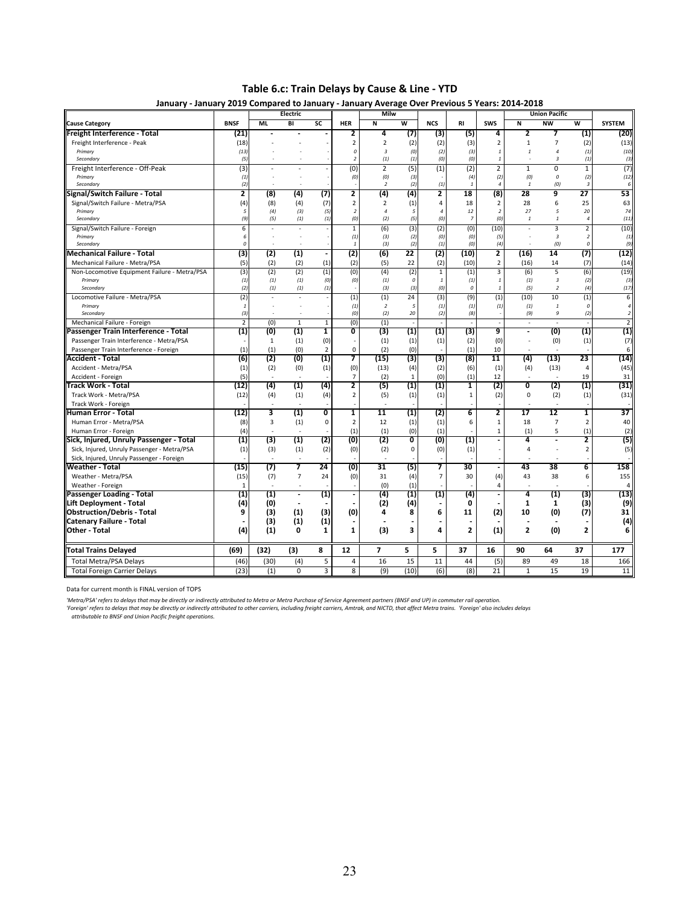# Table 6.c: Train Delays by Cause & Line - YTD

**January - January 2019 Compared to January - January Average Over Previous 5 Years: 2014-2018**

| Cause Category | BNSF | Electric ML | Electric BI | Electric SC | HER | Milw N | Milw W | NCS | RI | SWS | Union Pacific N | Union Pacific NW | Union Pacific W | SYSTEM |
|---|---|---|---|---|---|---|---|---|---|---|---|---|---|---|
| **Freight Interference - Total** | **(21)** | **-** | **-** | **-** | **2** | **4** | **(7)** | **(3)** | **(5)** | **4** | **2** | **7** | **(1)** | **(20)** |
| Freight Interference - Peak | (18) | - | - | - | 2 | 2 | (2) | (2) | (3) | 2 | 1 | 7 | (2) | (13) |
| *Primary* | *(13)* | *-* | *-* | *-* | *0* | *3* | *(0)* | *(2)* | *(3)* | *1* | *1* | *4* | *(1)* | *(10)* |
| *Secondary* | *(5)* | *-* | *-* | *-* | *2* | *(1)* | *(1)* | *(0)* | *(0)* | *1* | *-* | *3* | *(1)* | *(3)* |
| Freight Interference - Off-Peak | (3) | - | - | - | (0) | 2 | (5) | (1) | (2) | 2 | 1 | 0 | 1 | (7) |
| *Primary* | *(1)* | *-* | *-* | *-* | *(0)* | *(0)* | *(3)* | *-* | *(4)* | *(2)* | *(0)* | *0* | *(2)* | *(12)* |
| *Secondary* | *(2)* | *-* | *-* | *-* | *-* | *2* | *(2)* | *(1)* | *1* | *4* | *1* | *(0)* | *3* | *6* |
| **Signal/Switch Failure - Total** | **2** | **(8)** | **(4)** | **(7)** | **2** | **(4)** | **(4)** | **2** | **18** | **(8)** | **28** | **9** | **27** | **53** |
| Signal/Switch Failure - Metra/PSA | (4) | (8) | (4) | (7) | 2 | 2 | (1) | 4 | 18 | 2 | 28 | 6 | 25 | 63 |
| *Primary* | *5* | *(4)* | *(3)* | *(5)* | *2* | *4* | *5* | *4* | *12* | *2* | *27* | *5* | *20* | *74* |
| *Secondary* | *(9)* | *(5)* | *(1)* | *(1)* | *(0)* | *(2)* | *(5)* | *(0)* | *7* | *(0)* | *1* | *1* | *4* | *(11)* |
| Signal/Switch Failure - Foreign | 6 | - | - | - | 1 | (6) | (3) | (2) | (0) | (10) | - | 3 | 2 | (10) |
| *Primary* | *6* | *-* | *-* | *-* | *(1)* | *(3)* | *(2)* | *(0)* | *(0)* | *(5)* | *-* | *3* | *2* | *(1)* |
| *Secondary* | *0* | *-* | *-* | *-* | *1* | *(3)* | *(2)* | *(1)* | *(0)* | *(4)* | *-* | *(0)* | *0* | *(9)* |
| **Mechanical Failure - Total** | **(3)** | **(2)** | **(1)** | **-** | **(2)** | **(6)** | **22** | **(2)** | **(10)** | **2** | **(16)** | **14** | **(7)** | **(12)** |
| Mechanical Failure - Metra/PSA | (5) | (2) | (2) | (1) | (2) | (5) | 22 | (2) | (10) | 2 | (16) | 14 | (7) | (14) |
| Non-Locomotive Equipment Failure - Metra/PSA | (3) | (2) | (2) | (1) | (0) | (4) | (2) | 1 | (1) | 3 | (6) | 5 | (6) | (19) |
| *Primary* | *(1)* | *(1)* | *(1)* | *(0)* | *(0)* | *(1)* | *0* | *1* | *(1)* | *1* | *(1)* | *3* | *(2)* | *(3)* |
| *Secondary* | *(2)* | *(1)* | *(1)* | *(1)* | *-* | *(3)* | *(3)* | *(0)* | *0* | *1* | *(5)* | *2* | *(4)* | *(17)* |
| Locomotive Failure - Metra/PSA | (2) | - | - | - | (1) | (1) | 24 | (3) | (9) | (1) | (10) | 10 | (1) | 6 |
| *Primary* | *1* | *-* | *-* | *-* | *(1)* | *2* | *5* | *(1)* | *(1)* | *(1)* | *(1)* | *1* | *0* | *4* |
| *Secondary* | *(3)* | *-* | *-* | *-* | *(0)* | *(2)* | *20* | *(2)* | *(8)* | *-* | *(9)* | *9* | *(2)* | *2* |
| Mechanical Failure - Foreign | 2 | (0) | 1 | 1 | (0) | (1) | - | - | - | - | - | - | - | 2 |
| **Passenger Train Interference - Total** | **(1)** | **(0)** | **(1)** | **1** | **0** | **(3)** | **(1)** | **(1)** | **(3)** | **9** | **-** | **(0)** | **(1)** | **(1)** |
| Passenger Train Interference - Metra/PSA | - | 1 | (1) | (0) | - | (1) | (1) | (1) | (2) | (0) | - | (0) | (1) | (7) |
| Passenger Train Interference - Foreign | (1) | (1) | (0) | 2 | 0 | (2) | (0) | - | (1) | 10 | - | - | - | 6 |
| **Accident - Total** | **(6)** | **(2)** | **(0)** | **(1)** | **7** | **(15)** | **(3)** | **(3)** | **(8)** | **11** | **(4)** | **(13)** | **23** | **(14)** |
| Accident - Metra/PSA | (1) | (2) | (0) | (1) | (0) | (13) | (4) | (2) | (6) | (1) | (4) | (13) | 4 | (45) |
| Accident - Foreign | (5) | - | - | - | 7 | (2) | 1 | (0) | (1) | 12 | - | - | 19 | 31 |
| **Track Work - Total** | **(12)** | **(4)** | **(1)** | **(4)** | **2** | **(5)** | **(1)** | **(1)** | **1** | **(2)** | **0** | **(2)** | **(1)** | **(31)** |
| Track Work - Metra/PSA | (12) | (4) | (1) | (4) | 2 | (5) | (1) | (1) | 1 | (2) | 0 | (2) | (1) | (31) |
| Track Work - Foreign | - | - | - | - | - | - | - | - | - | - | - | - | - | - |
| **Human Error - Total** | **(12)** | **3** | **(1)** | **0** | **1** | **11** | **(1)** | **(2)** | **6** | **2** | **17** | **12** | **1** | **37** |
| Human Error - Metra/PSA | (8) | 3 | (1) | 0 | 2 | 12 | (1) | (1) | 6 | 1 | 18 | 7 | 2 | 40 |
| Human Error - Foreign | (4) | - | - | - | (1) | (1) | (0) | (1) | - | 1 | (1) | 5 | (1) | (2) |
| **Sick, Injured, Unruly Passenger - Total** | **(1)** | **(3)** | **(1)** | **(2)** | **(0)** | **(2)** | **0** | **(0)** | **(1)** | **-** | **4** | **-** | **2** | **(5)** |
| Sick, Injured, Unruly Passenger - Metra/PSA | (1) | (3) | (1) | (2) | (0) | (2) | 0 | (0) | (1) | - | 4 | - | 2 | (5) |
| Sick, Injured, Unruly Passenger - Foreign | - | - | - | - | - | - | - | - | - | - | - | - | - | - |
| **Weather - Total** | **(15)** | **(7)** | **7** | **24** | **(0)** | **31** | **(5)** | **7** | **30** | **-** | **43** | **38** | **6** | **158** |
| Weather - Metra/PSA | (15) | (7) | 7 | 24 | (0) | 31 | (4) | 7 | 30 | (4) | 43 | 38 | 6 | 155 |
| Weather - Foreign | 1 | - | - | - | - | (0) | (1) | - | - | 4 | - | - | - | 4 |
| **Passenger Loading - Total** | **(1)** | **(1)** | **-** | **(1)** | **-** | **(4)** | **(1)** | **(1)** | **(4)** | **-** | **4** | **(1)** | **(3)** | **(13)** |
| **Lift Deployment - Total** | **(4)** | **(0)** | **-** | **-** | **-** | **(2)** | **(4)** | **-** | **0** | **-** | **1** | **1** | **(3)** | **(9)** |
| **Obstruction/Debris - Total** | **9** | **(3)** | **(1)** | **(3)** | **(0)** | **4** | **8** | **6** | **11** | **(2)** | **10** | **(0)** | **(7)** | **31** |
| **Catenary Failure - Total** | **-** | **(3)** | **(1)** | **(1)** | **-** | **-** | **-** | **-** | **-** | **-** | **-** | **-** | **-** | **(4)** |
| **Other - Total** | **(4)** | **(1)** | **0** | **1** | **1** | **(3)** | **3** | **4** | **2** | **(1)** | **2** | **(0)** | **2** | **6** |
| **Total Trains Delayed** | **(69)** | **(32)** | **(3)** | **8** | **12** | **7** | **5** | **5** | **37** | **16** | **90** | **64** | **37** | **177** |
| Total Metra/PSA Delays | (46) | (30) | (4) | 5 | 4 | 16 | 15 | 11 | 44 | (5) | 89 | 49 | 18 | 166 |
| Total Foreign Carrier Delays | (23) | (1) | 0 | 3 | 8 | (9) | (10) | (6) | (8) | 21 | 1 | 15 | 19 | 11 |

Data for current month is FINAL version of TOPS

*'Metra/PSA' refers to delays that may be directly or indirectly attributed to Metra or Metra Purchase of Service Agreement partners (BNSF and UP) in commuter rail operation.*
*'Foreign' refers to delays that may be directly or indirectly attributed to other carriers, including freight carriers, Amtrak, and NICTD, that affect Metra trains. 'Foreign' also includes delays attributable to BNSF and Union Pacific freight operations.*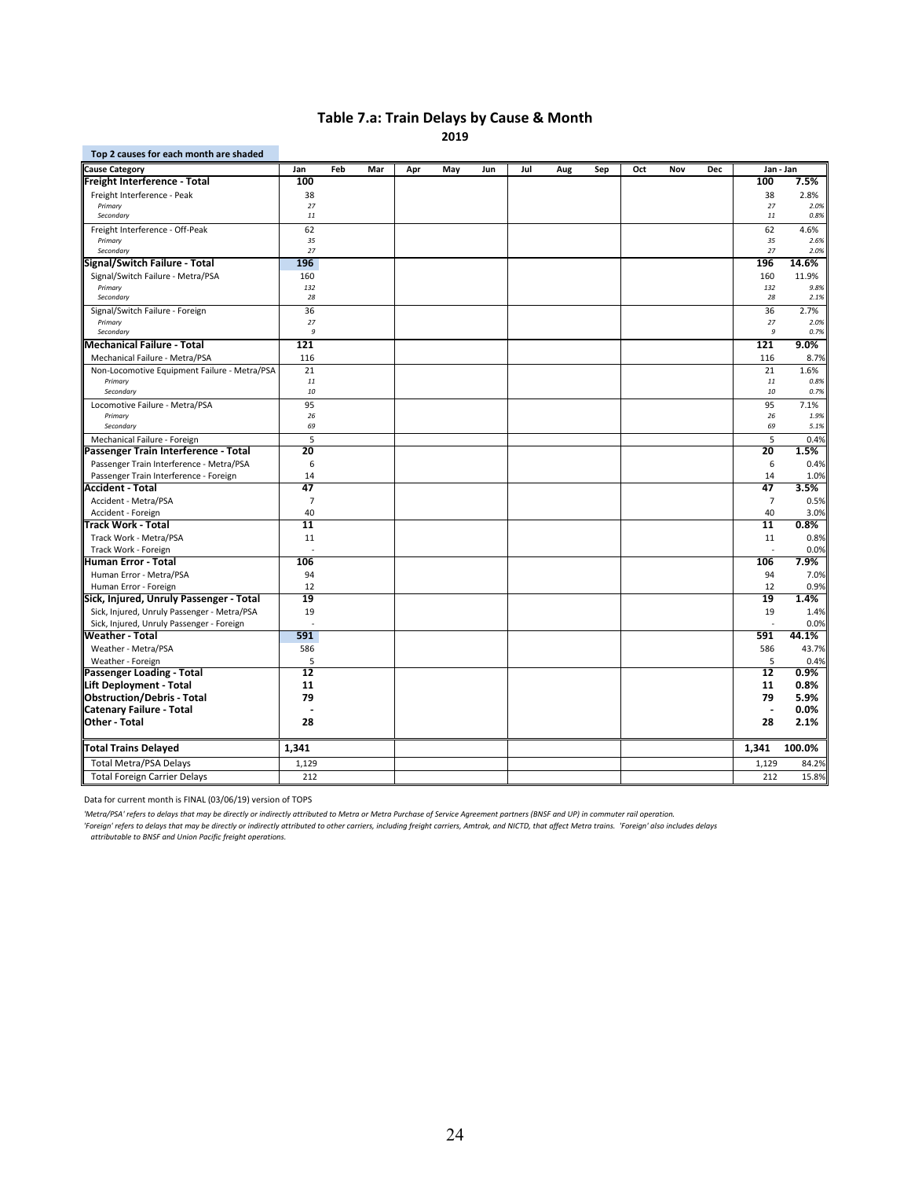## Table 7.a: Train Delays by Cause & Month

**2019**

Top 2 causes for each month are shaded

| Cause Category | Jan | Feb | Mar | Apr | May | Jun | Jul | Aug | Sep | Oct | Nov | Dec | Jan - Jan | |
|---|---|---|---|---|---|---|---|---|---|---|---|---|---|---|
| **Freight Interference - Total** | **100** | | | | | | | | | | | | **100** | **7.5%** |
| Freight Interference - Peak | 38 | | | | | | | | | | | | 38 | 2.8% |
| *Primary* | *27* | | | | | | | | | | | | *27* | *2.0%* |
| *Secondary* | *11* | | | | | | | | | | | | *11* | *0.8%* |
| Freight Interference - Off-Peak | 62 | | | | | | | | | | | | 62 | 4.6% |
| *Primary* | *35* | | | | | | | | | | | | *35* | *2.6%* |
| *Secondary* | *27* | | | | | | | | | | | | *27* | *2.0%* |
| **Signal/Switch Failure - Total** | **196** | | | | | | | | | | | | **196** | **14.6%** |
| Signal/Switch Failure - Metra/PSA | 160 | | | | | | | | | | | | 160 | 11.9% |
| *Primary* | *132* | | | | | | | | | | | | *132* | *9.8%* |
| *Secondary* | *28* | | | | | | | | | | | | *28* | *2.1%* |
| Signal/Switch Failure - Foreign | 36 | | | | | | | | | | | | 36 | 2.7% |
| *Primary* | *27* | | | | | | | | | | | | *27* | *2.0%* |
| *Secondary* | *9* | | | | | | | | | | | | *9* | *0.7%* |
| **Mechanical Failure - Total** | **121** | | | | | | | | | | | | **121** | **9.0%** |
| Mechanical Failure - Metra/PSA | 116 | | | | | | | | | | | | 116 | 8.7% |
| Non-Locomotive Equipment Failure - Metra/PSA | 21 | | | | | | | | | | | | 21 | 1.6% |
| *Primary* | *11* | | | | | | | | | | | | *11* | *0.8%* |
| *Secondary* | *10* | | | | | | | | | | | | *10* | *0.7%* |
| Locomotive Failure - Metra/PSA | 95 | | | | | | | | | | | | 95 | 7.1% |
| *Primary* | *26* | | | | | | | | | | | | *26* | *1.9%* |
| *Secondary* | *69* | | | | | | | | | | | | *69* | *5.1%* |
| Mechanical Failure - Foreign | 5 | | | | | | | | | | | | 5 | 0.4% |
| **Passenger Train Interference - Total** | **20** | | | | | | | | | | | | **20** | **1.5%** |
| Passenger Train Interference - Metra/PSA | 6 | | | | | | | | | | | | 6 | 0.4% |
| Passenger Train Interference - Foreign | 14 | | | | | | | | | | | | 14 | 1.0% |
| **Accident - Total** | **47** | | | | | | | | | | | | **47** | **3.5%** |
| Accident - Metra/PSA | 7 | | | | | | | | | | | | 7 | 0.5% |
| Accident - Foreign | 40 | | | | | | | | | | | | 40 | 3.0% |
| **Track Work - Total** | **11** | | | | | | | | | | | | **11** | **0.8%** |
| Track Work - Metra/PSA | 11 | | | | | | | | | | | | 11 | 0.8% |
| Track Work - Foreign | - | | | | | | | | | | | | - | 0.0% |
| **Human Error - Total** | **106** | | | | | | | | | | | | **106** | **7.9%** |
| Human Error - Metra/PSA | 94 | | | | | | | | | | | | 94 | 7.0% |
| Human Error - Foreign | 12 | | | | | | | | | | | | 12 | 0.9% |
| **Sick, Injured, Unruly Passenger - Total** | **19** | | | | | | | | | | | | **19** | **1.4%** |
| Sick, Injured, Unruly Passenger - Metra/PSA | 19 | | | | | | | | | | | | 19 | 1.4% |
| Sick, Injured, Unruly Passenger - Foreign | - | | | | | | | | | | | | - | 0.0% |
| **Weather - Total** | **591** | | | | | | | | | | | | **591** | **44.1%** |
| Weather - Metra/PSA | 586 | | | | | | | | | | | | 586 | 43.7% |
| Weather - Foreign | 5 | | | | | | | | | | | | 5 | 0.4% |
| **Passenger Loading - Total** | **12** | | | | | | | | | | | | **12** | **0.9%** |
| **Lift Deployment - Total** | **11** | | | | | | | | | | | | **11** | **0.8%** |
| **Obstruction/Debris - Total** | **79** | | | | | | | | | | | | **79** | **5.9%** |
| **Catenary Failure - Total** | **-** | | | | | | | | | | | | **-** | **0.0%** |
| **Other - Total** | **28** | | | | | | | | | | | | **28** | **2.1%** |
| **Total Trains Delayed** | **1,341** | | | | | | | | | | | | **1,341** | **100.0%** |
| Total Metra/PSA Delays | 1,129 | | | | | | | | | | | | 1,129 | 84.2% |
| Total Foreign Carrier Delays | 212 | | | | | | | | | | | | 212 | 15.8% |

Data for current month is FINAL (03/06/19) version of TOPS

*'Metra/PSA' refers to delays that may be directly or indirectly attributed to Metra or Metra Purchase of Service Agreement partners (BNSF and UP) in commuter rail operation.*

*'Foreign' refers to delays that may be directly or indirectly attributed to other carriers, including freight carriers, Amtrak, and NICTD, that affect Metra trains. 'Foreign' also includes delays attributable to BNSF and Union Pacific freight operations.*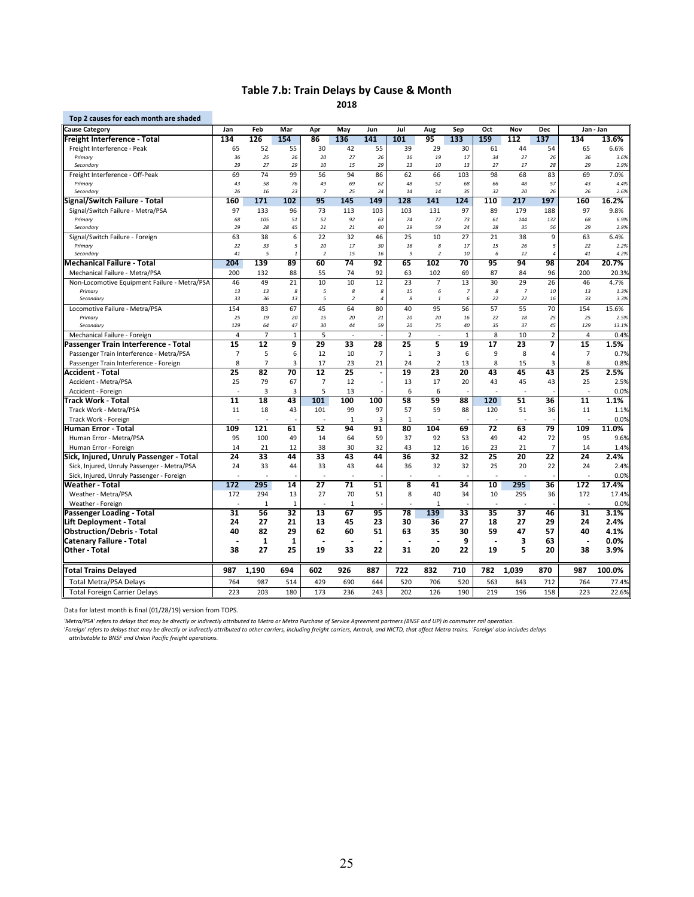# Table 7.b: Train Delays by Cause & Month

**2018**

Top 2 causes for each month are shaded

| Cause Category | Jan | Feb | Mar | Apr | May | Jun | Jul | Aug | Sep | Oct | Nov | Dec | Jan - Jan | |
|---|---|---|---|---|---|---|---|---|---|---|---|---|---|---|
| **Freight Interference - Total** | **134** | **126** | **154** | **86** | **136** | **141** | **101** | **95** | **133** | **159** | **112** | **137** | **134** | **13.6%** |
| Freight Interference - Peak | 65 | 52 | 55 | 30 | 42 | 55 | 39 | 29 | 30 | 61 | 44 | 54 | 65 | 6.6% |
| *Primary* | *36* | *25* | *26* | *20* | *27* | *26* | *16* | *19* | *17* | *34* | *27* | *26* | *36* | *3.6%* |
| *Secondary* | *29* | *27* | *29* | *10* | *15* | *29* | *23* | *10* | *13* | *27* | *17* | *28* | *29* | *2.9%* |
| Freight Interference - Off-Peak | 69 | 74 | 99 | 56 | 94 | 86 | 62 | 66 | 103 | 98 | 68 | 83 | 69 | 7.0% |
| *Primary* | *43* | *58* | *76* | *49* | *69* | *62* | *48* | *52* | *68* | *66* | *48* | *57* | *43* | *4.4%* |
| *Secondary* | *26* | *16* | *23* | *7* | *25* | *24* | *14* | *14* | *35* | *32* | *20* | *26* | *26* | *2.6%* |
| **Signal/Switch Failure - Total** | **160** | **171** | **102** | **95** | **145** | **149** | **128** | **141** | **124** | **110** | **217** | **197** | **160** | **16.2%** |
| Signal/Switch Failure - Metra/PSA | 97 | 133 | 96 | 73 | 113 | 103 | 103 | 131 | 97 | 89 | 179 | 188 | 97 | 9.8% |
| *Primary* | *68* | *105* | *51* | *52* | *92* | *63* | *74* | *72* | *73* | *61* | *144* | *132* | *68* | *6.9%* |
| *Secondary* | *29* | *28* | *45* | *21* | *21* | *40* | *29* | *59* | *24* | *28* | *35* | *56* | *29* | *2.9%* |
| Signal/Switch Failure - Foreign | 63 | 38 | 6 | 22 | 32 | 46 | 25 | 10 | 27 | 21 | 38 | 9 | 63 | 6.4% |
| *Primary* | *22* | *33* | *5* | *20* | *17* | *30* | *16* | *8* | *17* | *15* | *26* | *5* | *22* | *2.2%* |
| *Secondary* | *41* | *5* | *1* | *2* | *15* | *16* | *9* | *2* | *10* | *6* | *12* | *4* | *41* | *4.2%* |
| **Mechanical Failure - Total** | **204** | **139** | **89** | **60** | **74** | **92** | **65** | **102** | **70** | **95** | **94** | **98** | **204** | **20.7%** |
| Mechanical Failure - Metra/PSA | 200 | 132 | 88 | 55 | 74 | 92 | 63 | 102 | 69 | 87 | 84 | 96 | 200 | 20.3% |
| Non-Locomotive Equipment Failure - Metra/PSA | 46 | 49 | 21 | 10 | 10 | 12 | 23 | 7 | 13 | 30 | 29 | 26 | 46 | 4.7% |
| *Primary* | *13* | *13* | *8* | *5* | *8* | *8* | *15* | *6* | *7* | *8* | *7* | *10* | *13* | *1.3%* |
| *Secondary* | *33* | *36* | *13* | *5* | *2* | *4* | *8* | *1* | *6* | *22* | *22* | *16* | *33* | *3.3%* |
| Locomotive Failure - Metra/PSA | 154 | 83 | 67 | 45 | 64 | 80 | 40 | 95 | 56 | 57 | 55 | 70 | 154 | 15.6% |
| *Primary* | *25* | *19* | *20* | *15* | *20* | *21* | *20* | *20* | *16* | *22* | *18* | *25* | *25* | *2.5%* |
| *Secondary* | *129* | *64* | *47* | *30* | *44* | *59* | *20* | *75* | *40* | *35* | *37* | *45* | *129* | *13.1%* |
| Mechanical Failure - Foreign | 4 | 7 | 1 | 5 | - | - | 2 | - | 1 | 8 | 10 | 2 | 4 | 0.4% |
| **Passenger Train Interference - Total** | **15** | **12** | **9** | **29** | **33** | **28** | **25** | **5** | **19** | **17** | **23** | **7** | **15** | **1.5%** |
| Passenger Train Interference - Metra/PSA | 7 | 5 | 6 | 12 | 10 | 7 | 1 | 3 | 6 | 9 | 8 | 4 | 7 | 0.7% |
| Passenger Train Interference - Foreign | 8 | 7 | 3 | 17 | 23 | 21 | 24 | 2 | 13 | 8 | 15 | 3 | 8 | 0.8% |
| **Accident - Total** | **25** | **82** | **70** | **12** | **25** | **-** | **19** | **23** | **20** | **43** | **45** | **43** | **25** | **2.5%** |
| Accident - Metra/PSA | 25 | 79 | 67 | 7 | 12 | - | 13 | 17 | 20 | 43 | 45 | 43 | 25 | 2.5% |
| Accident - Foreign | - | 3 | 3 | 5 | 13 | - | 6 | 6 | - | - | - | - | - | 0.0% |
| **Track Work - Total** | **11** | **18** | **43** | **101** | **100** | **100** | **58** | **59** | **88** | **120** | **51** | **36** | **11** | **1.1%** |
| Track Work - Metra/PSA | 11 | 18 | 43 | 101 | 99 | 97 | 57 | 59 | 88 | 120 | 51 | 36 | 11 | 1.1% |
| Track Work - Foreign | - | - | - | - | 1 | 3 | 1 | - | - | - | - | - | - | 0.0% |
| **Human Error - Total** | **109** | **121** | **61** | **52** | **94** | **91** | **80** | **104** | **69** | **72** | **63** | **79** | **109** | **11.0%** |
| Human Error - Metra/PSA | 95 | 100 | 49 | 14 | 64 | 59 | 37 | 92 | 53 | 49 | 42 | 72 | 95 | 9.6% |
| Human Error - Foreign | 14 | 21 | 12 | 38 | 30 | 32 | 43 | 12 | 16 | 23 | 21 | 7 | 14 | 1.4% |
| **Sick, Injured, Unruly Passenger - Total** | **24** | **33** | **44** | **33** | **43** | **44** | **36** | **32** | **32** | **25** | **20** | **22** | **24** | **2.4%** |
| Sick, Injured, Unruly Passenger - Metra/PSA | 24 | 33 | 44 | 33 | 43 | 44 | 36 | 32 | 32 | 25 | 20 | 22 | 24 | 2.4% |
| Sick, Injured, Unruly Passenger - Foreign | - | - | - | - | - | - | - | - | - | - | - | - | - | 0.0% |
| **Weather - Total** | **172** | **295** | **14** | **27** | **71** | **51** | **8** | **41** | **34** | **10** | **295** | **36** | **172** | **17.4%** |
| Weather - Metra/PSA | 172 | 294 | 13 | 27 | 70 | 51 | 8 | 40 | 34 | 10 | 295 | 36 | 172 | 17.4% |
| Weather - Foreign | - | 1 | 1 | - | 1 | - | - | 1 | - | - | - | - | - | 0.0% |
| **Passenger Loading - Total** | **31** | **56** | **32** | **13** | **67** | **95** | **78** | **139** | **33** | **35** | **37** | **46** | **31** | **3.1%** |
| **Lift Deployment - Total** | **24** | **27** | **21** | **13** | **45** | **23** | **30** | **36** | **27** | **18** | **27** | **29** | **24** | **2.4%** |
| **Obstruction/Debris - Total** | **40** | **82** | **29** | **62** | **60** | **51** | **63** | **35** | **30** | **59** | **47** | **57** | **40** | **4.1%** |
| **Catenary Failure - Total** | **-** | **1** | **1** | **-** | **-** | **-** | **-** | **-** | **9** | **-** | **3** | **63** | **-** | **0.0%** |
| **Other - Total** | **38** | **27** | **25** | **19** | **33** | **22** | **31** | **20** | **22** | **19** | **5** | **20** | **38** | **3.9%** |
| **Total Trains Delayed** | **987** | **1,190** | **694** | **602** | **926** | **887** | **722** | **832** | **710** | **782** | **1,039** | **870** | **987** | **100.0%** |
| Total Metra/PSA Delays | 764 | 987 | 514 | 429 | 690 | 644 | 520 | 706 | 520 | 563 | 843 | 712 | 764 | 77.4% |
| Total Foreign Carrier Delays | 223 | 203 | 180 | 173 | 236 | 243 | 202 | 126 | 190 | 219 | 196 | 158 | 223 | 22.6% |

Data for latest month is final (01/28/19) version from TOPS.

*'Metra/PSA' refers to delays that may be directly or indirectly attributed to Metra or Metra Purchase of Service Agreement partners (BNSF and UP) in commuter rail operation.*
*'Foreign' refers to delays that may be directly or indirectly attributed to other carriers, including freight carriers, Amtrak, and NICTD, that affect Metra trains. 'Foreign' also includes delays attributable to BNSF and Union Pacific freight operations.*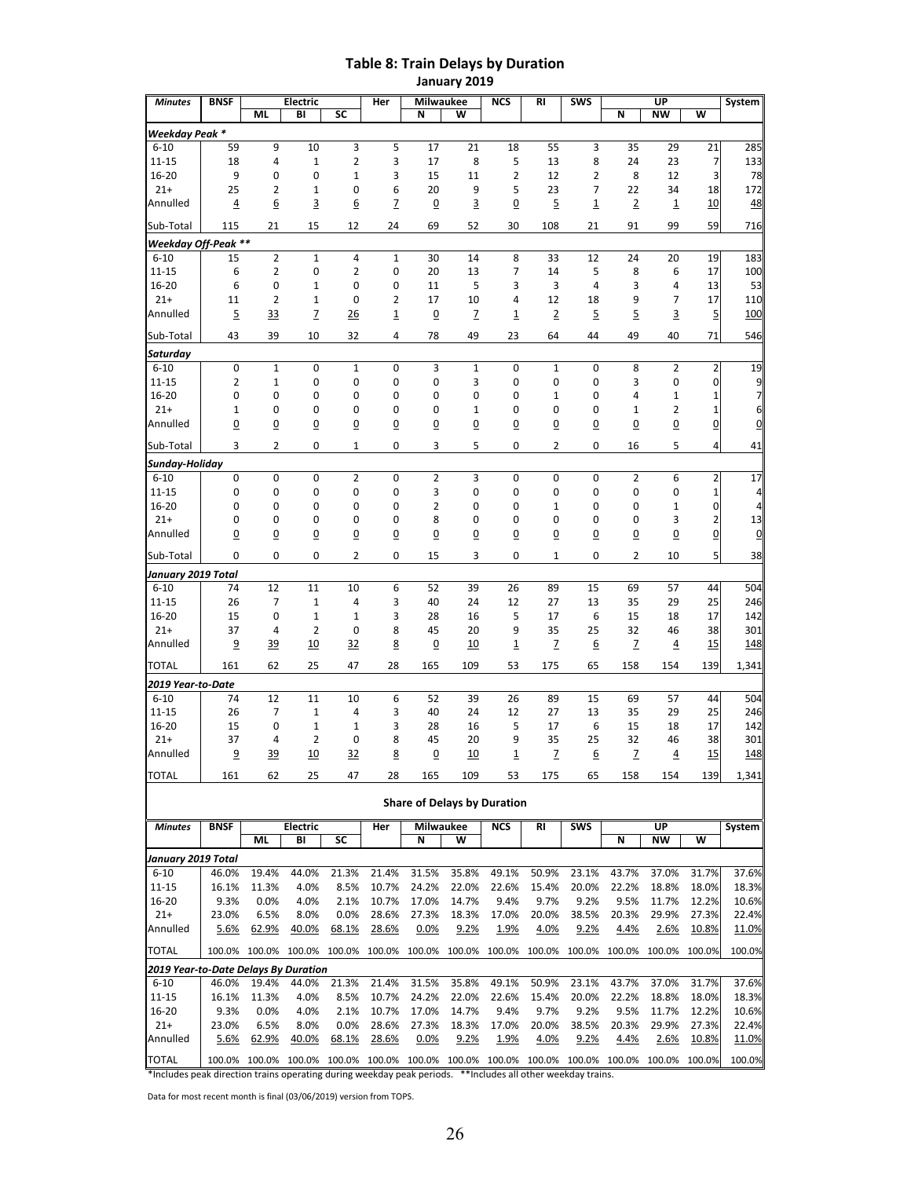# Table 8: Train Delays by Duration

## January 2019

| Minutes | BNSF | Electric | | | Her | Milwaukee | | NCS | RI | SWS | UP | | | System |
|---|---|---|---|---|---|---|---|---|---|---|---|---|---|---|
| | | ML | BI | SC | | N | W | | | | N | NW | W | |
| ***Weekday Peak **** | | | | | | | | | | | | | | |
| 6-10 | 59 | 9 | 10 | 3 | 5 | 17 | 21 | 18 | 55 | 3 | 35 | 29 | 21 | 285 |
| 11-15 | 18 | 4 | 1 | 2 | 3 | 17 | 8 | 5 | 13 | 8 | 24 | 23 | 7 | 133 |
| 16-20 | 9 | 0 | 0 | 1 | 3 | 15 | 11 | 2 | 12 | 2 | 8 | 12 | 3 | 78 |
| 21+ | 25 | 2 | 1 | 0 | 6 | 20 | 9 | 5 | 23 | 7 | 22 | 34 | 18 | 172 |
| Annulled | 4 | 6 | 3 | 6 | 7 | 0 | 3 | 0 | 5 | 1 | 2 | 1 | 10 | 48 |
| Sub-Total | 115 | 21 | 15 | 12 | 24 | 69 | 52 | 30 | 108 | 21 | 91 | 99 | 59 | 716 |
| ***Weekday Off-Peak ***** | | | | | | | | | | | | | | |
| 6-10 | 15 | 2 | 1 | 4 | 1 | 30 | 14 | 8 | 33 | 12 | 24 | 20 | 19 | 183 |
| 11-15 | 6 | 2 | 0 | 2 | 0 | 20 | 13 | 7 | 14 | 5 | 8 | 6 | 17 | 100 |
| 16-20 | 6 | 0 | 1 | 0 | 0 | 11 | 5 | 3 | 3 | 4 | 3 | 4 | 13 | 53 |
| 21+ | 11 | 2 | 1 | 0 | 2 | 17 | 10 | 4 | 12 | 18 | 9 | 7 | 17 | 110 |
| Annulled | 5 | 33 | 7 | 26 | 1 | 0 | 7 | 1 | 2 | 5 | 5 | 3 | 5 | 100 |
| Sub-Total | 43 | 39 | 10 | 32 | 4 | 78 | 49 | 23 | 64 | 44 | 49 | 40 | 71 | 546 |
| ***Saturday*** | | | | | | | | | | | | | | |
| 6-10 | 0 | 1 | 0 | 1 | 0 | 3 | 1 | 0 | 1 | 0 | 8 | 2 | 2 | 19 |
| 11-15 | 2 | 1 | 0 | 0 | 0 | 0 | 3 | 0 | 0 | 0 | 3 | 0 | 0 | 9 |
| 16-20 | 0 | 0 | 0 | 0 | 0 | 0 | 0 | 0 | 1 | 0 | 4 | 1 | 1 | 7 |
| 21+ | 1 | 0 | 0 | 0 | 0 | 0 | 1 | 0 | 0 | 0 | 1 | 2 | 1 | 6 |
| Annulled | 0 | 0 | 0 | 0 | 0 | 0 | 0 | 0 | 0 | 0 | 0 | 0 | 0 | 0 |
| Sub-Total | 3 | 2 | 0 | 1 | 0 | 3 | 5 | 0 | 2 | 0 | 16 | 5 | 4 | 41 |
| ***Sunday-Holiday*** | | | | | | | | | | | | | | |
| 6-10 | 0 | 0 | 0 | 2 | 0 | 2 | 3 | 0 | 0 | 0 | 2 | 6 | 2 | 17 |
| 11-15 | 0 | 0 | 0 | 0 | 0 | 3 | 0 | 0 | 0 | 0 | 0 | 0 | 1 | 4 |
| 16-20 | 0 | 0 | 0 | 0 | 0 | 2 | 0 | 0 | 1 | 0 | 0 | 1 | 0 | 4 |
| 21+ | 0 | 0 | 0 | 0 | 0 | 8 | 0 | 0 | 0 | 0 | 0 | 3 | 2 | 13 |
| Annulled | 0 | 0 | 0 | 0 | 0 | 0 | 0 | 0 | 0 | 0 | 0 | 0 | 0 | 0 |
| Sub-Total | 0 | 0 | 0 | 2 | 0 | 15 | 3 | 0 | 1 | 0 | 2 | 10 | 5 | 38 |
| ***January 2019 Total*** | | | | | | | | | | | | | | |
| 6-10 | 74 | 12 | 11 | 10 | 6 | 52 | 39 | 26 | 89 | 15 | 69 | 57 | 44 | 504 |
| 11-15 | 26 | 7 | 1 | 4 | 3 | 40 | 24 | 12 | 27 | 13 | 35 | 29 | 25 | 246 |
| 16-20 | 15 | 0 | 1 | 1 | 3 | 28 | 16 | 5 | 17 | 6 | 15 | 18 | 17 | 142 |
| 21+ | 37 | 4 | 2 | 0 | 8 | 45 | 20 | 9 | 35 | 25 | 32 | 46 | 38 | 301 |
| Annulled | 9 | 39 | 10 | 32 | 8 | 0 | 10 | 1 | 7 | 6 | 7 | 4 | 15 | 148 |
| TOTAL | 161 | 62 | 25 | 47 | 28 | 165 | 109 | 53 | 175 | 65 | 158 | 154 | 139 | 1,341 |
| ***2019 Year-to-Date*** | | | | | | | | | | | | | | |
| 6-10 | 74 | 12 | 11 | 10 | 6 | 52 | 39 | 26 | 89 | 15 | 69 | 57 | 44 | 504 |
| 11-15 | 26 | 7 | 1 | 4 | 3 | 40 | 24 | 12 | 27 | 13 | 35 | 29 | 25 | 246 |
| 16-20 | 15 | 0 | 1 | 1 | 3 | 28 | 16 | 5 | 17 | 6 | 15 | 18 | 17 | 142 |
| 21+ | 37 | 4 | 2 | 0 | 8 | 45 | 20 | 9 | 35 | 25 | 32 | 46 | 38 | 301 |
| Annulled | 9 | 39 | 10 | 32 | 8 | 0 | 10 | 1 | 7 | 6 | 7 | 4 | 15 | 148 |
| TOTAL | 161 | 62 | 25 | 47 | 28 | 165 | 109 | 53 | 175 | 65 | 158 | 154 | 139 | 1,341 |

## Share of Delays by Duration

| Minutes | BNSF | Electric | | | Her | Milwaukee | | NCS | RI | SWS | UP | | | System |
|---|---|---|---|---|---|---|---|---|---|---|---|---|---|---|
| | | ML | BI | SC | | N | W | | | | N | NW | W | |
| ***January 2019 Total*** | | | | | | | | | | | | | | |
| 6-10 | 46.0% | 19.4% | 44.0% | 21.3% | 21.4% | 31.5% | 35.8% | 49.1% | 50.9% | 23.1% | 43.7% | 37.0% | 31.7% | 37.6% |
| 11-15 | 16.1% | 11.3% | 4.0% | 8.5% | 10.7% | 24.2% | 22.0% | 22.6% | 15.4% | 20.0% | 22.2% | 18.8% | 18.0% | 18.3% |
| 16-20 | 9.3% | 0.0% | 4.0% | 2.1% | 10.7% | 17.0% | 14.7% | 9.4% | 9.7% | 9.2% | 9.5% | 11.7% | 12.2% | 10.6% |
| 21+ | 23.0% | 6.5% | 8.0% | 0.0% | 28.6% | 27.3% | 18.3% | 17.0% | 20.0% | 38.5% | 20.3% | 29.9% | 27.3% | 22.4% |
| Annulled | 5.6% | 62.9% | 40.0% | 68.1% | 28.6% | 0.0% | 9.2% | 1.9% | 4.0% | 9.2% | 4.4% | 2.6% | 10.8% | 11.0% |
| TOTAL | 100.0% | 100.0% | 100.0% | 100.0% | 100.0% | 100.0% | 100.0% | 100.0% | 100.0% | 100.0% | 100.0% | 100.0% | 100.0% | 100.0% |
| ***2019 Year-to-Date Delays By Duration*** | | | | | | | | | | | | | | |
| 6-10 | 46.0% | 19.4% | 44.0% | 21.3% | 21.4% | 31.5% | 35.8% | 49.1% | 50.9% | 23.1% | 43.7% | 37.0% | 31.7% | 37.6% |
| 11-15 | 16.1% | 11.3% | 4.0% | 8.5% | 10.7% | 24.2% | 22.0% | 22.6% | 15.4% | 20.0% | 22.2% | 18.8% | 18.0% | 18.3% |
| 16-20 | 9.3% | 0.0% | 4.0% | 2.1% | 10.7% | 17.0% | 14.7% | 9.4% | 9.7% | 9.2% | 9.5% | 11.7% | 12.2% | 10.6% |
| 21+ | 23.0% | 6.5% | 8.0% | 0.0% | 28.6% | 27.3% | 18.3% | 17.0% | 20.0% | 38.5% | 20.3% | 29.9% | 27.3% | 22.4% |
| Annulled | 5.6% | 62.9% | 40.0% | 68.1% | 28.6% | 0.0% | 9.2% | 1.9% | 4.0% | 9.2% | 4.4% | 2.6% | 10.8% | 11.0% |
| TOTAL | 100.0% | 100.0% | 100.0% | 100.0% | 100.0% | 100.0% | 100.0% | 100.0% | 100.0% | 100.0% | 100.0% | 100.0% | 100.0% | 100.0% |

*Includes peak direction trains operating during weekday peak periods. **Includes all other weekday trains.

Data for most recent month is final (03/06/2019) version from TOPS.